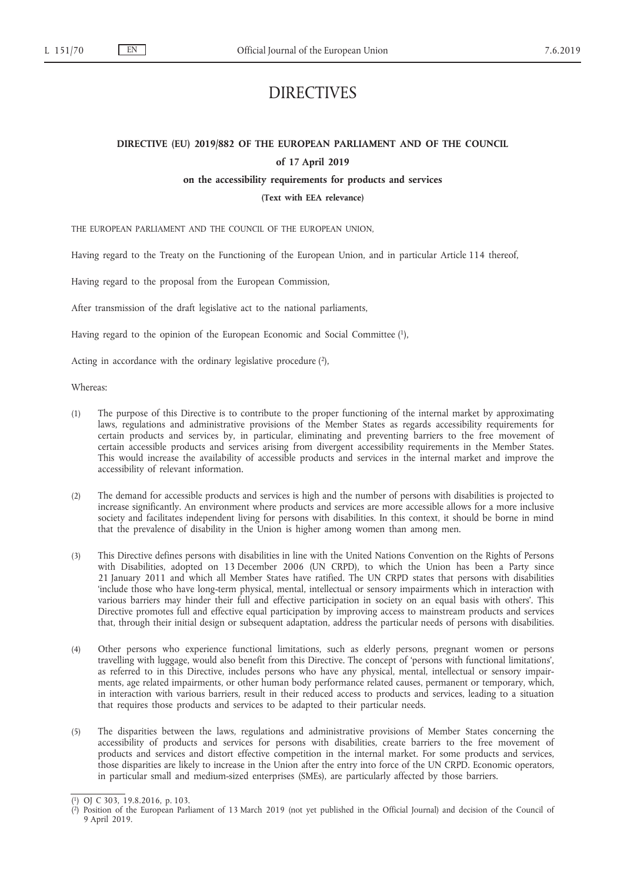# DIRECTIVES

## DIRECTIVE (EU) 2019/882 OF THE EUROPEAN PARLIAMENT AND OF THE COUNCIL

### of 17 April 2019

### on the accessibility requirements for products and services

**(Text with EEA relevance)**

THE EUROPEAN PARLIAMENT AND THE COUNCIL OF THE EUROPEAN UNION,

Having regard to the Treaty on the Functioning of the European Union, and in particular Article 114 thereof,

Having regard to the proposal from the European Commission,

After transmission of the draft legislative act to the national parliaments,

Having regard to the opinion of the European Economic and Social Committee [1],

Acting in accordance with the ordinary legislative procedure [2],

Whereas:

(1) The purpose of this Directive is to contribute to the proper functioning of the internal market by approximating laws, regulations and administrative provisions of the Member States as regards accessibility requirements for certain products and services by, in particular, eliminating and preventing barriers to the free movement of certain accessible products and services arising from divergent accessibility requirements in the Member States. This would increase the availability of accessible products and services in the internal market and improve the accessibility of relevant information.

(2) The demand for accessible products and services is high and the number of persons with disabilities is projected to increase significantly. An environment where products and services are more accessible allows for a more inclusive society and facilitates independent living for persons with disabilities. In this context, it should be borne in mind that the prevalence of disability in the Union is higher among women than among men.

(3) This Directive defines persons with disabilities in line with the United Nations Convention on the Rights of Persons with Disabilities, adopted on 13 December 2006 (UN CRPD), to which the Union has been a Party since 21 January 2011 and which all Member States have ratified. The UN CRPD states that persons with disabilities 'include those who have long-term physical, mental, intellectual or sensory impairments which in interaction with various barriers may hinder their full and effective participation in society on an equal basis with others'. This Directive promotes full and effective equal participation by improving access to mainstream products and services that, through their initial design or subsequent adaptation, address the particular needs of persons with disabilities.

(4) Other persons who experience functional limitations, such as elderly persons, pregnant women or persons travelling with luggage, would also benefit from this Directive. The concept of 'persons with functional limitations', as referred to in this Directive, includes persons who have any physical, mental, intellectual or sensory impairments, age related impairments, or other human body performance related causes, permanent or temporary, which, in interaction with various barriers, result in their reduced access to products and services, leading to a situation that requires those products and services to be adapted to their particular needs.

(5) The disparities between the laws, regulations and administrative provisions of Member States concerning the accessibility of products and services for persons with disabilities, create barriers to the free movement of products and services and distort effective competition in the internal market. For some products and services, those disparities are likely to increase in the Union after the entry into force of the UN CRPD. Economic operators, in particular small and medium-sized enterprises (SMEs), are particularly affected by those barriers.

---

[1] OJ C 303, 19.8.2016, p. 103.

[2] Position of the European Parliament of 13 March 2019 (not yet published in the Official Journal) and decision of the Council of 9 April 2019.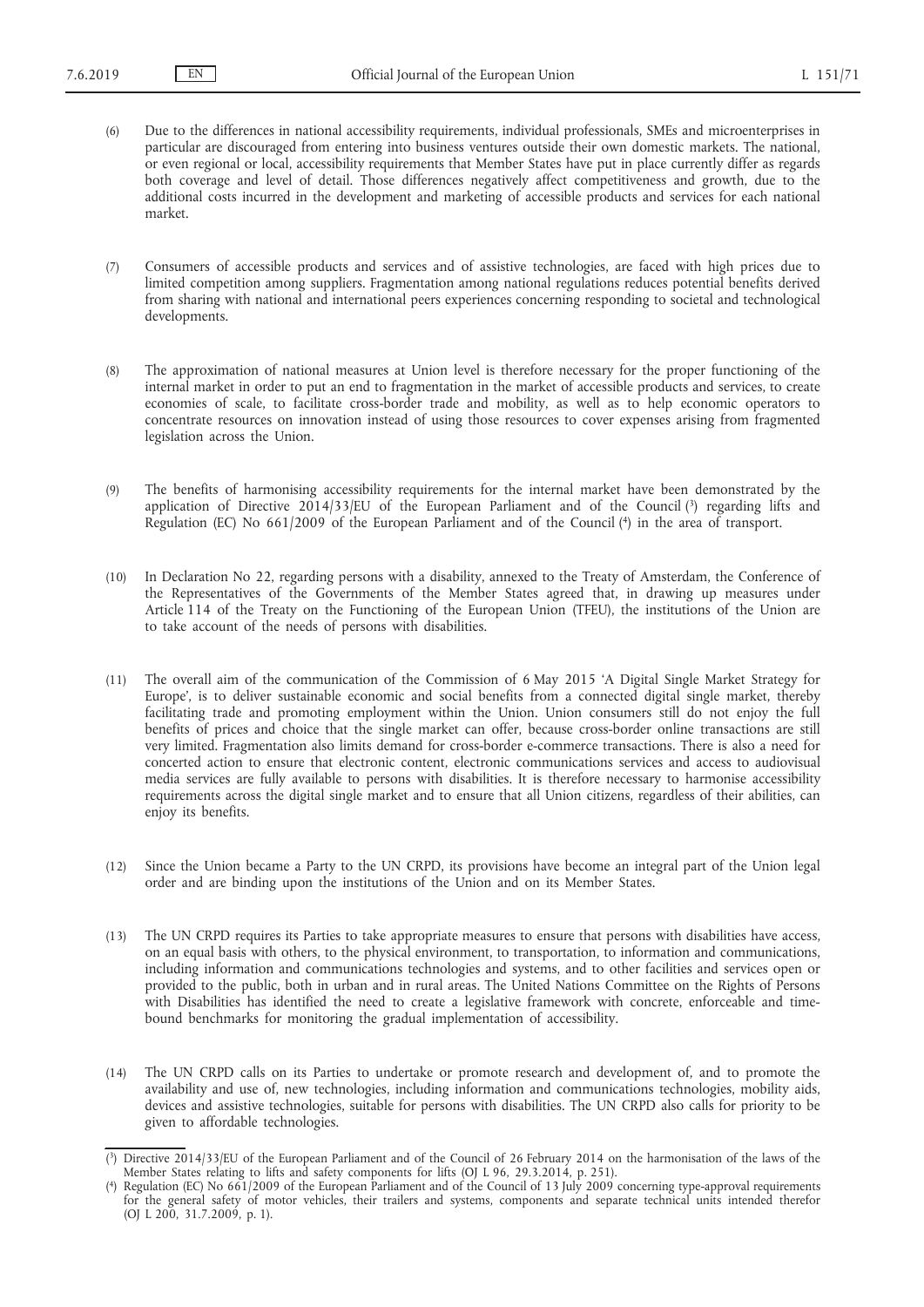(6) Due to the differences in national accessibility requirements, individual professionals, SMEs and microenterprises in particular are discouraged from entering into business ventures outside their own domestic markets. The national, or even regional or local, accessibility requirements that Member States have put in place currently differ as regards both coverage and level of detail. Those differences negatively affect competitiveness and growth, due to the additional costs incurred in the development and marketing of accessible products and services for each national market.

(7) Consumers of accessible products and services and of assistive technologies, are faced with high prices due to limited competition among suppliers. Fragmentation among national regulations reduces potential benefits derived from sharing with national and international peers experiences concerning responding to societal and technological developments.

(8) The approximation of national measures at Union level is therefore necessary for the proper functioning of the internal market in order to put an end to fragmentation in the market of accessible products and services, to create economies of scale, to facilitate cross-border trade and mobility, as well as to help economic operators to concentrate resources on innovation instead of using those resources to cover expenses arising from fragmented legislation across the Union.

(9) The benefits of harmonising accessibility requirements for the internal market have been demonstrated by the application of Directive 2014/33/EU of the European Parliament and of the Council [3] regarding lifts and Regulation (EC) No 661/2009 of the European Parliament and of the Council [4] in the area of transport.

(10) In Declaration No 22, regarding persons with a disability, annexed to the Treaty of Amsterdam, the Conference of the Representatives of the Governments of the Member States agreed that, in drawing up measures under Article 114 of the Treaty on the Functioning of the European Union (TFEU), the institutions of the Union are to take account of the needs of persons with disabilities.

(11) The overall aim of the communication of the Commission of 6 May 2015 'A Digital Single Market Strategy for Europe', is to deliver sustainable economic and social benefits from a connected digital single market, thereby facilitating trade and promoting employment within the Union. Union consumers still do not enjoy the full benefits of prices and choice that the single market can offer, because cross-border online transactions are still very limited. Fragmentation also limits demand for cross-border e-commerce transactions. There is also a need for concerted action to ensure that electronic content, electronic communications services and access to audiovisual media services are fully available to persons with disabilities. It is therefore necessary to harmonise accessibility requirements across the digital single market and to ensure that all Union citizens, regardless of their abilities, can enjoy its benefits.

(12) Since the Union became a Party to the UN CRPD, its provisions have become an integral part of the Union legal order and are binding upon the institutions of the Union and on its Member States.

(13) The UN CRPD requires its Parties to take appropriate measures to ensure that persons with disabilities have access, on an equal basis with others, to the physical environment, to transportation, to information and communications, including information and communications technologies and systems, and to other facilities and services open or provided to the public, both in urban and in rural areas. The United Nations Committee on the Rights of Persons with Disabilities has identified the need to create a legislative framework with concrete, enforceable and time-bound benchmarks for monitoring the gradual implementation of accessibility.

(14) The UN CRPD calls on its Parties to undertake or promote research and development of, and to promote the availability and use of, new technologies, including information and communications technologies, mobility aids, devices and assistive technologies, suitable for persons with disabilities. The UN CRPD also calls for priority to be given to affordable technologies.

---

[3] Directive 2014/33/EU of the European Parliament and of the Council of 26 February 2014 on the harmonisation of the laws of the Member States relating to lifts and safety components for lifts (OJ L 96, 29.3.2014, p. 251).

[4] Regulation (EC) No 661/2009 of the European Parliament and of the Council of 13 July 2009 concerning type-approval requirements for the general safety of motor vehicles, their trailers and systems, components and separate technical units intended therefor (OJ L 200, 31.7.2009, p. 1).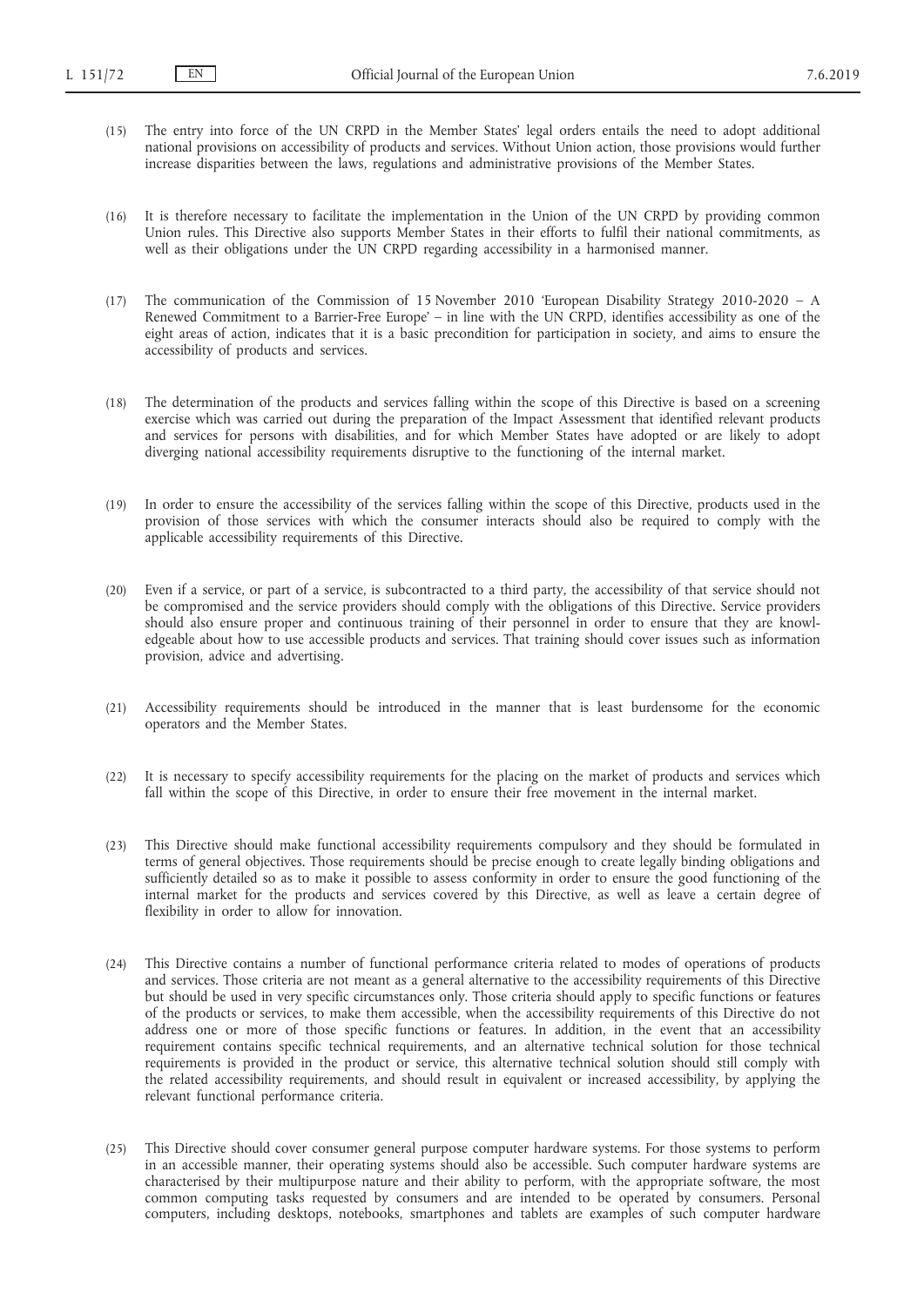(15) The entry into force of the UN CRPD in the Member States' legal orders entails the need to adopt additional national provisions on accessibility of products and services. Without Union action, those provisions would further increase disparities between the laws, regulations and administrative provisions of the Member States.

(16) It is therefore necessary to facilitate the implementation in the Union of the UN CRPD by providing common Union rules. This Directive also supports Member States in their efforts to fulfil their national commitments, as well as their obligations under the UN CRPD regarding accessibility in a harmonised manner.

(17) The communication of the Commission of 15 November 2010 'European Disability Strategy 2010-2020 – A Renewed Commitment to a Barrier-Free Europe' – in line with the UN CRPD, identifies accessibility as one of the eight areas of action, indicates that it is a basic precondition for participation in society, and aims to ensure the accessibility of products and services.

(18) The determination of the products and services falling within the scope of this Directive is based on a screening exercise which was carried out during the preparation of the Impact Assessment that identified relevant products and services for persons with disabilities, and for which Member States have adopted or are likely to adopt diverging national accessibility requirements disruptive to the functioning of the internal market.

(19) In order to ensure the accessibility of the services falling within the scope of this Directive, products used in the provision of those services with which the consumer interacts should also be required to comply with the applicable accessibility requirements of this Directive.

(20) Even if a service, or part of a service, is subcontracted to a third party, the accessibility of that service should not be compromised and the service providers should comply with the obligations of this Directive. Service providers should also ensure proper and continuous training of their personnel in order to ensure that they are knowledgeable about how to use accessible products and services. That training should cover issues such as information provision, advice and advertising.

(21) Accessibility requirements should be introduced in the manner that is least burdensome for the economic operators and the Member States.

(22) It is necessary to specify accessibility requirements for the placing on the market of products and services which fall within the scope of this Directive, in order to ensure their free movement in the internal market.

(23) This Directive should make functional accessibility requirements compulsory and they should be formulated in terms of general objectives. Those requirements should be precise enough to create legally binding obligations and sufficiently detailed so as to make it possible to assess conformity in order to ensure the good functioning of the internal market for the products and services covered by this Directive, as well as leave a certain degree of flexibility in order to allow for innovation.

(24) This Directive contains a number of functional performance criteria related to modes of operations of products and services. Those criteria are not meant as a general alternative to the accessibility requirements of this Directive but should be used in very specific circumstances only. Those criteria should apply to specific functions or features of the products or services, to make them accessible, when the accessibility requirements of this Directive do not address one or more of those specific functions or features. In addition, in the event that an accessibility requirement contains specific technical requirements, and an alternative technical solution for those technical requirements is provided in the product or service, this alternative technical solution should still comply with the related accessibility requirements, and should result in equivalent or increased accessibility, by applying the relevant functional performance criteria.

(25) This Directive should cover consumer general purpose computer hardware systems. For those systems to perform in an accessible manner, their operating systems should also be accessible. Such computer hardware systems are characterised by their multipurpose nature and their ability to perform, with the appropriate software, the most common computing tasks requested by consumers and are intended to be operated by consumers. Personal computers, including desktops, notebooks, smartphones and tablets are examples of such computer hardware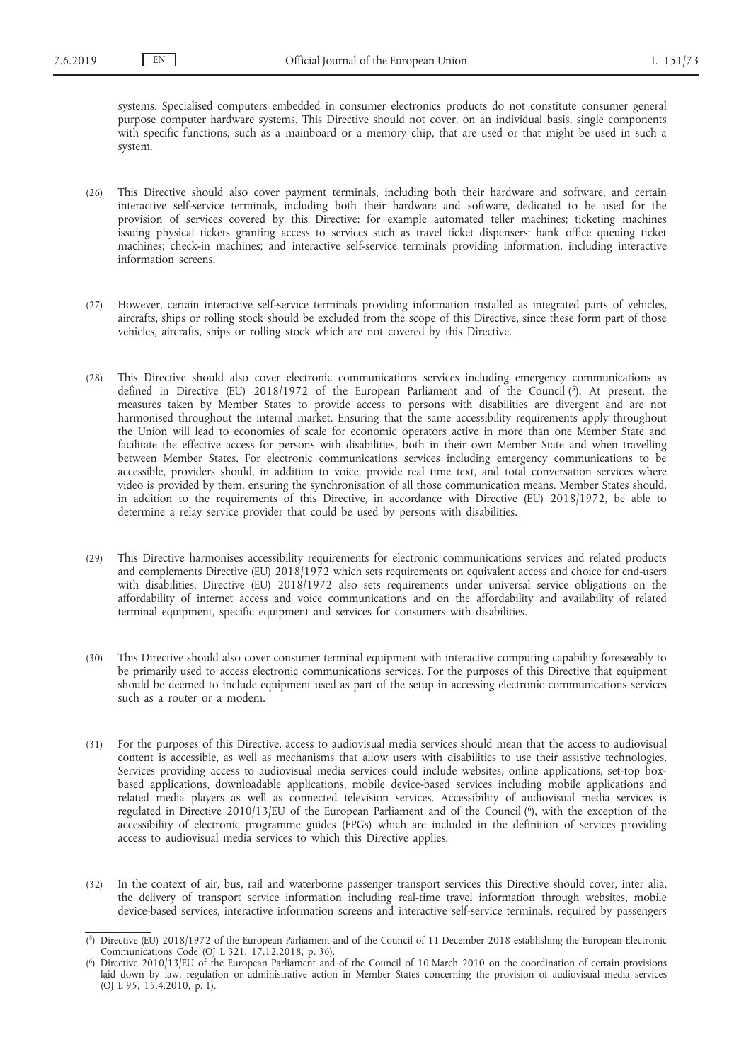systems. Specialised computers embedded in consumer electronics products do not constitute consumer general purpose computer hardware systems. This Directive should not cover, on an individual basis, single components with specific functions, such as a mainboard or a memory chip, that are used or that might be used in such a system.

(26) This Directive should also cover payment terminals, including both their hardware and software, and certain interactive self-service terminals, including both their hardware and software, dedicated to be used for the provision of services covered by this Directive: for example automated teller machines; ticketing machines issuing physical tickets granting access to services such as travel ticket dispensers; bank office queuing ticket machines; check-in machines; and interactive self-service terminals providing information, including interactive information screens.

(27) However, certain interactive self-service terminals providing information installed as integrated parts of vehicles, aircrafts, ships or rolling stock should be excluded from the scope of this Directive, since these form part of those vehicles, aircrafts, ships or rolling stock which are not covered by this Directive.

(28) This Directive should also cover electronic communications services including emergency communications as defined in Directive (EU) 2018/1972 of the European Parliament and of the Council [5]. At present, the measures taken by Member States to provide access to persons with disabilities are divergent and are not harmonised throughout the internal market. Ensuring that the same accessibility requirements apply throughout the Union will lead to economies of scale for economic operators active in more than one Member State and facilitate the effective access for persons with disabilities, both in their own Member State and when travelling between Member States. For electronic communications services including emergency communications to be accessible, providers should, in addition to voice, provide real time text, and total conversation services where video is provided by them, ensuring the synchronisation of all those communication means. Member States should, in addition to the requirements of this Directive, in accordance with Directive (EU) 2018/1972, be able to determine a relay service provider that could be used by persons with disabilities.

(29) This Directive harmonises accessibility requirements for electronic communications services and related products and complements Directive (EU) 2018/1972 which sets requirements on equivalent access and choice for end-users with disabilities. Directive (EU) 2018/1972 also sets requirements under universal service obligations on the affordability of internet access and voice communications and on the affordability and availability of related terminal equipment, specific equipment and services for consumers with disabilities.

(30) This Directive should also cover consumer terminal equipment with interactive computing capability foreseeably to be primarily used to access electronic communications services. For the purposes of this Directive that equipment should be deemed to include equipment used as part of the setup in accessing electronic communications services such as a router or a modem.

(31) For the purposes of this Directive, access to audiovisual media services should mean that the access to audiovisual content is accessible, as well as mechanisms that allow users with disabilities to use their assistive technologies. Services providing access to audiovisual media services could include websites, online applications, set-top box-based applications, downloadable applications, mobile device-based services including mobile applications and related media players as well as connected television services. Accessibility of audiovisual media services is regulated in Directive 2010/13/EU of the European Parliament and of the Council [6], with the exception of the accessibility of electronic programme guides (EPGs) which are included in the definition of services providing access to audiovisual media services to which this Directive applies.

(32) In the context of air, bus, rail and waterborne passenger transport services this Directive should cover, inter alia, the delivery of transport service information including real-time travel information through websites, mobile device-based services, interactive information screens and interactive self-service terminals, required by passengers

---

[5] Directive (EU) 2018/1972 of the European Parliament and of the Council of 11 December 2018 establishing the European Electronic Communications Code (OJ L 321, 17.12.2018, p. 36).

[6] Directive 2010/13/EU of the European Parliament and of the Council of 10 March 2010 on the coordination of certain provisions laid down by law, regulation or administrative action in Member States concerning the provision of audiovisual media services (OJ L 95, 15.4.2010, p. 1).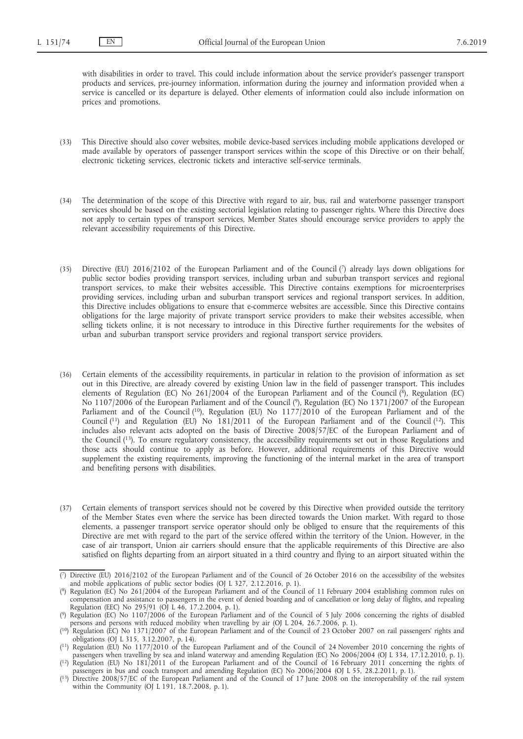with disabilities in order to travel. This could include information about the service provider's passenger transport products and services, pre-journey information, information during the journey and information provided when a service is cancelled or its departure is delayed. Other elements of information could also include information on prices and promotions.

(33) This Directive should also cover websites, mobile device-based services including mobile applications developed or made available by operators of passenger transport services within the scope of this Directive or on their behalf, electronic ticketing services, electronic tickets and interactive self-service terminals.

(34) The determination of the scope of this Directive with regard to air, bus, rail and waterborne passenger transport services should be based on the existing sectorial legislation relating to passenger rights. Where this Directive does not apply to certain types of transport services, Member States should encourage service providers to apply the relevant accessibility requirements of this Directive.

(35) Directive (EU) 2016/2102 of the European Parliament and of the Council [7] already lays down obligations for public sector bodies providing transport services, including urban and suburban transport services and regional transport services, to make their websites accessible. This Directive contains exemptions for microenterprises providing services, including urban and suburban transport services and regional transport services. In addition, this Directive includes obligations to ensure that e-commerce websites are accessible. Since this Directive contains obligations for the large majority of private transport service providers to make their websites accessible, when selling tickets online, it is not necessary to introduce in this Directive further requirements for the websites of urban and suburban transport service providers and regional transport service providers.

(36) Certain elements of the accessibility requirements, in particular in relation to the provision of information as set out in this Directive, are already covered by existing Union law in the field of passenger transport. This includes elements of Regulation (EC) No 261/2004 of the European Parliament and of the Council [8], Regulation (EC) No 1107/2006 of the European Parliament and of the Council [9], Regulation (EC) No 1371/2007 of the European Parliament and of the Council [10], Regulation (EU) No 1177/2010 of the European Parliament and of the Council [11] and Regulation (EU) No 181/2011 of the European Parliament and of the Council [12]. This includes also relevant acts adopted on the basis of Directive 2008/57/EC of the European Parliament and of the Council [13]. To ensure regulatory consistency, the accessibility requirements set out in those Regulations and those acts should continue to apply as before. However, additional requirements of this Directive would supplement the existing requirements, improving the functioning of the internal market in the area of transport and benefiting persons with disabilities.

(37) Certain elements of transport services should not be covered by this Directive when provided outside the territory of the Member States even where the service has been directed towards the Union market. With regard to those elements, a passenger transport service operator should only be obliged to ensure that the requirements of this Directive are met with regard to the part of the service offered within the territory of the Union. However, in the case of air transport, Union air carriers should ensure that the applicable requirements of this Directive are also satisfied on flights departing from an airport situated in a third country and flying to an airport situated within the

---

[7] Directive (EU) 2016/2102 of the European Parliament and of the Council of 26 October 2016 on the accessibility of the websites and mobile applications of public sector bodies (OJ L 327, 2.12.2016, p. 1).

[8] Regulation (EC) No 261/2004 of the European Parliament and of the Council of 11 February 2004 establishing common rules on compensation and assistance to passengers in the event of denied boarding and of cancellation or long delay of flights, and repealing Regulation (EEC) No 295/91 (OJ L 46, 17.2.2004, p. 1).

[9] Regulation (EC) No 1107/2006 of the European Parliament and of the Council of 5 July 2006 concerning the rights of disabled persons and persons with reduced mobility when travelling by air (OJ L 204, 26.7.2006, p. 1).

[10] Regulation (EC) No 1371/2007 of the European Parliament and of the Council of 23 October 2007 on rail passengers' rights and obligations (OJ L 315, 3.12.2007, p. 14).

[11] Regulation (EU) No 1177/2010 of the European Parliament and of the Council of 24 November 2010 concerning the rights of passengers when travelling by sea and inland waterway and amending Regulation (EC) No 2006/2004 (OJ L 334, 17.12.2010, p. 1).

[12] Regulation (EU) No 181/2011 of the European Parliament and of the Council of 16 February 2011 concerning the rights of passengers in bus and coach transport and amending Regulation (EC) No 2006/2004 (OJ L 55, 28.2.2011, p. 1).

[13] Directive 2008/57/EC of the European Parliament and of the Council of 17 June 2008 on the interoperability of the rail system within the Community (OJ L 191, 18.7.2008, p. 1).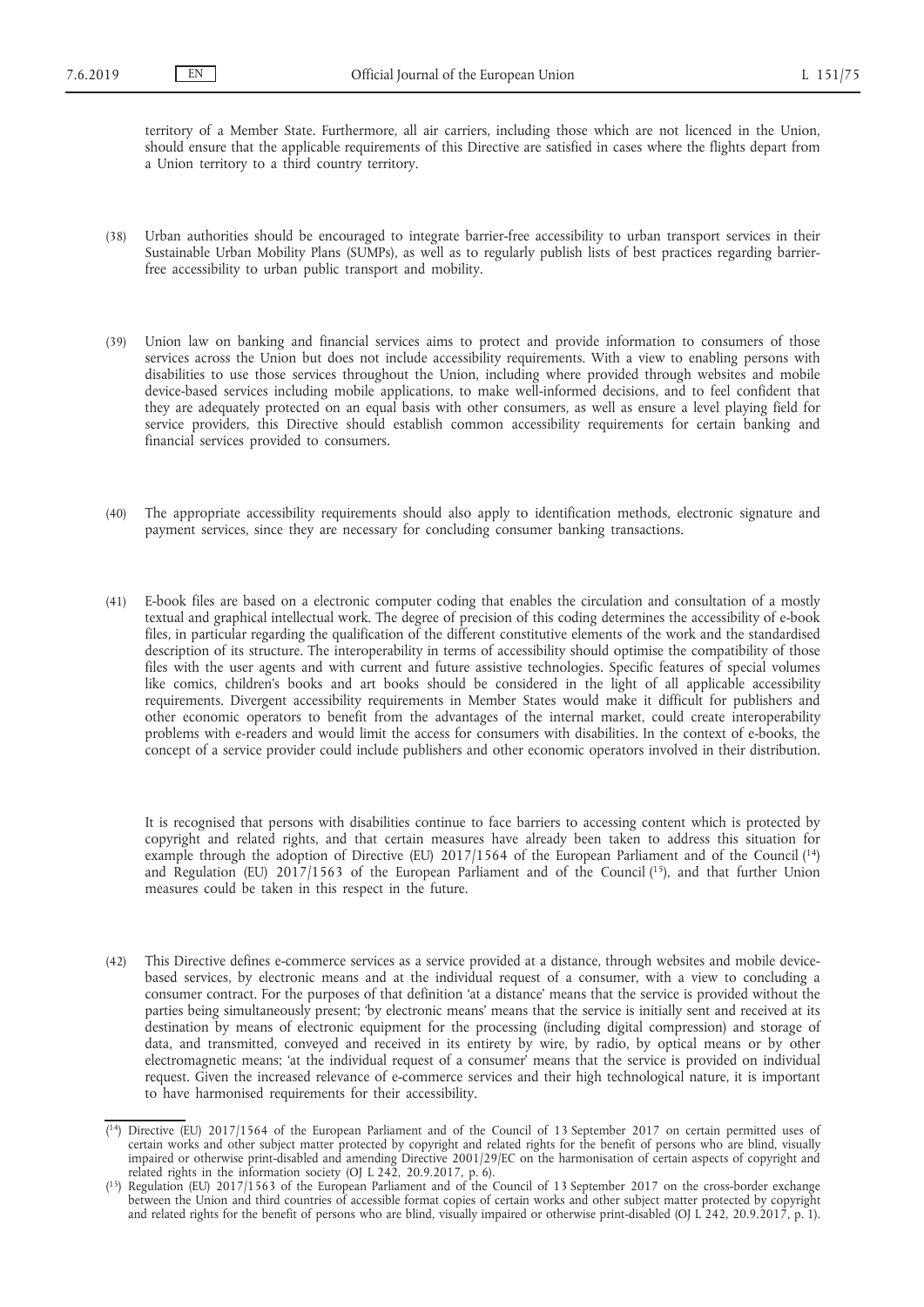territory of a Member State. Furthermore, all air carriers, including those which are not licenced in the Union, should ensure that the applicable requirements of this Directive are satisfied in cases where the flights depart from a Union territory to a third country territory.

(38) Urban authorities should be encouraged to integrate barrier-free accessibility to urban transport services in their Sustainable Urban Mobility Plans (SUMPs), as well as to regularly publish lists of best practices regarding barrier-free accessibility to urban public transport and mobility.

(39) Union law on banking and financial services aims to protect and provide information to consumers of those services across the Union but does not include accessibility requirements. With a view to enabling persons with disabilities to use those services throughout the Union, including where provided through websites and mobile device-based services including mobile applications, to make well-informed decisions, and to feel confident that they are adequately protected on an equal basis with other consumers, as well as ensure a level playing field for service providers, this Directive should establish common accessibility requirements for certain banking and financial services provided to consumers.

(40) The appropriate accessibility requirements should also apply to identification methods, electronic signature and payment services, since they are necessary for concluding consumer banking transactions.

(41) E-book files are based on a electronic computer coding that enables the circulation and consultation of a mostly textual and graphical intellectual work. The degree of precision of this coding determines the accessibility of e-book files, in particular regarding the qualification of the different constitutive elements of the work and the standardised description of its structure. The interoperability in terms of accessibility should optimise the compatibility of those files with the user agents and with current and future assistive technologies. Specific features of special volumes like comics, children's books and art books should be considered in the light of all applicable accessibility requirements. Divergent accessibility requirements in Member States would make it difficult for publishers and other economic operators to benefit from the advantages of the internal market, could create interoperability problems with e-readers and would limit the access for consumers with disabilities. In the context of e-books, the concept of a service provider could include publishers and other economic operators involved in their distribution.

It is recognised that persons with disabilities continue to face barriers to accessing content which is protected by copyright and related rights, and that certain measures have already been taken to address this situation for example through the adoption of Directive (EU) 2017/1564 of the European Parliament and of the Council [14] and Regulation (EU) 2017/1563 of the European Parliament and of the Council [15], and that further Union measures could be taken in this respect in the future.

(42) This Directive defines e-commerce services as a service provided at a distance, through websites and mobile device-based services, by electronic means and at the individual request of a consumer, with a view to concluding a consumer contract. For the purposes of that definition 'at a distance' means that the service is provided without the parties being simultaneously present; 'by electronic means' means that the service is initially sent and received at its destination by means of electronic equipment for the processing (including digital compression) and storage of data, and transmitted, conveyed and received in its entirety by wire, by radio, by optical means or by other electromagnetic means; 'at the individual request of a consumer' means that the service is provided on individual request. Given the increased relevance of e-commerce services and their high technological nature, it is important to have harmonised requirements for their accessibility.

---

[14] Directive (EU) 2017/1564 of the European Parliament and of the Council of 13 September 2017 on certain permitted uses of certain works and other subject matter protected by copyright and related rights for the benefit of persons who are blind, visually impaired or otherwise print-disabled and amending Directive 2001/29/EC on the harmonisation of certain aspects of copyright and related rights in the information society (OJ L 242, 20.9.2017, p. 6).

[15] Regulation (EU) 2017/1563 of the European Parliament and of the Council of 13 September 2017 on the cross-border exchange between the Union and third countries of accessible format copies of certain works and other subject matter protected by copyright and related rights for the benefit of persons who are blind, visually impaired or otherwise print-disabled (OJ L 242, 20.9.2017, p. 1).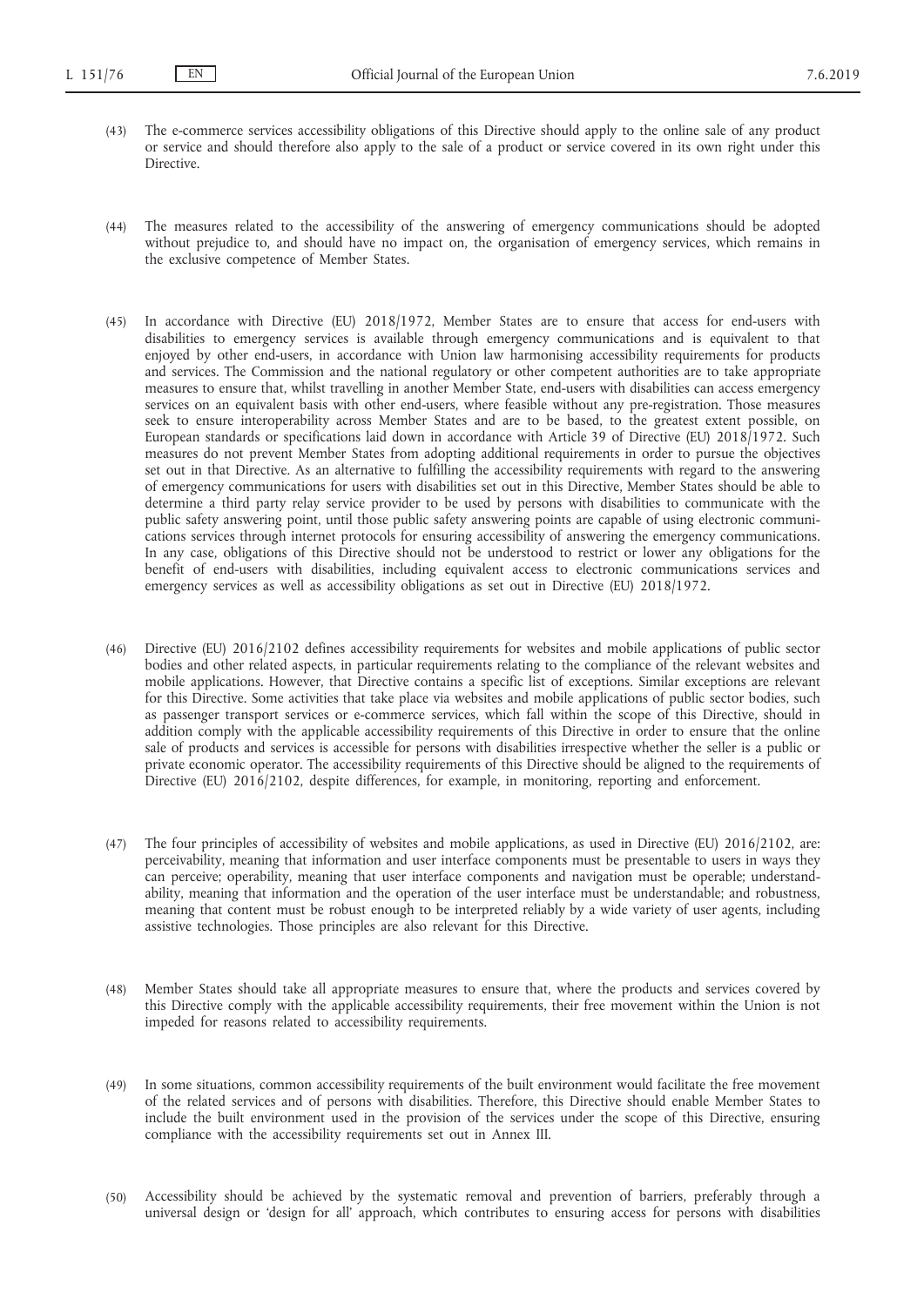(43) The e-commerce services accessibility obligations of this Directive should apply to the online sale of any product or service and should therefore also apply to the sale of a product or service covered in its own right under this Directive.

(44) The measures related to the accessibility of the answering of emergency communications should be adopted without prejudice to, and should have no impact on, the organisation of emergency services, which remains in the exclusive competence of Member States.

(45) In accordance with Directive (EU) 2018/1972, Member States are to ensure that access for end-users with disabilities to emergency services is available through emergency communications and is equivalent to that enjoyed by other end-users, in accordance with Union law harmonising accessibility requirements for products and services. The Commission and the national regulatory or other competent authorities are to take appropriate measures to ensure that, whilst travelling in another Member State, end-users with disabilities can access emergency services on an equivalent basis with other end-users, where feasible without any pre-registration. Those measures seek to ensure interoperability across Member States and are to be based, to the greatest extent possible, on European standards or specifications laid down in accordance with Article 39 of Directive (EU) 2018/1972. Such measures do not prevent Member States from adopting additional requirements in order to pursue the objectives set out in that Directive. As an alternative to fulfilling the accessibility requirements with regard to the answering of emergency communications for users with disabilities set out in this Directive, Member States should be able to determine a third party relay service provider to be used by persons with disabilities to communicate with the public safety answering point, until those public safety answering points are capable of using electronic communications services through internet protocols for ensuring accessibility of answering the emergency communications. In any case, obligations of this Directive should not be understood to restrict or lower any obligations for the benefit of end-users with disabilities, including equivalent access to electronic communications services and emergency services as well as accessibility obligations as set out in Directive (EU) 2018/1972.

(46) Directive (EU) 2016/2102 defines accessibility requirements for websites and mobile applications of public sector bodies and other related aspects, in particular requirements relating to the compliance of the relevant websites and mobile applications. However, that Directive contains a specific list of exceptions. Similar exceptions are relevant for this Directive. Some activities that take place via websites and mobile applications of public sector bodies, such as passenger transport services or e-commerce services, which fall within the scope of this Directive, should in addition comply with the applicable accessibility requirements of this Directive in order to ensure that the online sale of products and services is accessible for persons with disabilities irrespective whether the seller is a public or private economic operator. The accessibility requirements of this Directive should be aligned to the requirements of Directive (EU) 2016/2102, despite differences, for example, in monitoring, reporting and enforcement.

(47) The four principles of accessibility of websites and mobile applications, as used in Directive (EU) 2016/2102, are: perceivability, meaning that information and user interface components must be presentable to users in ways they can perceive; operability, meaning that user interface components and navigation must be operable; understandability, meaning that information and the operation of the user interface must be understandable; and robustness, meaning that content must be robust enough to be interpreted reliably by a wide variety of user agents, including assistive technologies. Those principles are also relevant for this Directive.

(48) Member States should take all appropriate measures to ensure that, where the products and services covered by this Directive comply with the applicable accessibility requirements, their free movement within the Union is not impeded for reasons related to accessibility requirements.

(49) In some situations, common accessibility requirements of the built environment would facilitate the free movement of the related services and of persons with disabilities. Therefore, this Directive should enable Member States to include the built environment used in the provision of the services under the scope of this Directive, ensuring compliance with the accessibility requirements set out in Annex III.

(50) Accessibility should be achieved by the systematic removal and prevention of barriers, preferably through a universal design or 'design for all' approach, which contributes to ensuring access for persons with disabilities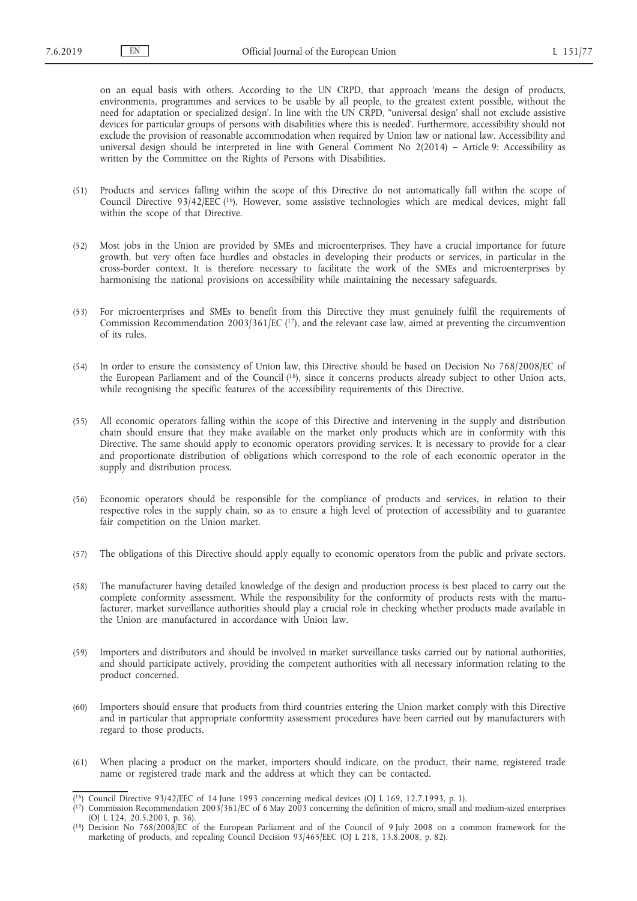on an equal basis with others. According to the UN CRPD, that approach 'means the design of products, environments, programmes and services to be usable by all people, to the greatest extent possible, without the need for adaptation or specialized design'. In line with the UN CRPD, ''universal design' shall not exclude assistive devices for particular groups of persons with disabilities where this is needed'. Furthermore, accessibility should not exclude the provision of reasonable accommodation when required by Union law or national law. Accessibility and universal design should be interpreted in line with General Comment No 2(2014) – Article 9: Accessibility as written by the Committee on the Rights of Persons with Disabilities.

(51) Products and services falling within the scope of this Directive do not automatically fall within the scope of Council Directive 93/42/EEC ([16]). However, some assistive technologies which are medical devices, might fall within the scope of that Directive.

(52) Most jobs in the Union are provided by SMEs and microenterprises. They have a crucial importance for future growth, but very often face hurdles and obstacles in developing their products or services, in particular in the cross-border context. It is therefore necessary to facilitate the work of the SMEs and microenterprises by harmonising the national provisions on accessibility while maintaining the necessary safeguards.

(53) For microenterprises and SMEs to benefit from this Directive they must genuinely fulfil the requirements of Commission Recommendation 2003/361/EC ([17]), and the relevant case law, aimed at preventing the circumvention of its rules.

(54) In order to ensure the consistency of Union law, this Directive should be based on Decision No 768/2008/EC of the European Parliament and of the Council ([18]), since it concerns products already subject to other Union acts, while recognising the specific features of the accessibility requirements of this Directive.

(55) All economic operators falling within the scope of this Directive and intervening in the supply and distribution chain should ensure that they make available on the market only products which are in conformity with this Directive. The same should apply to economic operators providing services. It is necessary to provide for a clear and proportionate distribution of obligations which correspond to the role of each economic operator in the supply and distribution process.

(56) Economic operators should be responsible for the compliance of products and services, in relation to their respective roles in the supply chain, so as to ensure a high level of protection of accessibility and to guarantee fair competition on the Union market.

(57) The obligations of this Directive should apply equally to economic operators from the public and private sectors.

(58) The manufacturer having detailed knowledge of the design and production process is best placed to carry out the complete conformity assessment. While the responsibility for the conformity of products rests with the manufacturer, market surveillance authorities should play a crucial role in checking whether products made available in the Union are manufactured in accordance with Union law.

(59) Importers and distributors and should be involved in market surveillance tasks carried out by national authorities, and should participate actively, providing the competent authorities with all necessary information relating to the product concerned.

(60) Importers should ensure that products from third countries entering the Union market comply with this Directive and in particular that appropriate conformity assessment procedures have been carried out by manufacturers with regard to those products.

(61) When placing a product on the market, importers should indicate, on the product, their name, registered trade name or registered trade mark and the address at which they can be contacted.

---

([16]) Council Directive 93/42/EEC of 14 June 1993 concerning medical devices (OJ L 169, 12.7.1993, p. 1).

([17]) Commission Recommendation 2003/361/EC of 6 May 2003 concerning the definition of micro, small and medium-sized enterprises (OJ L 124, 20.5.2003, p. 36).

([18]) Decision No 768/2008/EC of the European Parliament and of the Council of 9 July 2008 on a common framework for the marketing of products, and repealing Council Decision 93/465/EEC (OJ L 218, 13.8.2008, p. 82).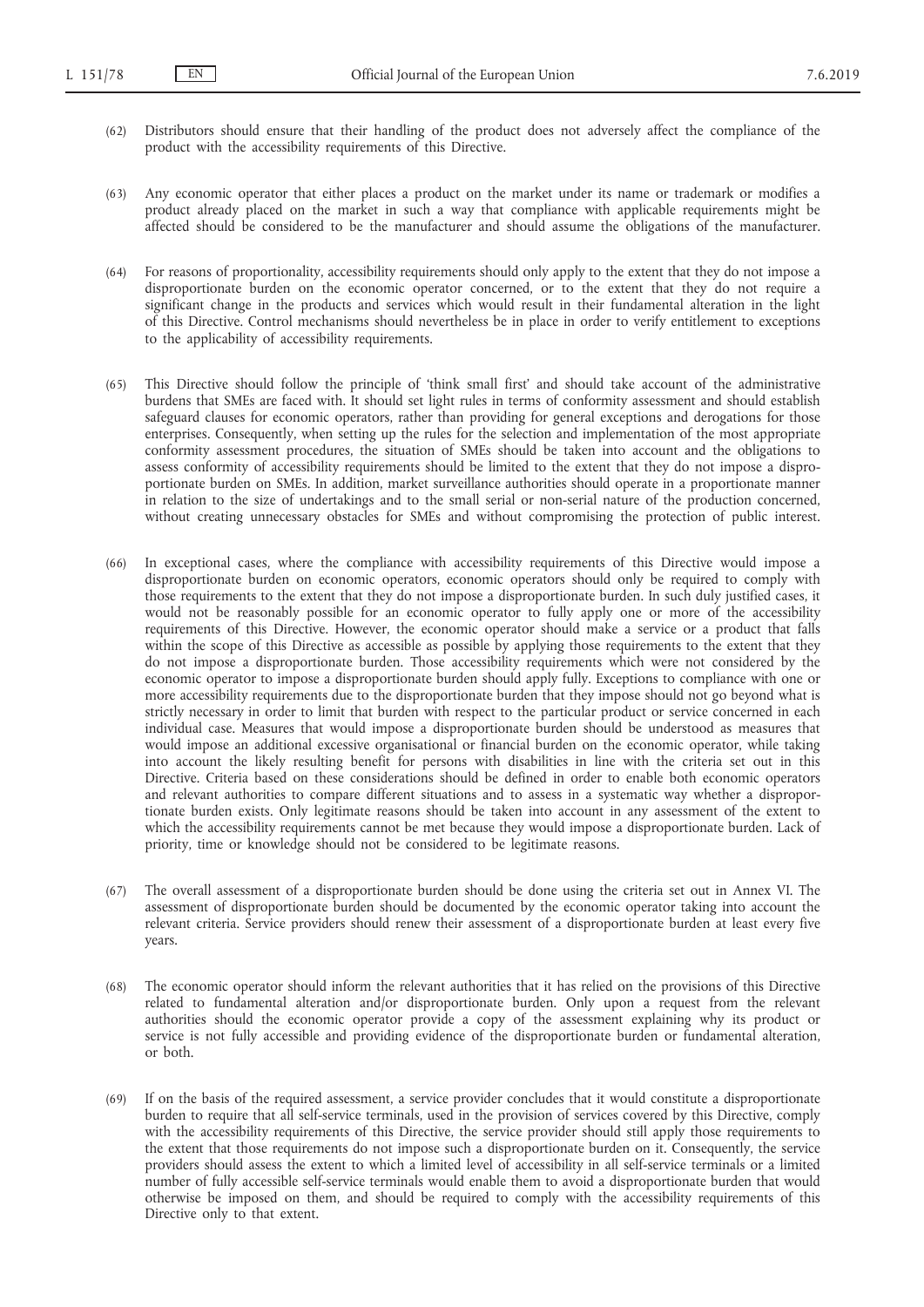(62) Distributors should ensure that their handling of the product does not adversely affect the compliance of the product with the accessibility requirements of this Directive.

(63) Any economic operator that either places a product on the market under its name or trademark or modifies a product already placed on the market in such a way that compliance with applicable requirements might be affected should be considered to be the manufacturer and should assume the obligations of the manufacturer.

(64) For reasons of proportionality, accessibility requirements should only apply to the extent that they do not impose a disproportionate burden on the economic operator concerned, or to the extent that they do not require a significant change in the products and services which would result in their fundamental alteration in the light of this Directive. Control mechanisms should nevertheless be in place in order to verify entitlement to exceptions to the applicability of accessibility requirements.

(65) This Directive should follow the principle of 'think small first' and should take account of the administrative burdens that SMEs are faced with. It should set light rules in terms of conformity assessment and should establish safeguard clauses for economic operators, rather than providing for general exceptions and derogations for those enterprises. Consequently, when setting up the rules for the selection and implementation of the most appropriate conformity assessment procedures, the situation of SMEs should be taken into account and the obligations to assess conformity of accessibility requirements should be limited to the extent that they do not impose a disproportionate burden on SMEs. In addition, market surveillance authorities should operate in a proportionate manner in relation to the size of undertakings and to the small serial or non-serial nature of the production concerned, without creating unnecessary obstacles for SMEs and without compromising the protection of public interest.

(66) In exceptional cases, where the compliance with accessibility requirements of this Directive would impose a disproportionate burden on economic operators, economic operators should only be required to comply with those requirements to the extent that they do not impose a disproportionate burden. In such duly justified cases, it would not be reasonably possible for an economic operator to fully apply one or more of the accessibility requirements of this Directive. However, the economic operator should make a service or a product that falls within the scope of this Directive as accessible as possible by applying those requirements to the extent that they do not impose a disproportionate burden. Those accessibility requirements which were not considered by the economic operator to impose a disproportionate burden should apply fully. Exceptions to compliance with one or more accessibility requirements due to the disproportionate burden that they impose should not go beyond what is strictly necessary in order to limit that burden with respect to the particular product or service concerned in each individual case. Measures that would impose a disproportionate burden should be understood as measures that would impose an additional excessive organisational or financial burden on the economic operator, while taking into account the likely resulting benefit for persons with disabilities in line with the criteria set out in this Directive. Criteria based on these considerations should be defined in order to enable both economic operators and relevant authorities to compare different situations and to assess in a systematic way whether a disproportionate burden exists. Only legitimate reasons should be taken into account in any assessment of the extent to which the accessibility requirements cannot be met because they would impose a disproportionate burden. Lack of priority, time or knowledge should not be considered to be legitimate reasons.

(67) The overall assessment of a disproportionate burden should be done using the criteria set out in Annex VI. The assessment of disproportionate burden should be documented by the economic operator taking into account the relevant criteria. Service providers should renew their assessment of a disproportionate burden at least every five years.

(68) The economic operator should inform the relevant authorities that it has relied on the provisions of this Directive related to fundamental alteration and/or disproportionate burden. Only upon a request from the relevant authorities should the economic operator provide a copy of the assessment explaining why its product or service is not fully accessible and providing evidence of the disproportionate burden or fundamental alteration, or both.

(69) If on the basis of the required assessment, a service provider concludes that it would constitute a disproportionate burden to require that all self-service terminals, used in the provision of services covered by this Directive, comply with the accessibility requirements of this Directive, the service provider should still apply those requirements to the extent that those requirements do not impose such a disproportionate burden on it. Consequently, the service providers should assess the extent to which a limited level of accessibility in all self-service terminals or a limited number of fully accessible self-service terminals would enable them to avoid a disproportionate burden that would otherwise be imposed on them, and should be required to comply with the accessibility requirements of this Directive only to that extent.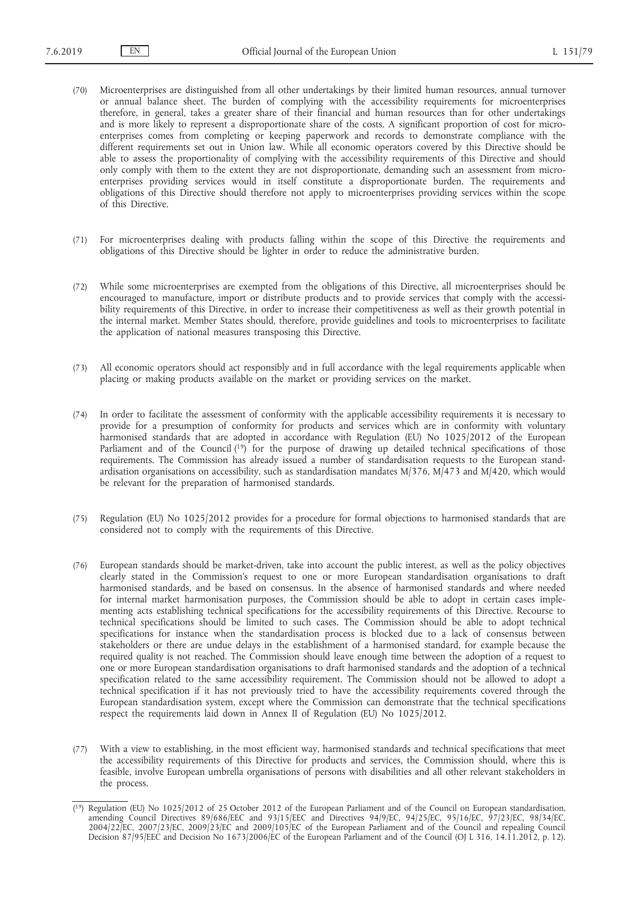(70) Microenterprises are distinguished from all other undertakings by their limited human resources, annual turnover or annual balance sheet. The burden of complying with the accessibility requirements for microenterprises therefore, in general, takes a greater share of their financial and human resources than for other undertakings and is more likely to represent a disproportionate share of the costs. A significant proportion of cost for microenterprises comes from completing or keeping paperwork and records to demonstrate compliance with the different requirements set out in Union law. While all economic operators covered by this Directive should be able to assess the proportionality of complying with the accessibility requirements of this Directive and should only comply with them to the extent they are not disproportionate, demanding such an assessment from microenterprises providing services would in itself constitute a disproportionate burden. The requirements and obligations of this Directive should therefore not apply to microenterprises providing services within the scope of this Directive.

(71) For microenterprises dealing with products falling within the scope of this Directive the requirements and obligations of this Directive should be lighter in order to reduce the administrative burden.

(72) While some microenterprises are exempted from the obligations of this Directive, all microenterprises should be encouraged to manufacture, import or distribute products and to provide services that comply with the accessibility requirements of this Directive, in order to increase their competitiveness as well as their growth potential in the internal market. Member States should, therefore, provide guidelines and tools to microenterprises to facilitate the application of national measures transposing this Directive.

(73) All economic operators should act responsibly and in full accordance with the legal requirements applicable when placing or making products available on the market or providing services on the market.

(74) In order to facilitate the assessment of conformity with the applicable accessibility requirements it is necessary to provide for a presumption of conformity for products and services which are in conformity with voluntary harmonised standards that are adopted in accordance with Regulation (EU) No 1025/2012 of the European Parliament and of the Council [19] for the purpose of drawing up detailed technical specifications of those requirements. The Commission has already issued a number of standardisation requests to the European standardisation organisations on accessibility, such as standardisation mandates M/376, M/473 and M/420, which would be relevant for the preparation of harmonised standards.

(75) Regulation (EU) No 1025/2012 provides for a procedure for formal objections to harmonised standards that are considered not to comply with the requirements of this Directive.

(76) European standards should be market-driven, take into account the public interest, as well as the policy objectives clearly stated in the Commission's request to one or more European standardisation organisations to draft harmonised standards, and be based on consensus. In the absence of harmonised standards and where needed for internal market harmonisation purposes, the Commission should be able to adopt in certain cases implementing acts establishing technical specifications for the accessibility requirements of this Directive. Recourse to technical specifications should be limited to such cases. The Commission should be able to adopt technical specifications for instance when the standardisation process is blocked due to a lack of consensus between stakeholders or there are undue delays in the establishment of a harmonised standard, for example because the required quality is not reached. The Commission should leave enough time between the adoption of a request to one or more European standardisation organisations to draft harmonised standards and the adoption of a technical specification related to the same accessibility requirement. The Commission should not be allowed to adopt a technical specification if it has not previously tried to have the accessibility requirements covered through the European standardisation system, except where the Commission can demonstrate that the technical specifications respect the requirements laid down in Annex II of Regulation (EU) No 1025/2012.

(77) With a view to establishing, in the most efficient way, harmonised standards and technical specifications that meet the accessibility requirements of this Directive for products and services, the Commission should, where this is feasible, involve European umbrella organisations of persons with disabilities and all other relevant stakeholders in the process.

---

[19] Regulation (EU) No 1025/2012 of 25 October 2012 of the European Parliament and of the Council on European standardisation, amending Council Directives 89/686/EEC and 93/15/EEC and Directives 94/9/EC, 94/25/EC, 95/16/EC, 97/23/EC, 98/34/EC, 2004/22/EC, 2007/23/EC, 2009/23/EC and 2009/105/EC of the European Parliament and of the Council and repealing Council Decision 87/95/EEC and Decision No 1673/2006/EC of the European Parliament and of the Council (OJ L 316, 14.11.2012, p. 12).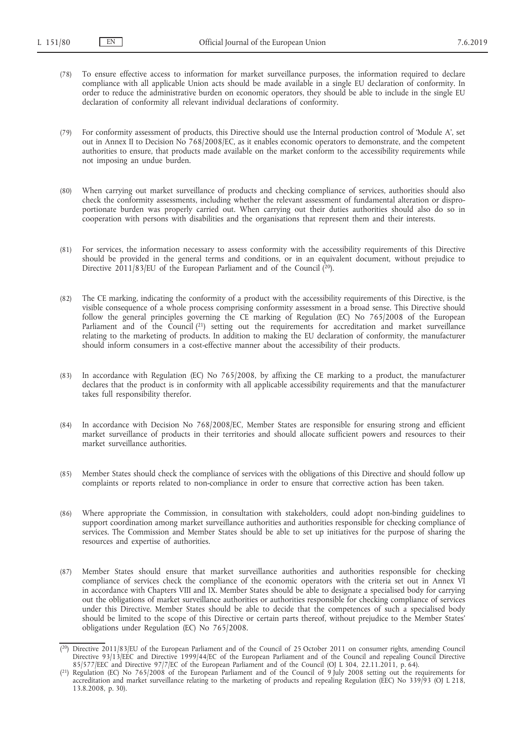(78) To ensure effective access to information for market surveillance purposes, the information required to declare compliance with all applicable Union acts should be made available in a single EU declaration of conformity. In order to reduce the administrative burden on economic operators, they should be able to include in the single EU declaration of conformity all relevant individual declarations of conformity.

(79) For conformity assessment of products, this Directive should use the Internal production control of 'Module A', set out in Annex II to Decision No 768/2008/EC, as it enables economic operators to demonstrate, and the competent authorities to ensure, that products made available on the market conform to the accessibility requirements while not imposing an undue burden.

(80) When carrying out market surveillance of products and checking compliance of services, authorities should also check the conformity assessments, including whether the relevant assessment of fundamental alteration or disproportionate burden was properly carried out. When carrying out their duties authorities should also do so in cooperation with persons with disabilities and the organisations that represent them and their interests.

(81) For services, the information necessary to assess conformity with the accessibility requirements of this Directive should be provided in the general terms and conditions, or in an equivalent document, without prejudice to Directive 2011/83/EU of the European Parliament and of the Council ([20]).

(82) The CE marking, indicating the conformity of a product with the accessibility requirements of this Directive, is the visible consequence of a whole process comprising conformity assessment in a broad sense. This Directive should follow the general principles governing the CE marking of Regulation (EC) No 765/2008 of the European Parliament and of the Council ([21]) setting out the requirements for accreditation and market surveillance relating to the marketing of products. In addition to making the EU declaration of conformity, the manufacturer should inform consumers in a cost-effective manner about the accessibility of their products.

(83) In accordance with Regulation (EC) No 765/2008, by affixing the CE marking to a product, the manufacturer declares that the product is in conformity with all applicable accessibility requirements and that the manufacturer takes full responsibility therefor.

(84) In accordance with Decision No 768/2008/EC, Member States are responsible for ensuring strong and efficient market surveillance of products in their territories and should allocate sufficient powers and resources to their market surveillance authorities.

(85) Member States should check the compliance of services with the obligations of this Directive and should follow up complaints or reports related to non-compliance in order to ensure that corrective action has been taken.

(86) Where appropriate the Commission, in consultation with stakeholders, could adopt non-binding guidelines to support coordination among market surveillance authorities and authorities responsible for checking compliance of services. The Commission and Member States should be able to set up initiatives for the purpose of sharing the resources and expertise of authorities.

(87) Member States should ensure that market surveillance authorities and authorities responsible for checking compliance of services check the compliance of the economic operators with the criteria set out in Annex VI in accordance with Chapters VIII and IX. Member States should be able to designate a specialised body for carrying out the obligations of market surveillance authorities or authorities responsible for checking compliance of services under this Directive. Member States should be able to decide that the competences of such a specialised body should be limited to the scope of this Directive or certain parts thereof, without prejudice to the Member States' obligations under Regulation (EC) No 765/2008.

---

([20]) Directive 2011/83/EU of the European Parliament and of the Council of 25 October 2011 on consumer rights, amending Council Directive 93/13/EEC and Directive 1999/44/EC of the European Parliament and of the Council and repealing Council Directive 85/577/EEC and Directive 97/7/EC of the European Parliament and of the Council (OJ L 304, 22.11.2011, p. 64).

([21]) Regulation (EC) No 765/2008 of the European Parliament and of the Council of 9 July 2008 setting out the requirements for accreditation and market surveillance relating to the marketing of products and repealing Regulation (EEC) No 339/93 (OJ L 218, 13.8.2008, p. 30).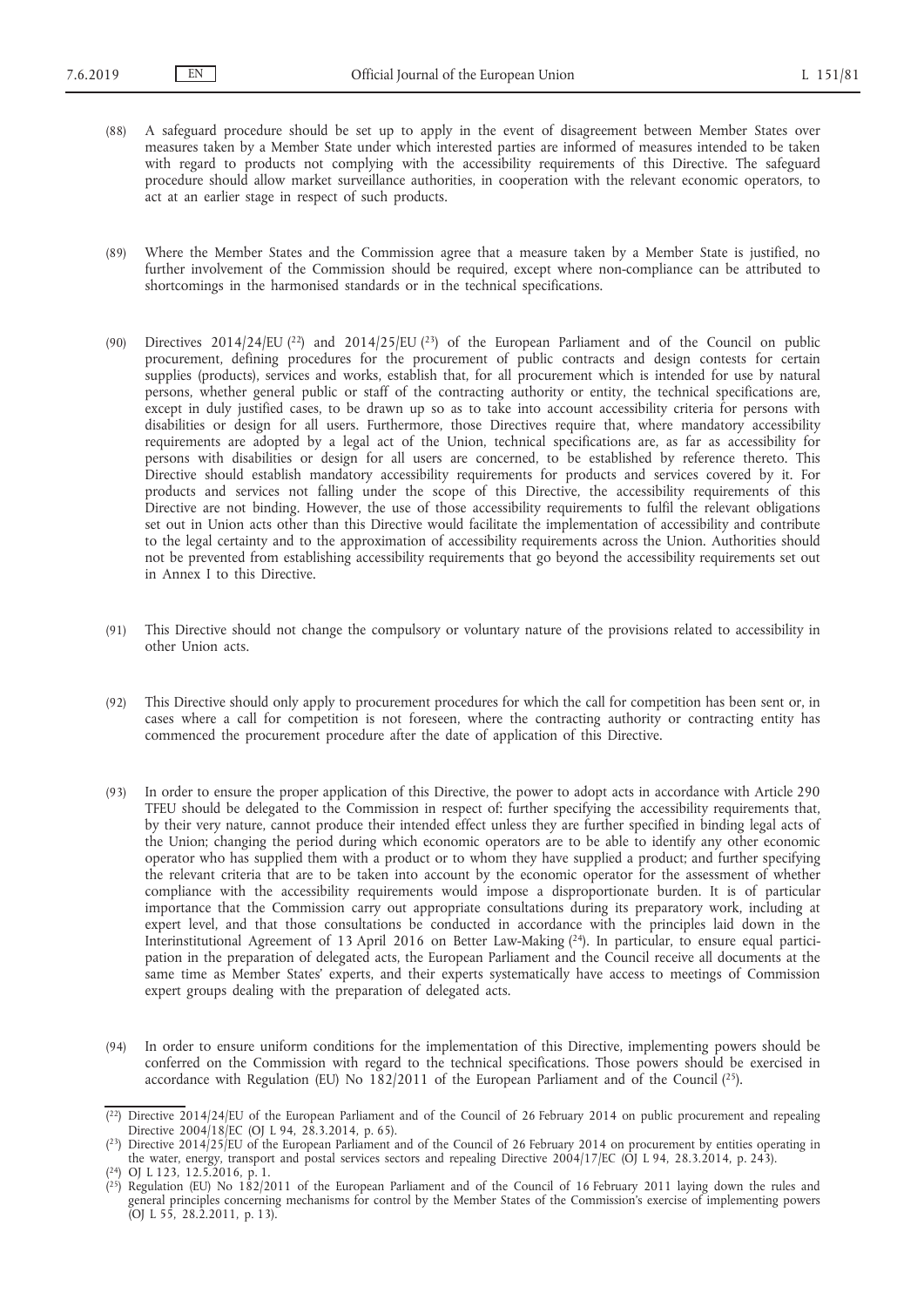(88) A safeguard procedure should be set up to apply in the event of disagreement between Member States over measures taken by a Member State under which interested parties are informed of measures intended to be taken with regard to products not complying with the accessibility requirements of this Directive. The safeguard procedure should allow market surveillance authorities, in cooperation with the relevant economic operators, to act at an earlier stage in respect of such products.

(89) Where the Member States and the Commission agree that a measure taken by a Member State is justified, no further involvement of the Commission should be required, except where non-compliance can be attributed to shortcomings in the harmonised standards or in the technical specifications.

(90) Directives 2014/24/EU ([22]) and 2014/25/EU ([23]) of the European Parliament and of the Council on public procurement, defining procedures for the procurement of public contracts and design contests for certain supplies (products), services and works, establish that, for all procurement which is intended for use by natural persons, whether general public or staff of the contracting authority or entity, the technical specifications are, except in duly justified cases, to be drawn up so as to take into account accessibility criteria for persons with disabilities or design for all users. Furthermore, those Directives require that, where mandatory accessibility requirements are adopted by a legal act of the Union, technical specifications are, as far as accessibility for persons with disabilities or design for all users are concerned, to be established by reference thereto. This Directive should establish mandatory accessibility requirements for products and services covered by it. For products and services not falling under the scope of this Directive, the accessibility requirements of this Directive are not binding. However, the use of those accessibility requirements to fulfil the relevant obligations set out in Union acts other than this Directive would facilitate the implementation of accessibility and contribute to the legal certainty and to the approximation of accessibility requirements across the Union. Authorities should not be prevented from establishing accessibility requirements that go beyond the accessibility requirements set out in Annex I to this Directive.

(91) This Directive should not change the compulsory or voluntary nature of the provisions related to accessibility in other Union acts.

(92) This Directive should only apply to procurement procedures for which the call for competition has been sent or, in cases where a call for competition is not foreseen, where the contracting authority or contracting entity has commenced the procurement procedure after the date of application of this Directive.

(93) In order to ensure the proper application of this Directive, the power to adopt acts in accordance with Article 290 TFEU should be delegated to the Commission in respect of: further specifying the accessibility requirements that, by their very nature, cannot produce their intended effect unless they are further specified in binding legal acts of the Union; changing the period during which economic operators are to be able to identify any other economic operator who has supplied them with a product or to whom they have supplied a product; and further specifying the relevant criteria that are to be taken into account by the economic operator for the assessment of whether compliance with the accessibility requirements would impose a disproportionate burden. It is of particular importance that the Commission carry out appropriate consultations during its preparatory work, including at expert level, and that those consultations be conducted in accordance with the principles laid down in the Interinstitutional Agreement of 13 April 2016 on Better Law-Making ([24]). In particular, to ensure equal participation in the preparation of delegated acts, the European Parliament and the Council receive all documents at the same time as Member States' experts, and their experts systematically have access to meetings of Commission expert groups dealing with the preparation of delegated acts.

(94) In order to ensure uniform conditions for the implementation of this Directive, implementing powers should be conferred on the Commission with regard to the technical specifications. Those powers should be exercised in accordance with Regulation (EU) No 182/2011 of the European Parliament and of the Council ([25]).

---

([22]) Directive 2014/24/EU of the European Parliament and of the Council of 26 February 2014 on public procurement and repealing Directive 2004/18/EC (OJ L 94, 28.3.2014, p. 65).

([23]) Directive 2014/25/EU of the European Parliament and of the Council of 26 February 2014 on procurement by entities operating in the water, energy, transport and postal services sectors and repealing Directive 2004/17/EC (OJ L 94, 28.3.2014, p. 243).

([24]) OJ L 123, 12.5.2016, p. 1.

([25]) Regulation (EU) No 182/2011 of the European Parliament and of the Council of 16 February 2011 laying down the rules and general principles concerning mechanisms for control by the Member States of the Commission's exercise of implementing powers (OJ L 55, 28.2.2011, p. 13).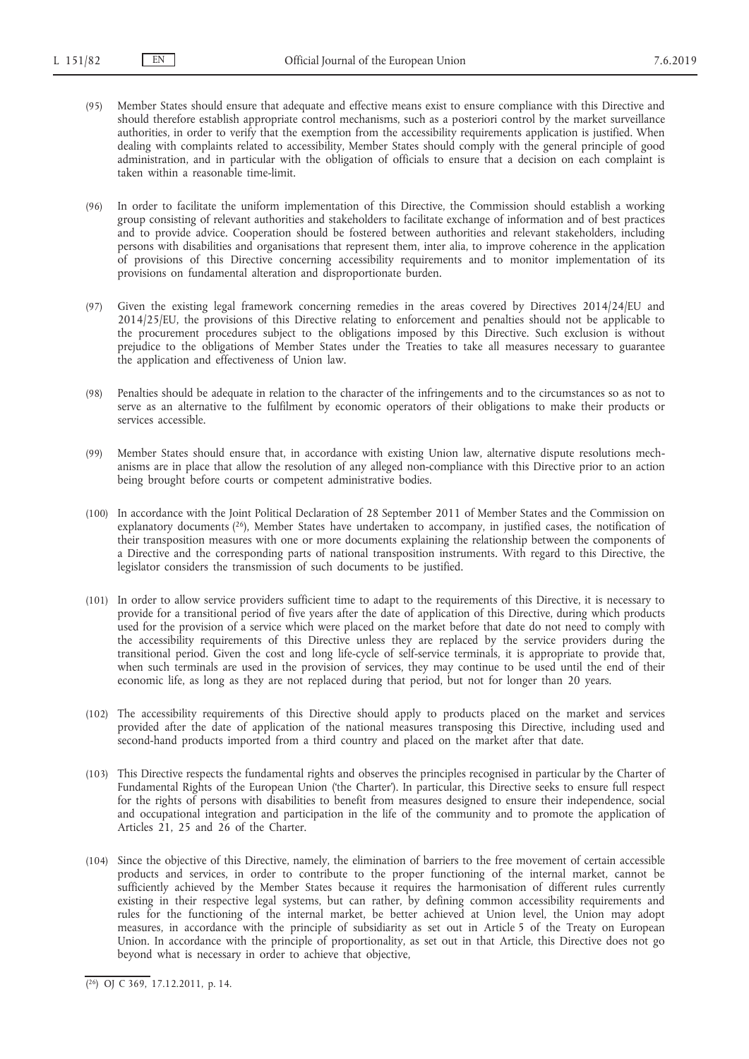(95) Member States should ensure that adequate and effective means exist to ensure compliance with this Directive and should therefore establish appropriate control mechanisms, such as a posteriori control by the market surveillance authorities, in order to verify that the exemption from the accessibility requirements application is justified. When dealing with complaints related to accessibility, Member States should comply with the general principle of good administration, and in particular with the obligation of officials to ensure that a decision on each complaint is taken within a reasonable time-limit.

(96) In order to facilitate the uniform implementation of this Directive, the Commission should establish a working group consisting of relevant authorities and stakeholders to facilitate exchange of information and of best practices and to provide advice. Cooperation should be fostered between authorities and relevant stakeholders, including persons with disabilities and organisations that represent them, inter alia, to improve coherence in the application of provisions of this Directive concerning accessibility requirements and to monitor implementation of its provisions on fundamental alteration and disproportionate burden.

(97) Given the existing legal framework concerning remedies in the areas covered by Directives 2014/24/EU and 2014/25/EU, the provisions of this Directive relating to enforcement and penalties should not be applicable to the procurement procedures subject to the obligations imposed by this Directive. Such exclusion is without prejudice to the obligations of Member States under the Treaties to take all measures necessary to guarantee the application and effectiveness of Union law.

(98) Penalties should be adequate in relation to the character of the infringements and to the circumstances so as not to serve as an alternative to the fulfilment by economic operators of their obligations to make their products or services accessible.

(99) Member States should ensure that, in accordance with existing Union law, alternative dispute resolutions mechanisms are in place that allow the resolution of any alleged non-compliance with this Directive prior to an action being brought before courts or competent administrative bodies.

(100) In accordance with the Joint Political Declaration of 28 September 2011 of Member States and the Commission on explanatory documents ([26]), Member States have undertaken to accompany, in justified cases, the notification of their transposition measures with one or more documents explaining the relationship between the components of a Directive and the corresponding parts of national transposition instruments. With regard to this Directive, the legislator considers the transmission of such documents to be justified.

(101) In order to allow service providers sufficient time to adapt to the requirements of this Directive, it is necessary to provide for a transitional period of five years after the date of application of this Directive, during which products used for the provision of a service which were placed on the market before that date do not need to comply with the accessibility requirements of this Directive unless they are replaced by the service providers during the transitional period. Given the cost and long life-cycle of self-service terminals, it is appropriate to provide that, when such terminals are used in the provision of services, they may continue to be used until the end of their economic life, as long as they are not replaced during that period, but not for longer than 20 years.

(102) The accessibility requirements of this Directive should apply to products placed on the market and services provided after the date of application of the national measures transposing this Directive, including used and second-hand products imported from a third country and placed on the market after that date.

(103) This Directive respects the fundamental rights and observes the principles recognised in particular by the Charter of Fundamental Rights of the European Union ('the Charter'). In particular, this Directive seeks to ensure full respect for the rights of persons with disabilities to benefit from measures designed to ensure their independence, social and occupational integration and participation in the life of the community and to promote the application of Articles 21, 25 and 26 of the Charter.

(104) Since the objective of this Directive, namely, the elimination of barriers to the free movement of certain accessible products and services, in order to contribute to the proper functioning of the internal market, cannot be sufficiently achieved by the Member States because it requires the harmonisation of different rules currently existing in their respective legal systems, but can rather, by defining common accessibility requirements and rules for the functioning of the internal market, be better achieved at Union level, the Union may adopt measures, in accordance with the principle of subsidiarity as set out in Article 5 of the Treaty on European Union. In accordance with the principle of proportionality, as set out in that Article, this Directive does not go beyond what is necessary in order to achieve that objective,

---

([26]) OJ C 369, 17.12.2011, p. 14.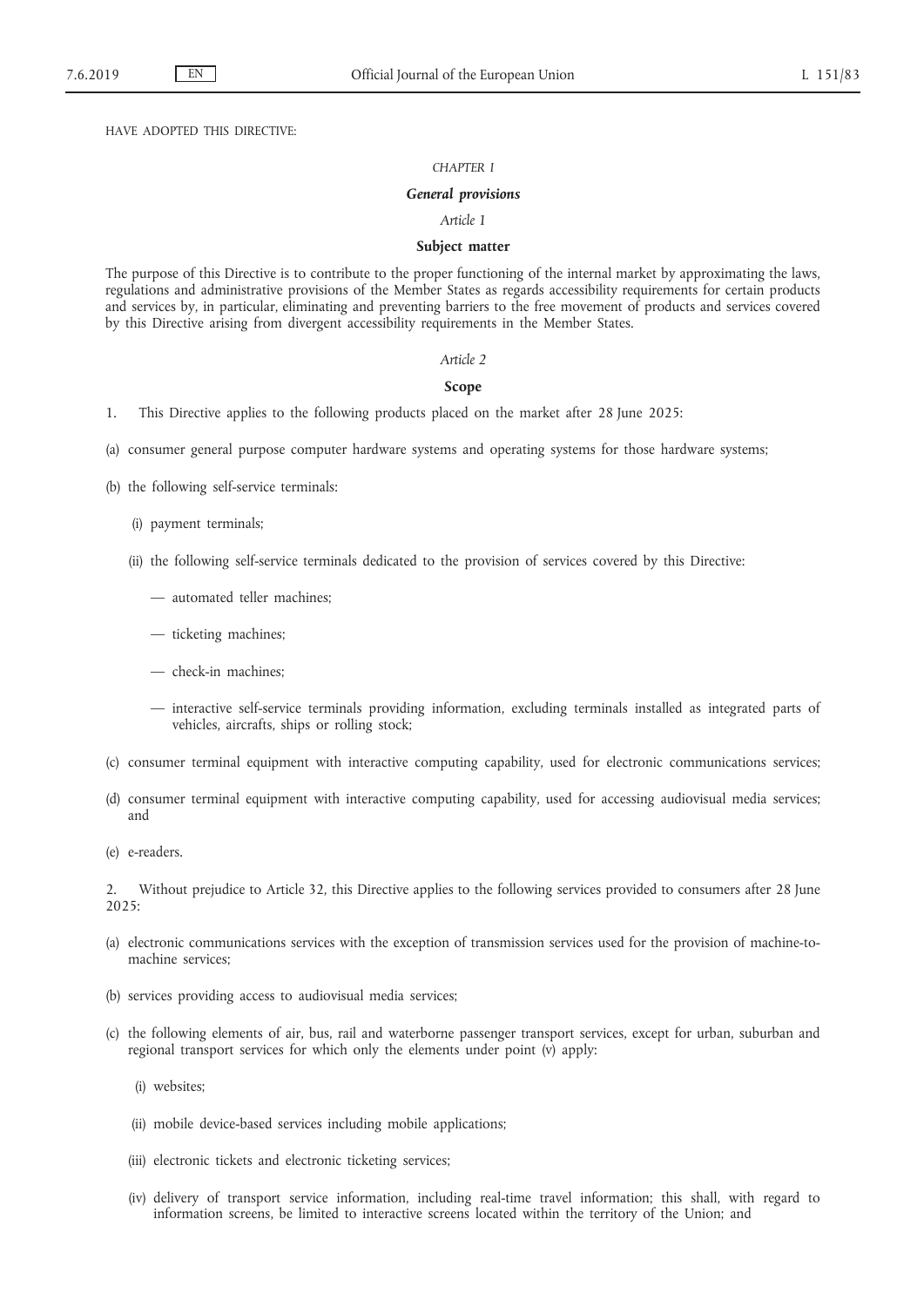HAVE ADOPTED THIS DIRECTIVE:

*CHAPTER I*

***General provisions***

*Article 1*

**Subject matter**

The purpose of this Directive is to contribute to the proper functioning of the internal market by approximating the laws, regulations and administrative provisions of the Member States as regards accessibility requirements for certain products and services by, in particular, eliminating and preventing barriers to the free movement of products and services covered by this Directive arising from divergent accessibility requirements in the Member States.

*Article 2*

**Scope**

1. This Directive applies to the following products placed on the market after 28 June 2025:

(a) consumer general purpose computer hardware systems and operating systems for those hardware systems;

(b) the following self-service terminals:

(i) payment terminals;

(ii) the following self-service terminals dedicated to the provision of services covered by this Directive:

— automated teller machines;

— ticketing machines;

— check-in machines;

— interactive self-service terminals providing information, excluding terminals installed as integrated parts of vehicles, aircrafts, ships or rolling stock;

(c) consumer terminal equipment with interactive computing capability, used for electronic communications services;

(d) consumer terminal equipment with interactive computing capability, used for accessing audiovisual media services; and

(e) e-readers.

2. Without prejudice to Article 32, this Directive applies to the following services provided to consumers after 28 June 2025:

(a) electronic communications services with the exception of transmission services used for the provision of machine-to-machine services;

(b) services providing access to audiovisual media services;

(c) the following elements of air, bus, rail and waterborne passenger transport services, except for urban, suburban and regional transport services for which only the elements under point (v) apply:

(i) websites;

(ii) mobile device-based services including mobile applications;

(iii) electronic tickets and electronic ticketing services;

(iv) delivery of transport service information, including real-time travel information; this shall, with regard to information screens, be limited to interactive screens located within the territory of the Union; and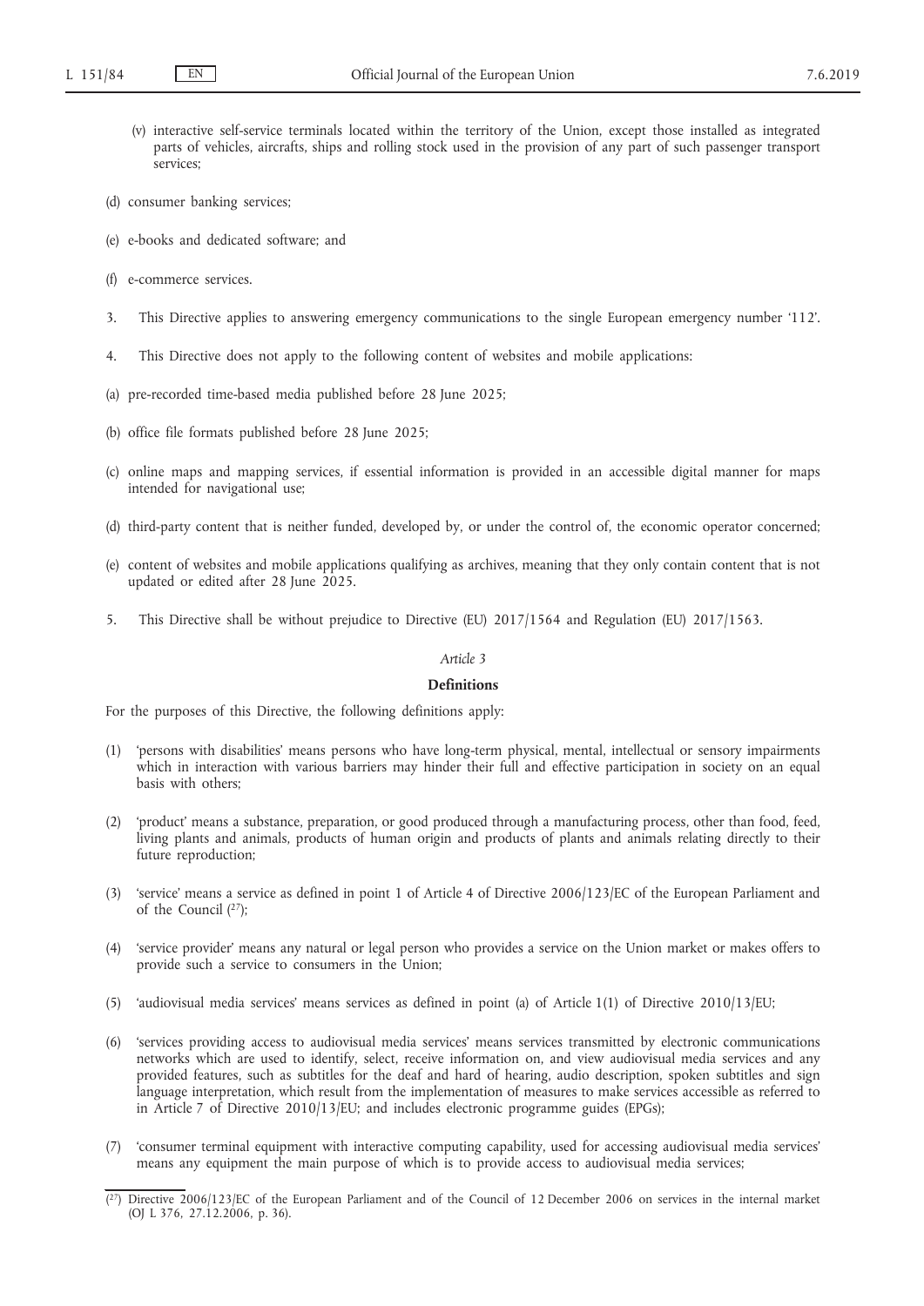(v) interactive self-service terminals located within the territory of the Union, except those installed as integrated parts of vehicles, aircrafts, ships and rolling stock used in the provision of any part of such passenger transport services;

(d) consumer banking services;

(e) e-books and dedicated software; and

(f) e-commerce services.

3. This Directive applies to answering emergency communications to the single European emergency number '112'.

4. This Directive does not apply to the following content of websites and mobile applications:

(a) pre-recorded time-based media published before 28 June 2025;

(b) office file formats published before 28 June 2025;

(c) online maps and mapping services, if essential information is provided in an accessible digital manner for maps intended for navigational use;

(d) third-party content that is neither funded, developed by, or under the control of, the economic operator concerned;

(e) content of websites and mobile applications qualifying as archives, meaning that they only contain content that is not updated or edited after 28 June 2025.

5. This Directive shall be without prejudice to Directive (EU) 2017/1564 and Regulation (EU) 2017/1563.

*Article 3*

**Definitions**

For the purposes of this Directive, the following definitions apply:

(1) 'persons with disabilities' means persons who have long-term physical, mental, intellectual or sensory impairments which in interaction with various barriers may hinder their full and effective participation in society on an equal basis with others;

(2) 'product' means a substance, preparation, or good produced through a manufacturing process, other than food, feed, living plants and animals, products of human origin and products of plants and animals relating directly to their future reproduction;

(3) 'service' means a service as defined in point 1 of Article 4 of Directive 2006/123/EC of the European Parliament and of the Council [27];

(4) 'service provider' means any natural or legal person who provides a service on the Union market or makes offers to provide such a service to consumers in the Union;

(5) 'audiovisual media services' means services as defined in point (a) of Article 1(1) of Directive 2010/13/EU;

(6) 'services providing access to audiovisual media services' means services transmitted by electronic communications networks which are used to identify, select, receive information on, and view audiovisual media services and any provided features, such as subtitles for the deaf and hard of hearing, audio description, spoken subtitles and sign language interpretation, which result from the implementation of measures to make services accessible as referred to in Article 7 of Directive 2010/13/EU; and includes electronic programme guides (EPGs);

(7) 'consumer terminal equipment with interactive computing capability, used for accessing audiovisual media services' means any equipment the main purpose of which is to provide access to audiovisual media services;

[27] Directive 2006/123/EC of the European Parliament and of the Council of 12 December 2006 on services in the internal market (OJ L 376, 27.12.2006, p. 36).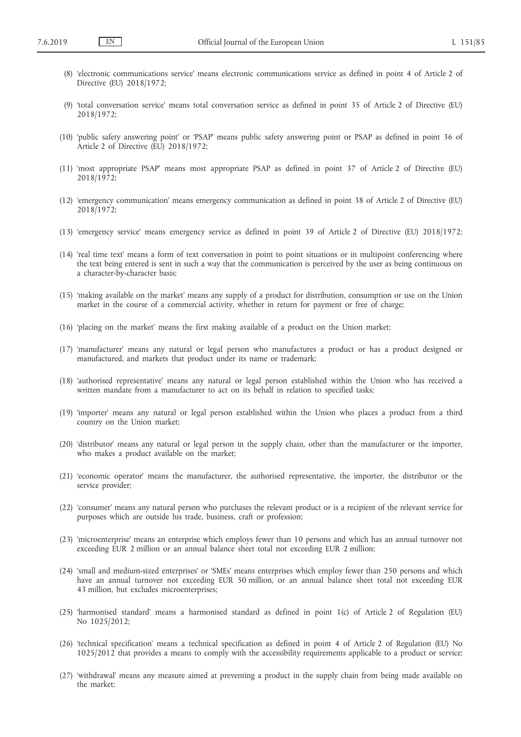(8) 'electronic communications service' means electronic communications service as defined in point 4 of Article 2 of Directive (EU) 2018/1972;

(9) 'total conversation service' means total conversation service as defined in point 35 of Article 2 of Directive (EU) 2018/1972;

(10) 'public safety answering point' or 'PSAP' means public safety answering point or PSAP as defined in point 36 of Article 2 of Directive (EU) 2018/1972;

(11) 'most appropriate PSAP' means most appropriate PSAP as defined in point 37 of Article 2 of Directive (EU) 2018/1972;

(12) 'emergency communication' means emergency communication as defined in point 38 of Article 2 of Directive (EU) 2018/1972;

(13) 'emergency service' means emergency service as defined in point 39 of Article 2 of Directive (EU) 2018/1972;

(14) 'real time text' means a form of text conversation in point to point situations or in multipoint conferencing where the text being entered is sent in such a way that the communication is perceived by the user as being continuous on a character-by-character basis;

(15) 'making available on the market' means any supply of a product for distribution, consumption or use on the Union market in the course of a commercial activity, whether in return for payment or free of charge;

(16) 'placing on the market' means the first making available of a product on the Union market;

(17) 'manufacturer' means any natural or legal person who manufactures a product or has a product designed or manufactured, and markets that product under its name or trademark;

(18) 'authorised representative' means any natural or legal person established within the Union who has received a written mandate from a manufacturer to act on its behalf in relation to specified tasks;

(19) 'importer' means any natural or legal person established within the Union who places a product from a third country on the Union market;

(20) 'distributor' means any natural or legal person in the supply chain, other than the manufacturer or the importer, who makes a product available on the market;

(21) 'economic operator' means the manufacturer, the authorised representative, the importer, the distributor or the service provider;

(22) 'consumer' means any natural person who purchases the relevant product or is a recipient of the relevant service for purposes which are outside his trade, business, craft or profession;

(23) 'microenterprise' means an enterprise which employs fewer than 10 persons and which has an annual turnover not exceeding EUR 2 million or an annual balance sheet total not exceeding EUR 2 million;

(24) 'small and medium-sized enterprises' or 'SMEs' means enterprises which employ fewer than 250 persons and which have an annual turnover not exceeding EUR 50 million, or an annual balance sheet total not exceeding EUR 43 million, but excludes microenterprises;

(25) 'harmonised standard' means a harmonised standard as defined in point 1(c) of Article 2 of Regulation (EU) No 1025/2012;

(26) 'technical specification' means a technical specification as defined in point 4 of Article 2 of Regulation (EU) No 1025/2012 that provides a means to comply with the accessibility requirements applicable to a product or service;

(27) 'withdrawal' means any measure aimed at preventing a product in the supply chain from being made available on the market;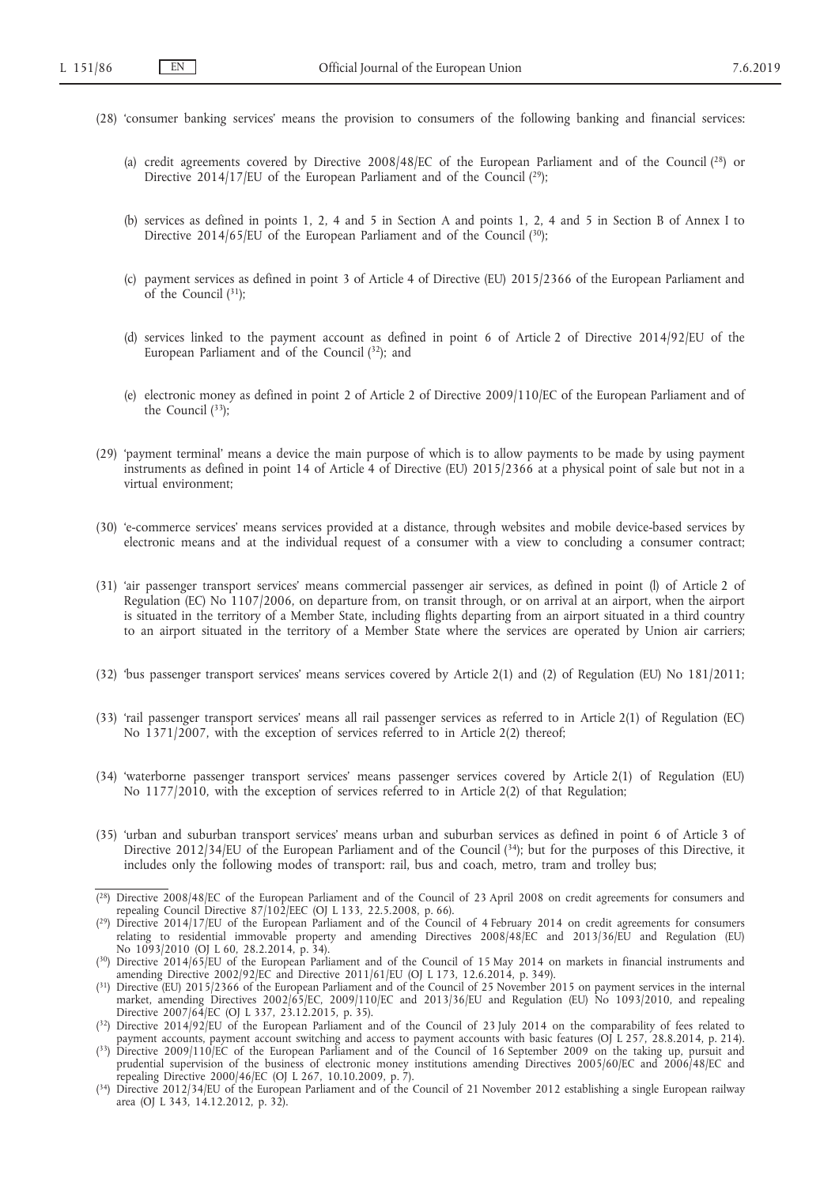(28) 'consumer banking services' means the provision to consumers of the following banking and financial services:

(a) credit agreements covered by Directive 2008/48/EC of the European Parliament and of the Council [28] or Directive 2014/17/EU of the European Parliament and of the Council [29];

(b) services as defined in points 1, 2, 4 and 5 in Section A and points 1, 2, 4 and 5 in Section B of Annex I to Directive 2014/65/EU of the European Parliament and of the Council [30];

(c) payment services as defined in point 3 of Article 4 of Directive (EU) 2015/2366 of the European Parliament and of the Council [31];

(d) services linked to the payment account as defined in point 6 of Article 2 of Directive 2014/92/EU of the European Parliament and of the Council [32]; and

(e) electronic money as defined in point 2 of Article 2 of Directive 2009/110/EC of the European Parliament and of the Council [33];

(29) 'payment terminal' means a device the main purpose of which is to allow payments to be made by using payment instruments as defined in point 14 of Article 4 of Directive (EU) 2015/2366 at a physical point of sale but not in a virtual environment;

(30) 'e-commerce services' means services provided at a distance, through websites and mobile device-based services by electronic means and at the individual request of a consumer with a view to concluding a consumer contract;

(31) 'air passenger transport services' means commercial passenger air services, as defined in point (l) of Article 2 of Regulation (EC) No 1107/2006, on departure from, on transit through, or on arrival at an airport, when the airport is situated in the territory of a Member State, including flights departing from an airport situated in a third country to an airport situated in the territory of a Member State where the services are operated by Union air carriers;

(32) 'bus passenger transport services' means services covered by Article 2(1) and (2) of Regulation (EU) No 181/2011;

(33) 'rail passenger transport services' means all rail passenger services as referred to in Article 2(1) of Regulation (EC) No 1371/2007, with the exception of services referred to in Article 2(2) thereof;

(34) 'waterborne passenger transport services' means passenger services covered by Article 2(1) of Regulation (EU) No 1177/2010, with the exception of services referred to in Article 2(2) of that Regulation;

(35) 'urban and suburban transport services' means urban and suburban services as defined in point 6 of Article 3 of Directive 2012/34/EU of the European Parliament and of the Council [34]; but for the purposes of this Directive, it includes only the following modes of transport: rail, bus and coach, metro, tram and trolley bus;

---

[28] Directive 2008/48/EC of the European Parliament and of the Council of 23 April 2008 on credit agreements for consumers and repealing Council Directive 87/102/EEC (OJ L 133, 22.5.2008, p. 66).

[29] Directive 2014/17/EU of the European Parliament and of the Council of 4 February 2014 on credit agreements for consumers relating to residential immovable property and amending Directives 2008/48/EC and 2013/36/EU and Regulation (EU) No 1093/2010 (OJ L 60, 28.2.2014, p. 34).

[30] Directive 2014/65/EU of the European Parliament and of the Council of 15 May 2014 on markets in financial instruments and amending Directive 2002/92/EC and Directive 2011/61/EU (OJ L 173, 12.6.2014, p. 349).

[31] Directive (EU) 2015/2366 of the European Parliament and of the Council of 25 November 2015 on payment services in the internal market, amending Directives 2002/65/EC, 2009/110/EC and 2013/36/EU and Regulation (EU) No 1093/2010, and repealing Directive 2007/64/EC (OJ L 337, 23.12.2015, p. 35).

[32] Directive 2014/92/EU of the European Parliament and of the Council of 23 July 2014 on the comparability of fees related to payment accounts, payment account switching and access to payment accounts with basic features (OJ L 257, 28.8.2014, p. 214).

[33] Directive 2009/110/EC of the European Parliament and of the Council of 16 September 2009 on the taking up, pursuit and prudential supervision of the business of electronic money institutions amending Directives 2005/60/EC and 2006/48/EC and repealing Directive 2000/46/EC (OJ L 267, 10.10.2009, p. 7).

[34] Directive 2012/34/EU of the European Parliament and of the Council of 21 November 2012 establishing a single European railway area (OJ L 343, 14.12.2012, p. 32).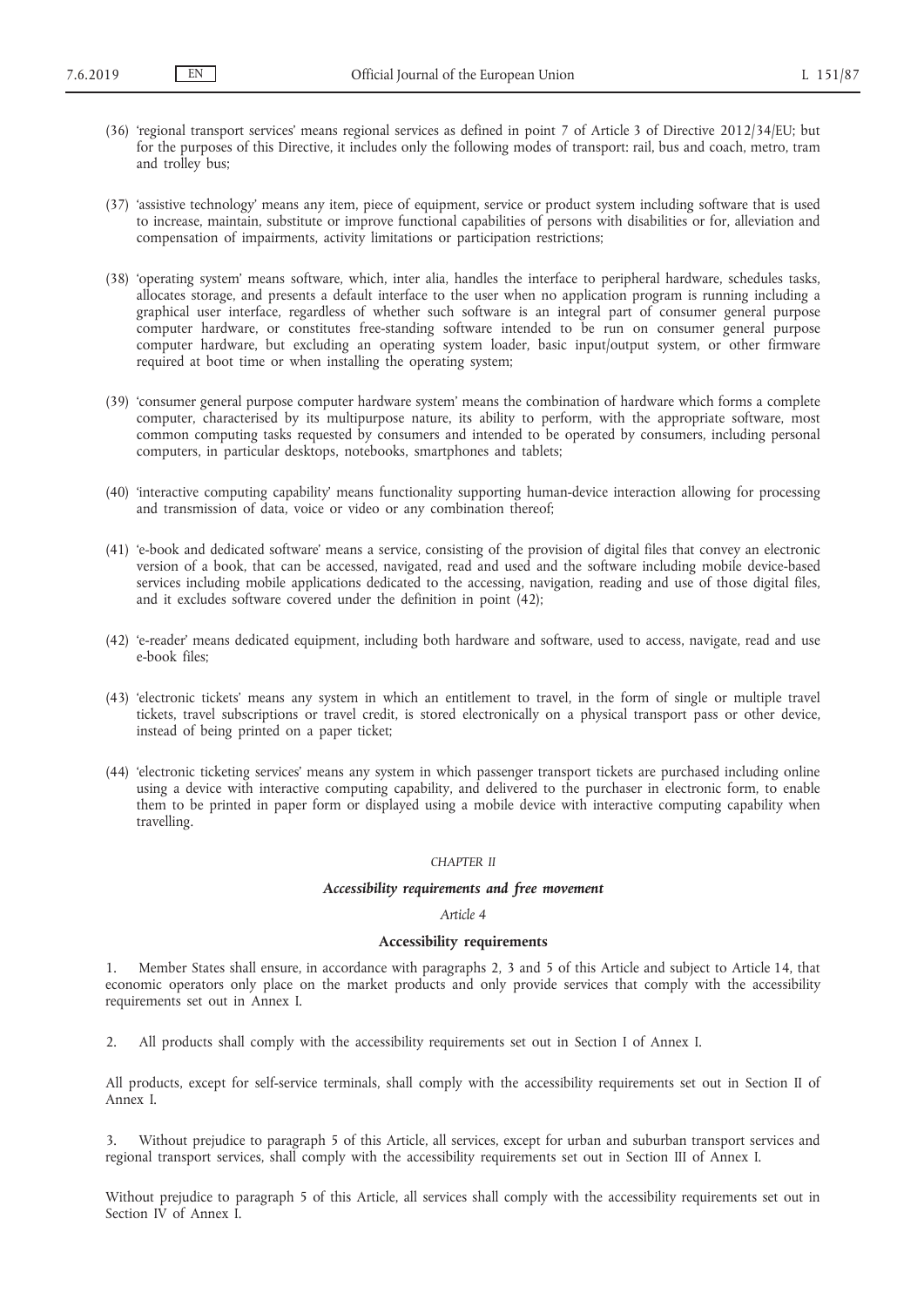(36) 'regional transport services' means regional services as defined in point 7 of Article 3 of Directive 2012/34/EU; but for the purposes of this Directive, it includes only the following modes of transport: rail, bus and coach, metro, tram and trolley bus;

(37) 'assistive technology' means any item, piece of equipment, service or product system including software that is used to increase, maintain, substitute or improve functional capabilities of persons with disabilities or for, alleviation and compensation of impairments, activity limitations or participation restrictions;

(38) 'operating system' means software, which, inter alia, handles the interface to peripheral hardware, schedules tasks, allocates storage, and presents a default interface to the user when no application program is running including a graphical user interface, regardless of whether such software is an integral part of consumer general purpose computer hardware, or constitutes free-standing software intended to be run on consumer general purpose computer hardware, but excluding an operating system loader, basic input/output system, or other firmware required at boot time or when installing the operating system;

(39) 'consumer general purpose computer hardware system' means the combination of hardware which forms a complete computer, characterised by its multipurpose nature, its ability to perform, with the appropriate software, most common computing tasks requested by consumers and intended to be operated by consumers, including personal computers, in particular desktops, notebooks, smartphones and tablets;

(40) 'interactive computing capability' means functionality supporting human-device interaction allowing for processing and transmission of data, voice or video or any combination thereof;

(41) 'e-book and dedicated software' means a service, consisting of the provision of digital files that convey an electronic version of a book, that can be accessed, navigated, read and used and the software including mobile device-based services including mobile applications dedicated to the accessing, navigation, reading and use of those digital files, and it excludes software covered under the definition in point (42);

(42) 'e-reader' means dedicated equipment, including both hardware and software, used to access, navigate, read and use e-book files;

(43) 'electronic tickets' means any system in which an entitlement to travel, in the form of single or multiple travel tickets, travel subscriptions or travel credit, is stored electronically on a physical transport pass or other device, instead of being printed on a paper ticket;

(44) 'electronic ticketing services' means any system in which passenger transport tickets are purchased including online using a device with interactive computing capability, and delivered to the purchaser in electronic form, to enable them to be printed in paper form or displayed using a mobile device with interactive computing capability when travelling.

## *CHAPTER II*

## ***Accessibility requirements and free movement***

### *Article 4*

### **Accessibility requirements**

1. Member States shall ensure, in accordance with paragraphs 2, 3 and 5 of this Article and subject to Article 14, that economic operators only place on the market products and only provide services that comply with the accessibility requirements set out in Annex I.

2. All products shall comply with the accessibility requirements set out in Section I of Annex I.

All products, except for self-service terminals, shall comply with the accessibility requirements set out in Section II of Annex I.

3. Without prejudice to paragraph 5 of this Article, all services, except for urban and suburban transport services and regional transport services, shall comply with the accessibility requirements set out in Section III of Annex I.

Without prejudice to paragraph 5 of this Article, all services shall comply with the accessibility requirements set out in Section IV of Annex I.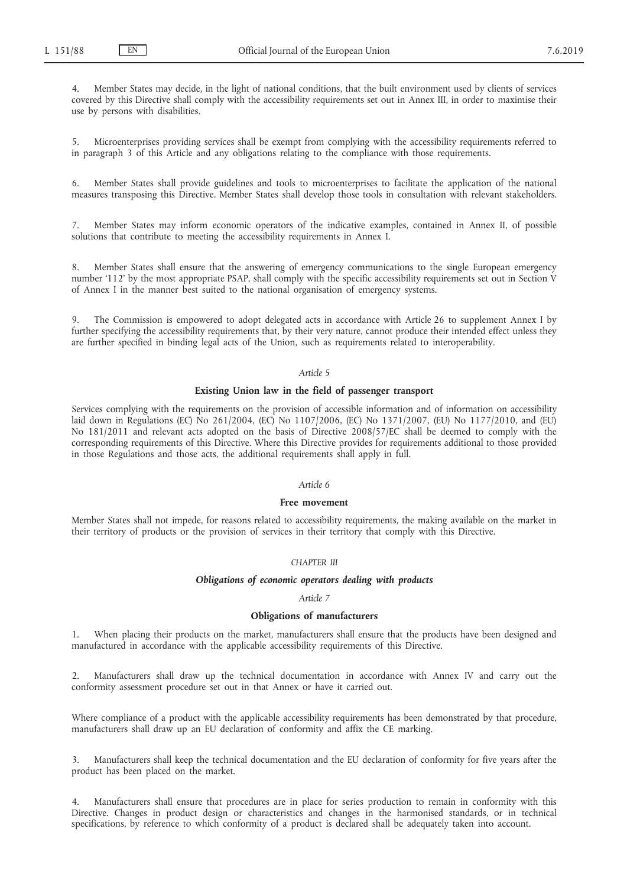4. Member States may decide, in the light of national conditions, that the built environment used by clients of services covered by this Directive shall comply with the accessibility requirements set out in Annex III, in order to maximise their use by persons with disabilities.

5. Microenterprises providing services shall be exempt from complying with the accessibility requirements referred to in paragraph 3 of this Article and any obligations relating to the compliance with those requirements.

6. Member States shall provide guidelines and tools to microenterprises to facilitate the application of the national measures transposing this Directive. Member States shall develop those tools in consultation with relevant stakeholders.

7. Member States may inform economic operators of the indicative examples, contained in Annex II, of possible solutions that contribute to meeting the accessibility requirements in Annex I.

8. Member States shall ensure that the answering of emergency communications to the single European emergency number '112' by the most appropriate PSAP, shall comply with the specific accessibility requirements set out in Section V of Annex I in the manner best suited to the national organisation of emergency systems.

9. The Commission is empowered to adopt delegated acts in accordance with Article 26 to supplement Annex I by further specifying the accessibility requirements that, by their very nature, cannot produce their intended effect unless they are further specified in binding legal acts of the Union, such as requirements related to interoperability.

*Article 5*

**Existing Union law in the field of passenger transport**

Services complying with the requirements on the provision of accessible information and of information on accessibility laid down in Regulations (EC) No 261/2004, (EC) No 1107/2006, (EC) No 1371/2007, (EU) No 1177/2010, and (EU) No 181/2011 and relevant acts adopted on the basis of Directive 2008/57/EC shall be deemed to comply with the corresponding requirements of this Directive. Where this Directive provides for requirements additional to those provided in those Regulations and those acts, the additional requirements shall apply in full.

*Article 6*

**Free movement**

Member States shall not impede, for reasons related to accessibility requirements, the making available on the market in their territory of products or the provision of services in their territory that comply with this Directive.

*CHAPTER III*

***Obligations of economic operators dealing with products***

*Article 7*

**Obligations of manufacturers**

1. When placing their products on the market, manufacturers shall ensure that the products have been designed and manufactured in accordance with the applicable accessibility requirements of this Directive.

2. Manufacturers shall draw up the technical documentation in accordance with Annex IV and carry out the conformity assessment procedure set out in that Annex or have it carried out.

Where compliance of a product with the applicable accessibility requirements has been demonstrated by that procedure, manufacturers shall draw up an EU declaration of conformity and affix the CE marking.

3. Manufacturers shall keep the technical documentation and the EU declaration of conformity for five years after the product has been placed on the market.

4. Manufacturers shall ensure that procedures are in place for series production to remain in conformity with this Directive. Changes in product design or characteristics and changes in the harmonised standards, or in technical specifications, by reference to which conformity of a product is declared shall be adequately taken into account.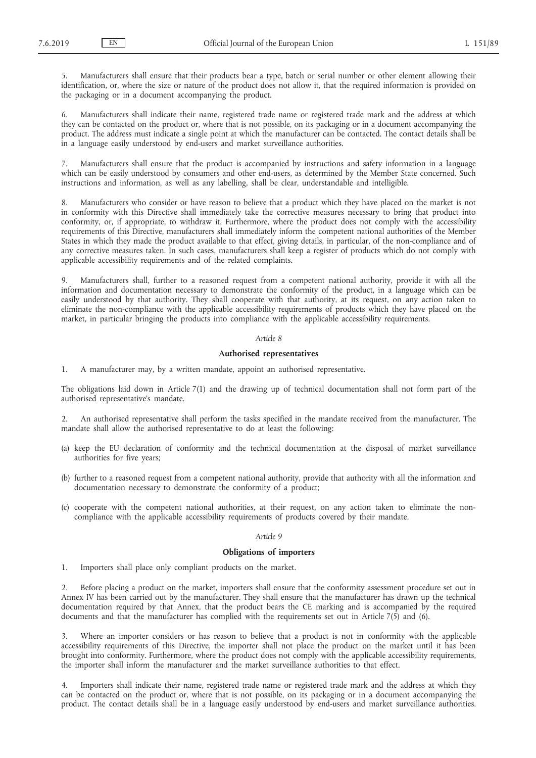5. Manufacturers shall ensure that their products bear a type, batch or serial number or other element allowing their identification, or, where the size or nature of the product does not allow it, that the required information is provided on the packaging or in a document accompanying the product.

6. Manufacturers shall indicate their name, registered trade name or registered trade mark and the address at which they can be contacted on the product or, where that is not possible, on its packaging or in a document accompanying the product. The address must indicate a single point at which the manufacturer can be contacted. The contact details shall be in a language easily understood by end-users and market surveillance authorities.

7. Manufacturers shall ensure that the product is accompanied by instructions and safety information in a language which can be easily understood by consumers and other end-users, as determined by the Member State concerned. Such instructions and information, as well as any labelling, shall be clear, understandable and intelligible.

8. Manufacturers who consider or have reason to believe that a product which they have placed on the market is not in conformity with this Directive shall immediately take the corrective measures necessary to bring that product into conformity, or, if appropriate, to withdraw it. Furthermore, where the product does not comply with the accessibility requirements of this Directive, manufacturers shall immediately inform the competent national authorities of the Member States in which they made the product available to that effect, giving details, in particular, of the non-compliance and of any corrective measures taken. In such cases, manufacturers shall keep a register of products which do not comply with applicable accessibility requirements and of the related complaints.

9. Manufacturers shall, further to a reasoned request from a competent national authority, provide it with all the information and documentation necessary to demonstrate the conformity of the product, in a language which can be easily understood by that authority. They shall cooperate with that authority, at its request, on any action taken to eliminate the non-compliance with the applicable accessibility requirements of products which they have placed on the market, in particular bringing the products into compliance with the applicable accessibility requirements.

*Article 8*

**Authorised representatives**

1. A manufacturer may, by a written mandate, appoint an authorised representative.

The obligations laid down in Article 7(1) and the drawing up of technical documentation shall not form part of the authorised representative's mandate.

2. An authorised representative shall perform the tasks specified in the mandate received from the manufacturer. The mandate shall allow the authorised representative to do at least the following:

(a) keep the EU declaration of conformity and the technical documentation at the disposal of market surveillance authorities for five years;

(b) further to a reasoned request from a competent national authority, provide that authority with all the information and documentation necessary to demonstrate the conformity of a product;

(c) cooperate with the competent national authorities, at their request, on any action taken to eliminate the non-compliance with the applicable accessibility requirements of products covered by their mandate.

*Article 9*

**Obligations of importers**

1. Importers shall place only compliant products on the market.

2. Before placing a product on the market, importers shall ensure that the conformity assessment procedure set out in Annex IV has been carried out by the manufacturer. They shall ensure that the manufacturer has drawn up the technical documentation required by that Annex, that the product bears the CE marking and is accompanied by the required documents and that the manufacturer has complied with the requirements set out in Article 7(5) and (6).

3. Where an importer considers or has reason to believe that a product is not in conformity with the applicable accessibility requirements of this Directive, the importer shall not place the product on the market until it has been brought into conformity. Furthermore, where the product does not comply with the applicable accessibility requirements, the importer shall inform the manufacturer and the market surveillance authorities to that effect.

4. Importers shall indicate their name, registered trade name or registered trade mark and the address at which they can be contacted on the product or, where that is not possible, on its packaging or in a document accompanying the product. The contact details shall be in a language easily understood by end-users and market surveillance authorities.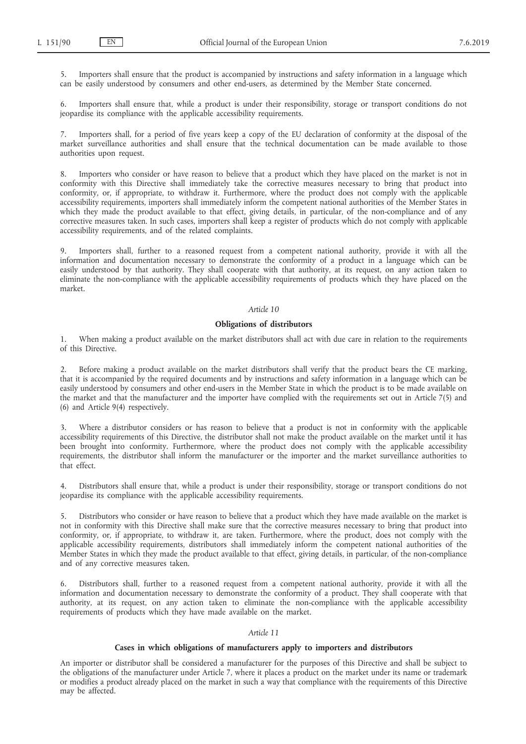5. Importers shall ensure that the product is accompanied by instructions and safety information in a language which can be easily understood by consumers and other end-users, as determined by the Member State concerned.

6. Importers shall ensure that, while a product is under their responsibility, storage or transport conditions do not jeopardise its compliance with the applicable accessibility requirements.

7. Importers shall, for a period of five years keep a copy of the EU declaration of conformity at the disposal of the market surveillance authorities and shall ensure that the technical documentation can be made available to those authorities upon request.

8. Importers who consider or have reason to believe that a product which they have placed on the market is not in conformity with this Directive shall immediately take the corrective measures necessary to bring that product into conformity, or, if appropriate, to withdraw it. Furthermore, where the product does not comply with the applicable accessibility requirements, importers shall immediately inform the competent national authorities of the Member States in which they made the product available to that effect, giving details, in particular, of the non-compliance and of any corrective measures taken. In such cases, importers shall keep a register of products which do not comply with applicable accessibility requirements, and of the related complaints.

9. Importers shall, further to a reasoned request from a competent national authority, provide it with all the information and documentation necessary to demonstrate the conformity of a product in a language which can be easily understood by that authority. They shall cooperate with that authority, at its request, on any action taken to eliminate the non-compliance with the applicable accessibility requirements of products which they have placed on the market.

*Article 10*

**Obligations of distributors**

1. When making a product available on the market distributors shall act with due care in relation to the requirements of this Directive.

2. Before making a product available on the market distributors shall verify that the product bears the CE marking, that it is accompanied by the required documents and by instructions and safety information in a language which can be easily understood by consumers and other end-users in the Member State in which the product is to be made available on the market and that the manufacturer and the importer have complied with the requirements set out in Article 7(5) and (6) and Article 9(4) respectively.

3. Where a distributor considers or has reason to believe that a product is not in conformity with the applicable accessibility requirements of this Directive, the distributor shall not make the product available on the market until it has been brought into conformity. Furthermore, where the product does not comply with the applicable accessibility requirements, the distributor shall inform the manufacturer or the importer and the market surveillance authorities to that effect.

4. Distributors shall ensure that, while a product is under their responsibility, storage or transport conditions do not jeopardise its compliance with the applicable accessibility requirements.

5. Distributors who consider or have reason to believe that a product which they have made available on the market is not in conformity with this Directive shall make sure that the corrective measures necessary to bring that product into conformity, or, if appropriate, to withdraw it, are taken. Furthermore, where the product, does not comply with the applicable accessibility requirements, distributors shall immediately inform the competent national authorities of the Member States in which they made the product available to that effect, giving details, in particular, of the non-compliance and of any corrective measures taken.

6. Distributors shall, further to a reasoned request from a competent national authority, provide it with all the information and documentation necessary to demonstrate the conformity of a product. They shall cooperate with that authority, at its request, on any action taken to eliminate the non-compliance with the applicable accessibility requirements of products which they have made available on the market.

*Article 11*

**Cases in which obligations of manufacturers apply to importers and distributors**

An importer or distributor shall be considered a manufacturer for the purposes of this Directive and shall be subject to the obligations of the manufacturer under Article 7, where it places a product on the market under its name or trademark or modifies a product already placed on the market in such a way that compliance with the requirements of this Directive may be affected.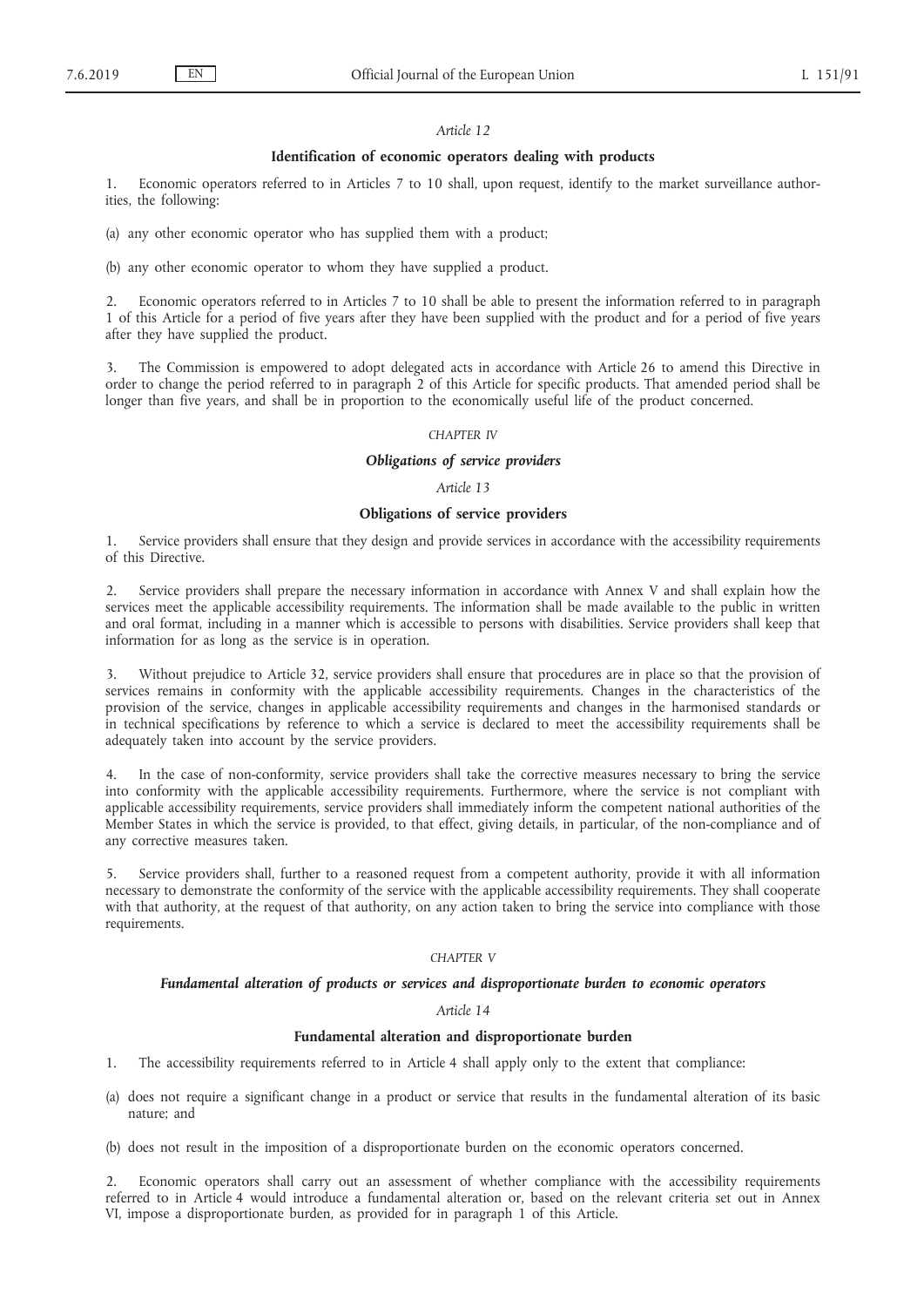*Article 12*

### Identification of economic operators dealing with products

1. Economic operators referred to in Articles 7 to 10 shall, upon request, identify to the market surveillance authorities, the following:

(a) any other economic operator who has supplied them with a product;

(b) any other economic operator to whom they have supplied a product.

2. Economic operators referred to in Articles 7 to 10 shall be able to present the information referred to in paragraph 1 of this Article for a period of five years after they have been supplied with the product and for a period of five years after they have supplied the product.

3. The Commission is empowered to adopt delegated acts in accordance with Article 26 to amend this Directive in order to change the period referred to in paragraph 2 of this Article for specific products. That amended period shall be longer than five years, and shall be in proportion to the economically useful life of the product concerned.

*CHAPTER IV*

***Obligations of service providers***

*Article 13*

### Obligations of service providers

1. Service providers shall ensure that they design and provide services in accordance with the accessibility requirements of this Directive.

2. Service providers shall prepare the necessary information in accordance with Annex V and shall explain how the services meet the applicable accessibility requirements. The information shall be made available to the public in written and oral format, including in a manner which is accessible to persons with disabilities. Service providers shall keep that information for as long as the service is in operation.

3. Without prejudice to Article 32, service providers shall ensure that procedures are in place so that the provision of services remains in conformity with the applicable accessibility requirements. Changes in the characteristics of the provision of the service, changes in applicable accessibility requirements and changes in the harmonised standards or in technical specifications by reference to which a service is declared to meet the accessibility requirements shall be adequately taken into account by the service providers.

4. In the case of non-conformity, service providers shall take the corrective measures necessary to bring the service into conformity with the applicable accessibility requirements. Furthermore, where the service is not compliant with applicable accessibility requirements, service providers shall immediately inform the competent national authorities of the Member States in which the service is provided, to that effect, giving details, in particular, of the non-compliance and of any corrective measures taken.

5. Service providers shall, further to a reasoned request from a competent authority, provide it with all information necessary to demonstrate the conformity of the service with the applicable accessibility requirements. They shall cooperate with that authority, at the request of that authority, on any action taken to bring the service into compliance with those requirements.

*CHAPTER V*

***Fundamental alteration of products or services and disproportionate burden to economic operators***

*Article 14*

### Fundamental alteration and disproportionate burden

1. The accessibility requirements referred to in Article 4 shall apply only to the extent that compliance:

(a) does not require a significant change in a product or service that results in the fundamental alteration of its basic nature; and

(b) does not result in the imposition of a disproportionate burden on the economic operators concerned.

2. Economic operators shall carry out an assessment of whether compliance with the accessibility requirements referred to in Article 4 would introduce a fundamental alteration or, based on the relevant criteria set out in Annex VI, impose a disproportionate burden, as provided for in paragraph 1 of this Article.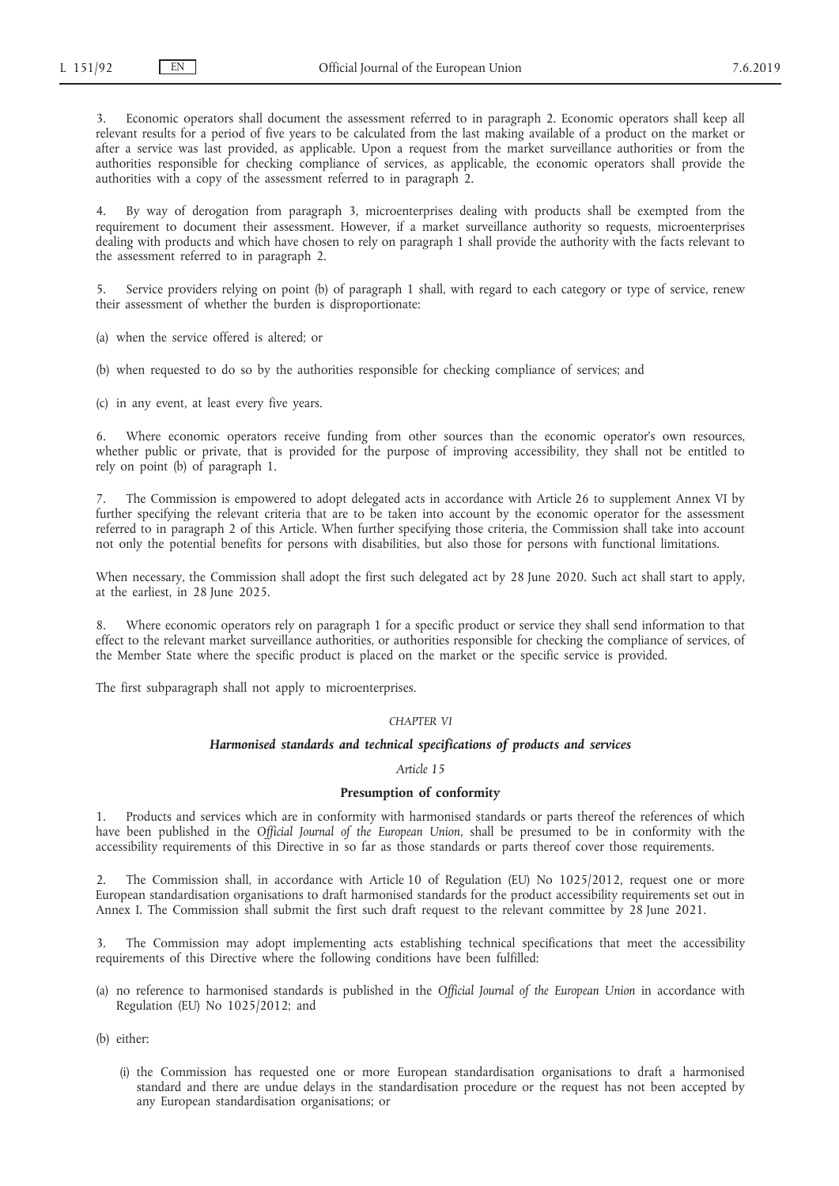3. Economic operators shall document the assessment referred to in paragraph 2. Economic operators shall keep all relevant results for a period of five years to be calculated from the last making available of a product on the market or after a service was last provided, as applicable. Upon a request from the market surveillance authorities or from the authorities responsible for checking compliance of services, as applicable, the economic operators shall provide the authorities with a copy of the assessment referred to in paragraph 2.

4. By way of derogation from paragraph 3, microenterprises dealing with products shall be exempted from the requirement to document their assessment. However, if a market surveillance authority so requests, microenterprises dealing with products and which have chosen to rely on paragraph 1 shall provide the authority with the facts relevant to the assessment referred to in paragraph 2.

5. Service providers relying on point (b) of paragraph 1 shall, with regard to each category or type of service, renew their assessment of whether the burden is disproportionate:

(a) when the service offered is altered; or

(b) when requested to do so by the authorities responsible for checking compliance of services; and

(c) in any event, at least every five years.

6. Where economic operators receive funding from other sources than the economic operator's own resources, whether public or private, that is provided for the purpose of improving accessibility, they shall not be entitled to rely on point (b) of paragraph 1.

7. The Commission is empowered to adopt delegated acts in accordance with Article 26 to supplement Annex VI by further specifying the relevant criteria that are to be taken into account by the economic operator for the assessment referred to in paragraph 2 of this Article. When further specifying those criteria, the Commission shall take into account not only the potential benefits for persons with disabilities, but also those for persons with functional limitations.

When necessary, the Commission shall adopt the first such delegated act by 28 June 2020. Such act shall start to apply, at the earliest, in 28 June 2025.

8. Where economic operators rely on paragraph 1 for a specific product or service they shall send information to that effect to the relevant market surveillance authorities, or authorities responsible for checking the compliance of services, of the Member State where the specific product is placed on the market or the specific service is provided.

The first subparagraph shall not apply to microenterprises.

## *CHAPTER VI*

## ***Harmonised standards and technical specifications of products and services***

### *Article 15*

### **Presumption of conformity**

1. Products and services which are in conformity with harmonised standards or parts thereof the references of which have been published in the *Official Journal of the European Union*, shall be presumed to be in conformity with the accessibility requirements of this Directive in so far as those standards or parts thereof cover those requirements.

2. The Commission shall, in accordance with Article 10 of Regulation (EU) No 1025/2012, request one or more European standardisation organisations to draft harmonised standards for the product accessibility requirements set out in Annex I. The Commission shall submit the first such draft request to the relevant committee by 28 June 2021.

3. The Commission may adopt implementing acts establishing technical specifications that meet the accessibility requirements of this Directive where the following conditions have been fulfilled:

(a) no reference to harmonised standards is published in the *Official Journal of the European Union* in accordance with Regulation (EU) No 1025/2012; and

(b) either:

(i) the Commission has requested one or more European standardisation organisations to draft a harmonised standard and there are undue delays in the standardisation procedure or the request has not been accepted by any European standardisation organisations; or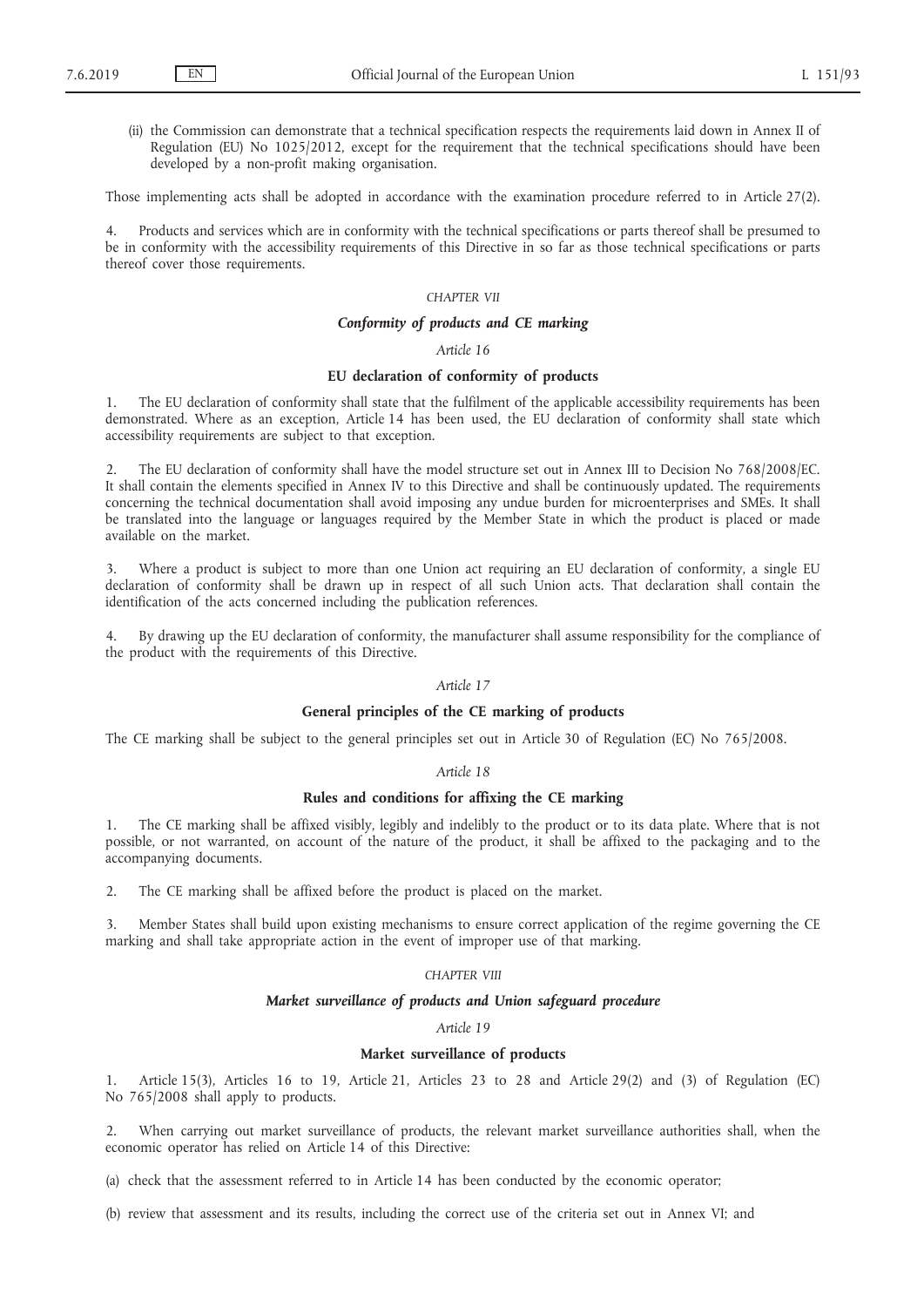(ii) the Commission can demonstrate that a technical specification respects the requirements laid down in Annex II of Regulation (EU) No 1025/2012, except for the requirement that the technical specifications should have been developed by a non-profit making organisation.

Those implementing acts shall be adopted in accordance with the examination procedure referred to in Article 27(2).

4. Products and services which are in conformity with the technical specifications or parts thereof shall be presumed to be in conformity with the accessibility requirements of this Directive in so far as those technical specifications or parts thereof cover those requirements.

## *CHAPTER VII*

## ***Conformity of products and CE marking***

### *Article 16*

### **EU declaration of conformity of products**

1. The EU declaration of conformity shall state that the fulfilment of the applicable accessibility requirements has been demonstrated. Where as an exception, Article 14 has been used, the EU declaration of conformity shall state which accessibility requirements are subject to that exception.

2. The EU declaration of conformity shall have the model structure set out in Annex III to Decision No 768/2008/EC. It shall contain the elements specified in Annex IV to this Directive and shall be continuously updated. The requirements concerning the technical documentation shall avoid imposing any undue burden for microenterprises and SMEs. It shall be translated into the language or languages required by the Member State in which the product is placed or made available on the market.

3. Where a product is subject to more than one Union act requiring an EU declaration of conformity, a single EU declaration of conformity shall be drawn up in respect of all such Union acts. That declaration shall contain the identification of the acts concerned including the publication references.

4. By drawing up the EU declaration of conformity, the manufacturer shall assume responsibility for the compliance of the product with the requirements of this Directive.

### *Article 17*

### **General principles of the CE marking of products**

The CE marking shall be subject to the general principles set out in Article 30 of Regulation (EC) No 765/2008.

### *Article 18*

### **Rules and conditions for affixing the CE marking**

1. The CE marking shall be affixed visibly, legibly and indelibly to the product or to its data plate. Where that is not possible, or not warranted, on account of the nature of the product, it shall be affixed to the packaging and to the accompanying documents.

2. The CE marking shall be affixed before the product is placed on the market.

3. Member States shall build upon existing mechanisms to ensure correct application of the regime governing the CE marking and shall take appropriate action in the event of improper use of that marking.

## *CHAPTER VIII*

## ***Market surveillance of products and Union safeguard procedure***

### *Article 19*

### **Market surveillance of products**

1. Article 15(3), Articles 16 to 19, Article 21, Articles 23 to 28 and Article 29(2) and (3) of Regulation (EC) No 765/2008 shall apply to products.

2. When carrying out market surveillance of products, the relevant market surveillance authorities shall, when the economic operator has relied on Article 14 of this Directive:

(a) check that the assessment referred to in Article 14 has been conducted by the economic operator;

(b) review that assessment and its results, including the correct use of the criteria set out in Annex VI; and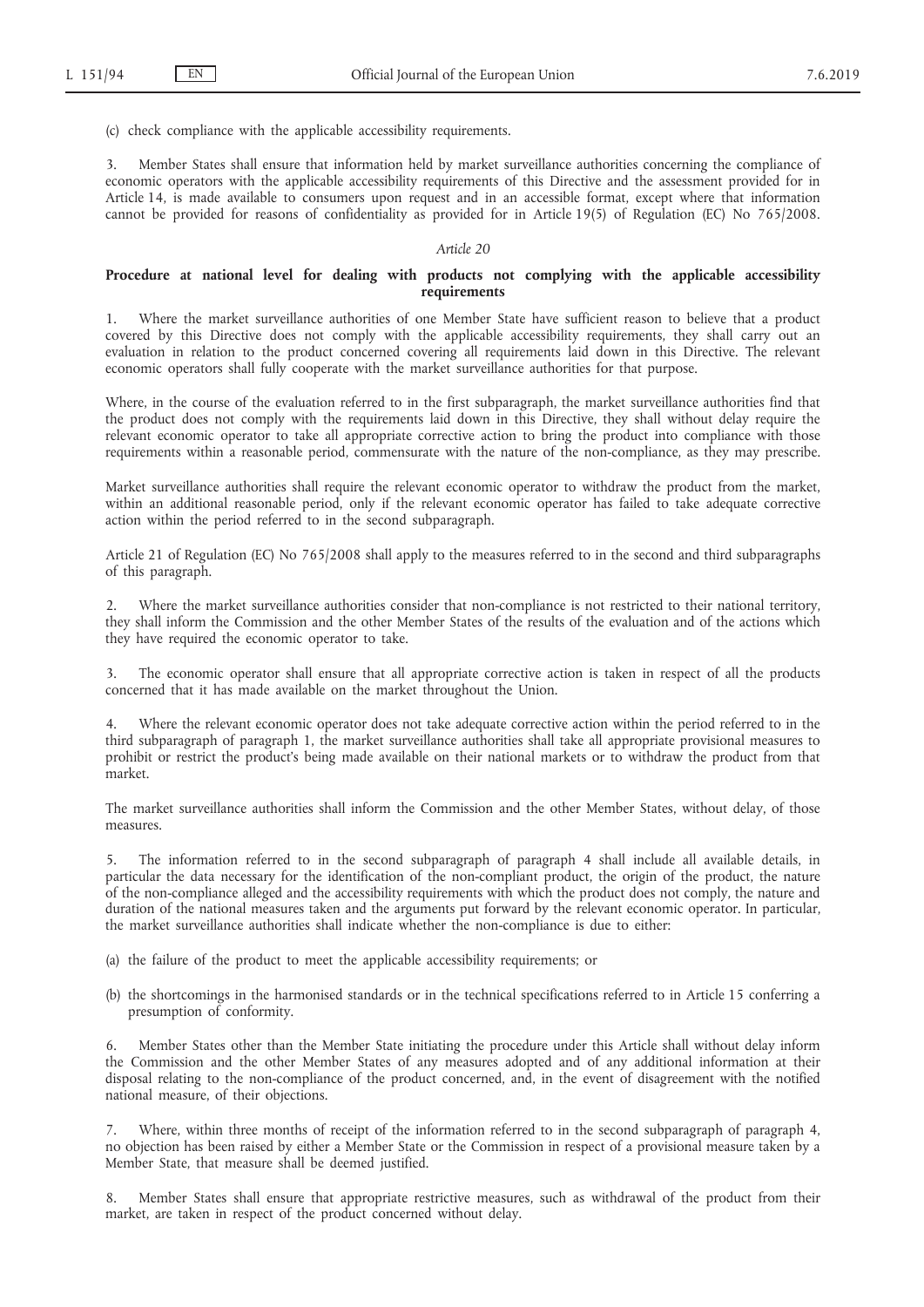(c) check compliance with the applicable accessibility requirements.

3. Member States shall ensure that information held by market surveillance authorities concerning the compliance of economic operators with the applicable accessibility requirements of this Directive and the assessment provided for in Article 14, is made available to consumers upon request and in an accessible format, except where that information cannot be provided for reasons of confidentiality as provided for in Article 19(5) of Regulation (EC) No 765/2008.

*Article 20*

**Procedure at national level for dealing with products not complying with the applicable accessibility requirements**

1. Where the market surveillance authorities of one Member State have sufficient reason to believe that a product covered by this Directive does not comply with the applicable accessibility requirements, they shall carry out an evaluation in relation to the product concerned covering all requirements laid down in this Directive. The relevant economic operators shall fully cooperate with the market surveillance authorities for that purpose.

Where, in the course of the evaluation referred to in the first subparagraph, the market surveillance authorities find that the product does not comply with the requirements laid down in this Directive, they shall without delay require the relevant economic operator to take all appropriate corrective action to bring the product into compliance with those requirements within a reasonable period, commensurate with the nature of the non-compliance, as they may prescribe.

Market surveillance authorities shall require the relevant economic operator to withdraw the product from the market, within an additional reasonable period, only if the relevant economic operator has failed to take adequate corrective action within the period referred to in the second subparagraph.

Article 21 of Regulation (EC) No 765/2008 shall apply to the measures referred to in the second and third subparagraphs of this paragraph.

2. Where the market surveillance authorities consider that non-compliance is not restricted to their national territory, they shall inform the Commission and the other Member States of the results of the evaluation and of the actions which they have required the economic operator to take.

3. The economic operator shall ensure that all appropriate corrective action is taken in respect of all the products concerned that it has made available on the market throughout the Union.

4. Where the relevant economic operator does not take adequate corrective action within the period referred to in the third subparagraph of paragraph 1, the market surveillance authorities shall take all appropriate provisional measures to prohibit or restrict the product's being made available on their national markets or to withdraw the product from that market.

The market surveillance authorities shall inform the Commission and the other Member States, without delay, of those measures.

5. The information referred to in the second subparagraph of paragraph 4 shall include all available details, in particular the data necessary for the identification of the non-compliant product, the origin of the product, the nature of the non-compliance alleged and the accessibility requirements with which the product does not comply, the nature and duration of the national measures taken and the arguments put forward by the relevant economic operator. In particular, the market surveillance authorities shall indicate whether the non-compliance is due to either:

(a) the failure of the product to meet the applicable accessibility requirements; or

(b) the shortcomings in the harmonised standards or in the technical specifications referred to in Article 15 conferring a presumption of conformity.

6. Member States other than the Member State initiating the procedure under this Article shall without delay inform the Commission and the other Member States of any measures adopted and of any additional information at their disposal relating to the non-compliance of the product concerned, and, in the event of disagreement with the notified national measure, of their objections.

7. Where, within three months of receipt of the information referred to in the second subparagraph of paragraph 4, no objection has been raised by either a Member State or the Commission in respect of a provisional measure taken by a Member State, that measure shall be deemed justified.

8. Member States shall ensure that appropriate restrictive measures, such as withdrawal of the product from their market, are taken in respect of the product concerned without delay.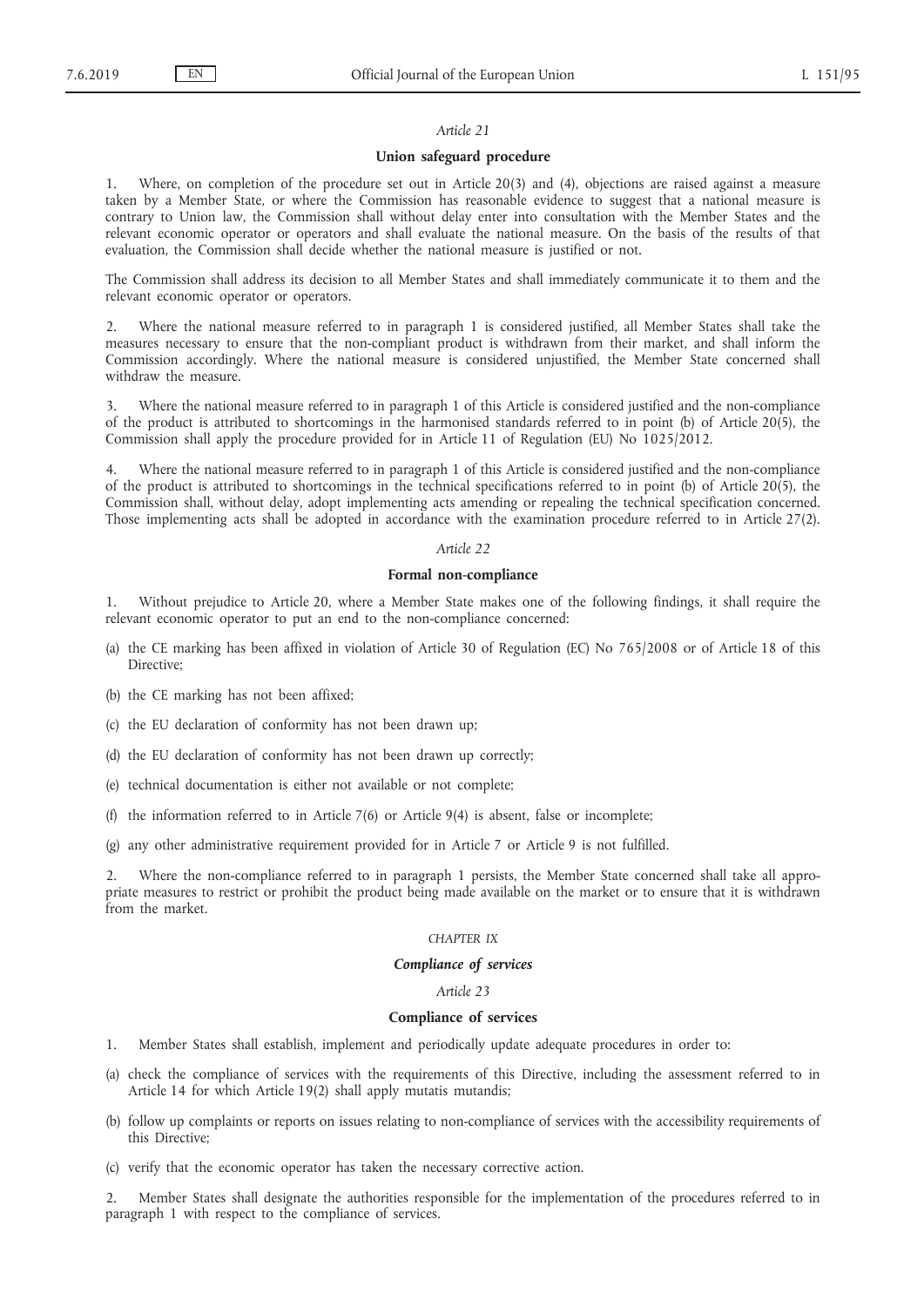*Article 21*

**Union safeguard procedure**

1. Where, on completion of the procedure set out in Article 20(3) and (4), objections are raised against a measure taken by a Member State, or where the Commission has reasonable evidence to suggest that a national measure is contrary to Union law, the Commission shall without delay enter into consultation with the Member States and the relevant economic operator or operators and shall evaluate the national measure. On the basis of the results of that evaluation, the Commission shall decide whether the national measure is justified or not.

The Commission shall address its decision to all Member States and shall immediately communicate it to them and the relevant economic operator or operators.

2. Where the national measure referred to in paragraph 1 is considered justified, all Member States shall take the measures necessary to ensure that the non-compliant product is withdrawn from their market, and shall inform the Commission accordingly. Where the national measure is considered unjustified, the Member State concerned shall withdraw the measure.

3. Where the national measure referred to in paragraph 1 of this Article is considered justified and the non-compliance of the product is attributed to shortcomings in the harmonised standards referred to in point (b) of Article 20(5), the Commission shall apply the procedure provided for in Article 11 of Regulation (EU) No 1025/2012.

4. Where the national measure referred to in paragraph 1 of this Article is considered justified and the non-compliance of the product is attributed to shortcomings in the technical specifications referred to in point (b) of Article 20(5), the Commission shall, without delay, adopt implementing acts amending or repealing the technical specification concerned. Those implementing acts shall be adopted in accordance with the examination procedure referred to in Article 27(2).

*Article 22*

**Formal non-compliance**

1. Without prejudice to Article 20, where a Member State makes one of the following findings, it shall require the relevant economic operator to put an end to the non-compliance concerned:

(a) the CE marking has been affixed in violation of Article 30 of Regulation (EC) No 765/2008 or of Article 18 of this Directive;

(b) the CE marking has not been affixed;

(c) the EU declaration of conformity has not been drawn up;

(d) the EU declaration of conformity has not been drawn up correctly;

(e) technical documentation is either not available or not complete;

(f) the information referred to in Article 7(6) or Article 9(4) is absent, false or incomplete;

(g) any other administrative requirement provided for in Article 7 or Article 9 is not fulfilled.

2. Where the non-compliance referred to in paragraph 1 persists, the Member State concerned shall take all appropriate measures to restrict or prohibit the product being made available on the market or to ensure that it is withdrawn from the market.

*CHAPTER IX*

***Compliance of services***

*Article 23*

**Compliance of services**

1. Member States shall establish, implement and periodically update adequate procedures in order to:

(a) check the compliance of services with the requirements of this Directive, including the assessment referred to in Article 14 for which Article 19(2) shall apply mutatis mutandis;

(b) follow up complaints or reports on issues relating to non-compliance of services with the accessibility requirements of this Directive;

(c) verify that the economic operator has taken the necessary corrective action.

2. Member States shall designate the authorities responsible for the implementation of the procedures referred to in paragraph 1 with respect to the compliance of services.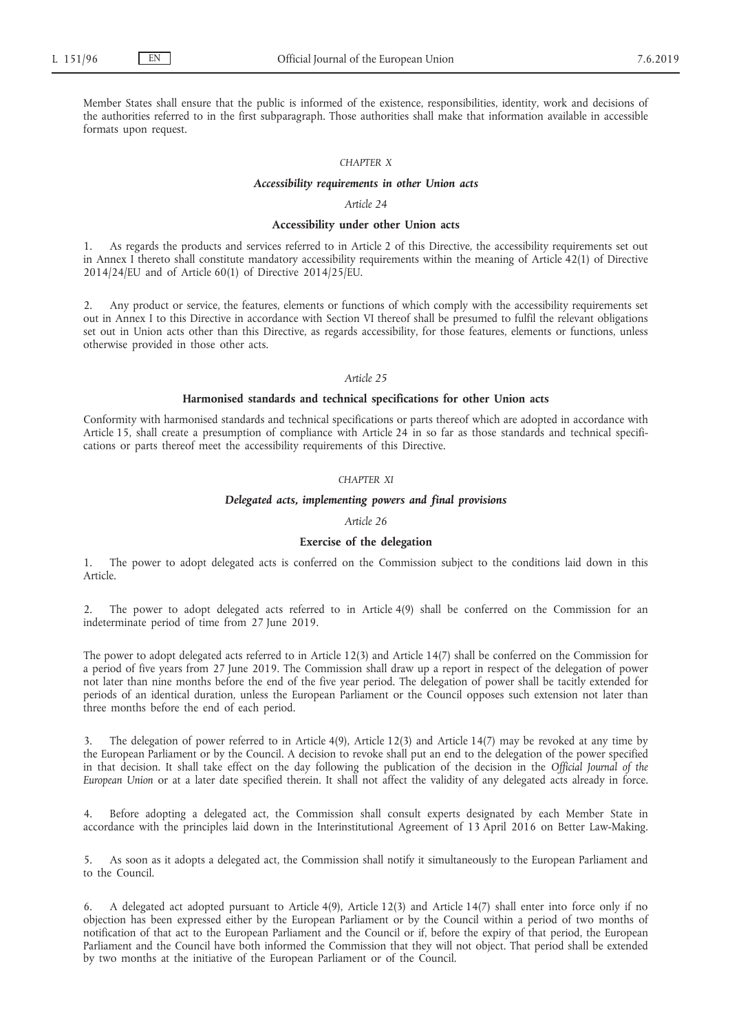Member States shall ensure that the public is informed of the existence, responsibilities, identity, work and decisions of the authorities referred to in the first subparagraph. Those authorities shall make that information available in accessible formats upon request.

## *CHAPTER X*

## *Accessibility requirements in other Union acts*

### *Article 24*

### **Accessibility under other Union acts**

1. As regards the products and services referred to in Article 2 of this Directive, the accessibility requirements set out in Annex I thereto shall constitute mandatory accessibility requirements within the meaning of Article 42(1) of Directive 2014/24/EU and of Article 60(1) of Directive 2014/25/EU.

2. Any product or service, the features, elements or functions of which comply with the accessibility requirements set out in Annex I to this Directive in accordance with Section VI thereof shall be presumed to fulfil the relevant obligations set out in Union acts other than this Directive, as regards accessibility, for those features, elements or functions, unless otherwise provided in those other acts.

### *Article 25*

### **Harmonised standards and technical specifications for other Union acts**

Conformity with harmonised standards and technical specifications or parts thereof which are adopted in accordance with Article 15, shall create a presumption of compliance with Article 24 in so far as those standards and technical specifications or parts thereof meet the accessibility requirements of this Directive.

## *CHAPTER XI*

## *Delegated acts, implementing powers and final provisions*

### *Article 26*

### **Exercise of the delegation**

1. The power to adopt delegated acts is conferred on the Commission subject to the conditions laid down in this Article.

2. The power to adopt delegated acts referred to in Article 4(9) shall be conferred on the Commission for an indeterminate period of time from 27 June 2019.

The power to adopt delegated acts referred to in Article 12(3) and Article 14(7) shall be conferred on the Commission for a period of five years from 27 June 2019. The Commission shall draw up a report in respect of the delegation of power not later than nine months before the end of the five year period. The delegation of power shall be tacitly extended for periods of an identical duration, unless the European Parliament or the Council opposes such extension not later than three months before the end of each period.

3. The delegation of power referred to in Article 4(9), Article 12(3) and Article 14(7) may be revoked at any time by the European Parliament or by the Council. A decision to revoke shall put an end to the delegation of the power specified in that decision. It shall take effect on the day following the publication of the decision in the *Official Journal of the European Union* or at a later date specified therein. It shall not affect the validity of any delegated acts already in force.

4. Before adopting a delegated act, the Commission shall consult experts designated by each Member State in accordance with the principles laid down in the Interinstitutional Agreement of 13 April 2016 on Better Law-Making.

5. As soon as it adopts a delegated act, the Commission shall notify it simultaneously to the European Parliament and to the Council.

6. A delegated act adopted pursuant to Article 4(9), Article 12(3) and Article 14(7) shall enter into force only if no objection has been expressed either by the European Parliament or by the Council within a period of two months of notification of that act to the European Parliament and the Council or if, before the expiry of that period, the European Parliament and the Council have both informed the Commission that they will not object. That period shall be extended by two months at the initiative of the European Parliament or of the Council.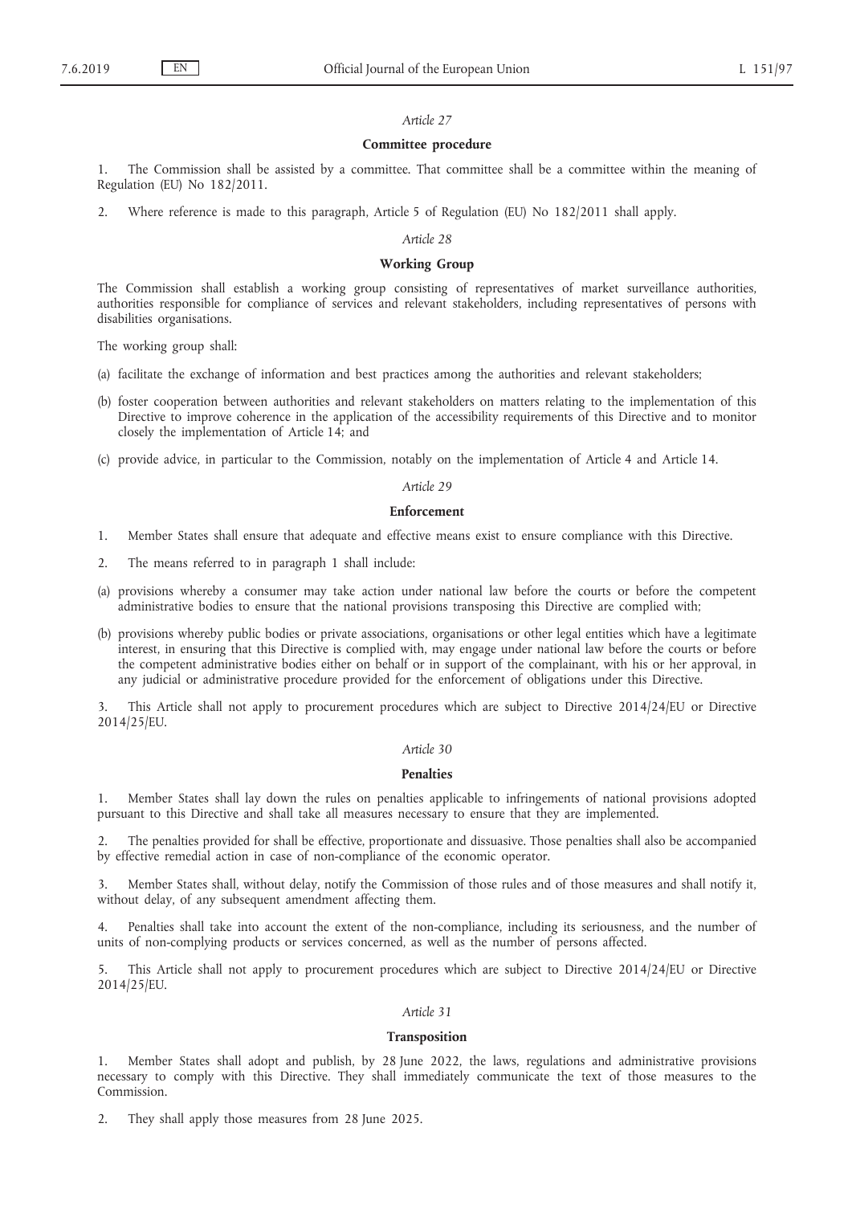*Article 27*

**Committee procedure**

1. The Commission shall be assisted by a committee. That committee shall be a committee within the meaning of Regulation (EU) No 182/2011.

2. Where reference is made to this paragraph, Article 5 of Regulation (EU) No 182/2011 shall apply.

*Article 28*

**Working Group**

The Commission shall establish a working group consisting of representatives of market surveillance authorities, authorities responsible for compliance of services and relevant stakeholders, including representatives of persons with disabilities organisations.

The working group shall:

(a) facilitate the exchange of information and best practices among the authorities and relevant stakeholders;

(b) foster cooperation between authorities and relevant stakeholders on matters relating to the implementation of this Directive to improve coherence in the application of the accessibility requirements of this Directive and to monitor closely the implementation of Article 14; and

(c) provide advice, in particular to the Commission, notably on the implementation of Article 4 and Article 14.

*Article 29*

**Enforcement**

1. Member States shall ensure that adequate and effective means exist to ensure compliance with this Directive.

2. The means referred to in paragraph 1 shall include:

(a) provisions whereby a consumer may take action under national law before the courts or before the competent administrative bodies to ensure that the national provisions transposing this Directive are complied with;

(b) provisions whereby public bodies or private associations, organisations or other legal entities which have a legitimate interest, in ensuring that this Directive is complied with, may engage under national law before the courts or before the competent administrative bodies either on behalf or in support of the complainant, with his or her approval, in any judicial or administrative procedure provided for the enforcement of obligations under this Directive.

3. This Article shall not apply to procurement procedures which are subject to Directive 2014/24/EU or Directive 2014/25/EU.

*Article 30*

**Penalties**

1. Member States shall lay down the rules on penalties applicable to infringements of national provisions adopted pursuant to this Directive and shall take all measures necessary to ensure that they are implemented.

2. The penalties provided for shall be effective, proportionate and dissuasive. Those penalties shall also be accompanied by effective remedial action in case of non-compliance of the economic operator.

3. Member States shall, without delay, notify the Commission of those rules and of those measures and shall notify it, without delay, of any subsequent amendment affecting them.

4. Penalties shall take into account the extent of the non-compliance, including its seriousness, and the number of units of non-complying products or services concerned, as well as the number of persons affected.

5. This Article shall not apply to procurement procedures which are subject to Directive 2014/24/EU or Directive 2014/25/EU.

*Article 31*

**Transposition**

1. Member States shall adopt and publish, by 28 June 2022, the laws, regulations and administrative provisions necessary to comply with this Directive. They shall immediately communicate the text of those measures to the Commission.

2. They shall apply those measures from 28 June 2025.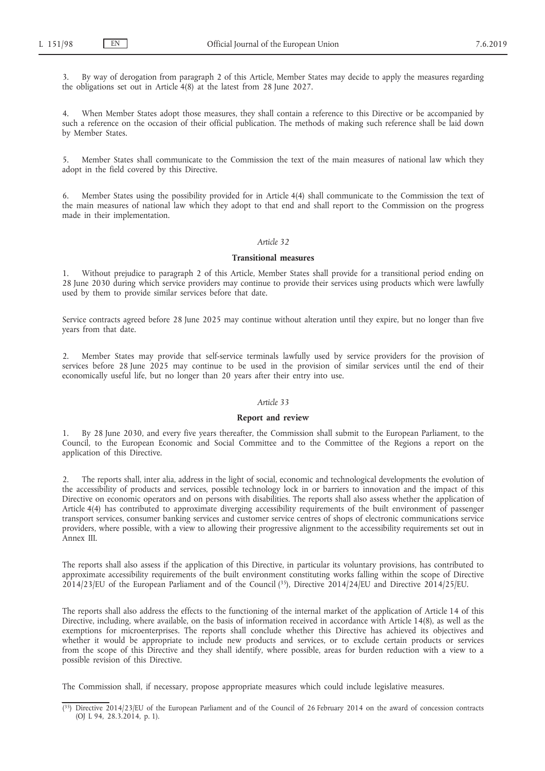3. By way of derogation from paragraph 2 of this Article, Member States may decide to apply the measures regarding the obligations set out in Article 4(8) at the latest from 28 June 2027.

4. When Member States adopt those measures, they shall contain a reference to this Directive or be accompanied by such a reference on the occasion of their official publication. The methods of making such reference shall be laid down by Member States.

5. Member States shall communicate to the Commission the text of the main measures of national law which they adopt in the field covered by this Directive.

6. Member States using the possibility provided for in Article 4(4) shall communicate to the Commission the text of the main measures of national law which they adopt to that end and shall report to the Commission on the progress made in their implementation.

*Article 32*

**Transitional measures**

1. Without prejudice to paragraph 2 of this Article, Member States shall provide for a transitional period ending on 28 June 2030 during which service providers may continue to provide their services using products which were lawfully used by them to provide similar services before that date.

Service contracts agreed before 28 June 2025 may continue without alteration until they expire, but no longer than five years from that date.

2. Member States may provide that self-service terminals lawfully used by service providers for the provision of services before 28 June 2025 may continue to be used in the provision of similar services until the end of their economically useful life, but no longer than 20 years after their entry into use.

*Article 33*

**Report and review**

1. By 28 June 2030, and every five years thereafter, the Commission shall submit to the European Parliament, to the Council, to the European Economic and Social Committee and to the Committee of the Regions a report on the application of this Directive.

2. The reports shall, inter alia, address in the light of social, economic and technological developments the evolution of the accessibility of products and services, possible technology lock in or barriers to innovation and the impact of this Directive on economic operators and on persons with disabilities. The reports shall also assess whether the application of Article 4(4) has contributed to approximate diverging accessibility requirements of the built environment of passenger transport services, consumer banking services and customer service centres of shops of electronic communications service providers, where possible, with a view to allowing their progressive alignment to the accessibility requirements set out in Annex III.

The reports shall also assess if the application of this Directive, in particular its voluntary provisions, has contributed to approximate accessibility requirements of the built environment constituting works falling within the scope of Directive 2014/23/EU of the European Parliament and of the Council ([35]), Directive 2014/24/EU and Directive 2014/25/EU.

The reports shall also address the effects to the functioning of the internal market of the application of Article 14 of this Directive, including, where available, on the basis of information received in accordance with Article 14(8), as well as the exemptions for microenterprises. The reports shall conclude whether this Directive has achieved its objectives and whether it would be appropriate to include new products and services, or to exclude certain products or services from the scope of this Directive and they shall identify, where possible, areas for burden reduction with a view to a possible revision of this Directive.

The Commission shall, if necessary, propose appropriate measures which could include legislative measures.

([35]) Directive 2014/23/EU of the European Parliament and of the Council of 26 February 2014 on the award of concession contracts (OJ L 94, 28.3.2014, p. 1).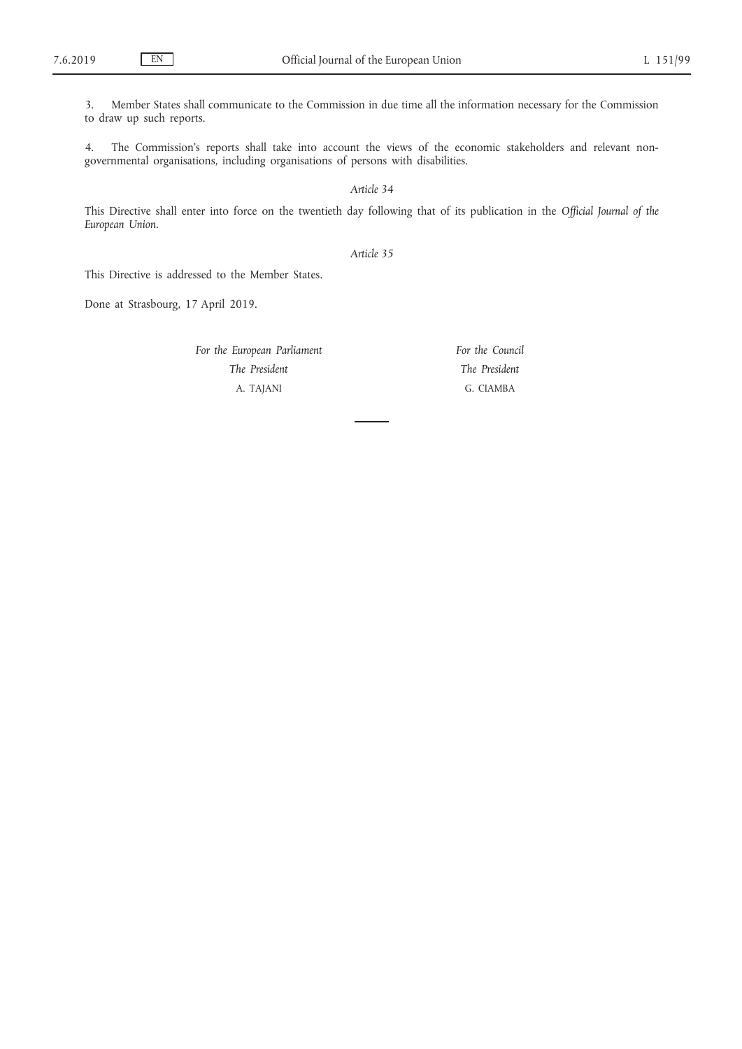3. Member States shall communicate to the Commission in due time all the information necessary for the Commission to draw up such reports.

4. The Commission's reports shall take into account the views of the economic stakeholders and relevant non-governmental organisations, including organisations of persons with disabilities.

*Article 34*

This Directive shall enter into force on the twentieth day following that of its publication in the *Official Journal of the European Union*.

*Article 35*

This Directive is addressed to the Member States.

Done at Strasbourg, 17 April 2019.

*For the European Parliament*

*The President*

A. TAJANI

*For the Council*

*The President*

G. CIAMBA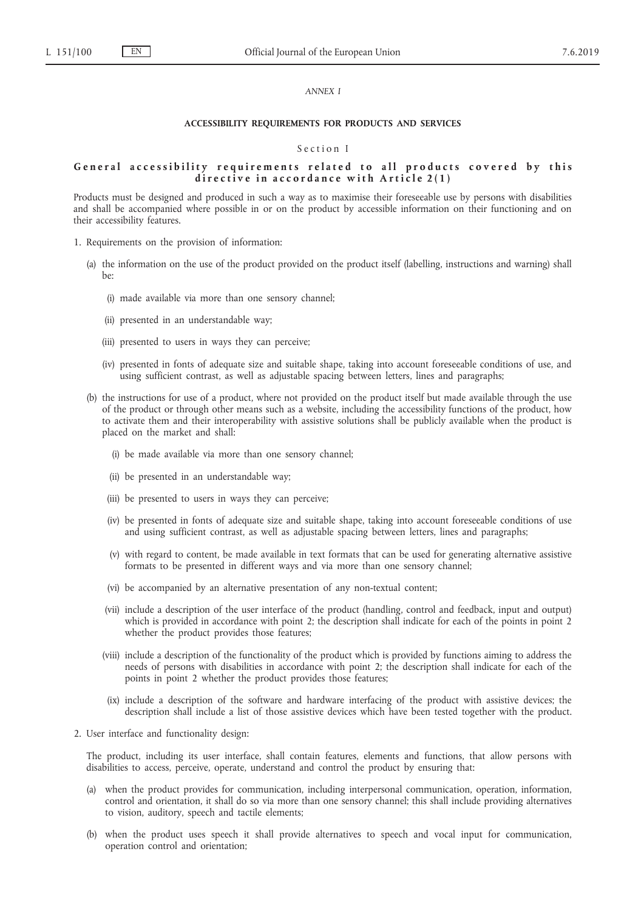*ANNEX I*

**ACCESSIBILITY REQUIREMENTS FOR PRODUCTS AND SERVICES**

Section I

**General accessibility requirements related to all products covered by this directive in accordance with Article 2(1)**

Products must be designed and produced in such a way as to maximise their foreseeable use by persons with disabilities and shall be accompanied where possible in or on the product by accessible information on their functioning and on their accessibility features.

1. Requirements on the provision of information:

   (a) the information on the use of the product provided on the product itself (labelling, instructions and warning) shall be:

      (i) made available via more than one sensory channel;

      (ii) presented in an understandable way;

      (iii) presented to users in ways they can perceive;

      (iv) presented in fonts of adequate size and suitable shape, taking into account foreseeable conditions of use, and using sufficient contrast, as well as adjustable spacing between letters, lines and paragraphs;

   (b) the instructions for use of a product, where not provided on the product itself but made available through the use of the product or through other means such as a website, including the accessibility functions of the product, how to activate them and their interoperability with assistive solutions shall be publicly available when the product is placed on the market and shall:

      (i) be made available via more than one sensory channel;

      (ii) be presented in an understandable way;

      (iii) be presented to users in ways they can perceive;

      (iv) be presented in fonts of adequate size and suitable shape, taking into account foreseeable conditions of use and using sufficient contrast, as well as adjustable spacing between letters, lines and paragraphs;

      (v) with regard to content, be made available in text formats that can be used for generating alternative assistive formats to be presented in different ways and via more than one sensory channel;

      (vi) be accompanied by an alternative presentation of any non-textual content;

      (vii) include a description of the user interface of the product (handling, control and feedback, input and output) which is provided in accordance with point 2; the description shall indicate for each of the points in point 2 whether the product provides those features;

      (viii) include a description of the functionality of the product which is provided by functions aiming to address the needs of persons with disabilities in accordance with point 2; the description shall indicate for each of the points in point 2 whether the product provides those features;

      (ix) include a description of the software and hardware interfacing of the product with assistive devices; the description shall include a list of those assistive devices which have been tested together with the product.

2. User interface and functionality design:

   The product, including its user interface, shall contain features, elements and functions, that allow persons with disabilities to access, perceive, operate, understand and control the product by ensuring that:

   (a) when the product provides for communication, including interpersonal communication, operation, information, control and orientation, it shall do so via more than one sensory channel; this shall include providing alternatives to vision, auditory, speech and tactile elements;

   (b) when the product uses speech it shall provide alternatives to speech and vocal input for communication, operation control and orientation;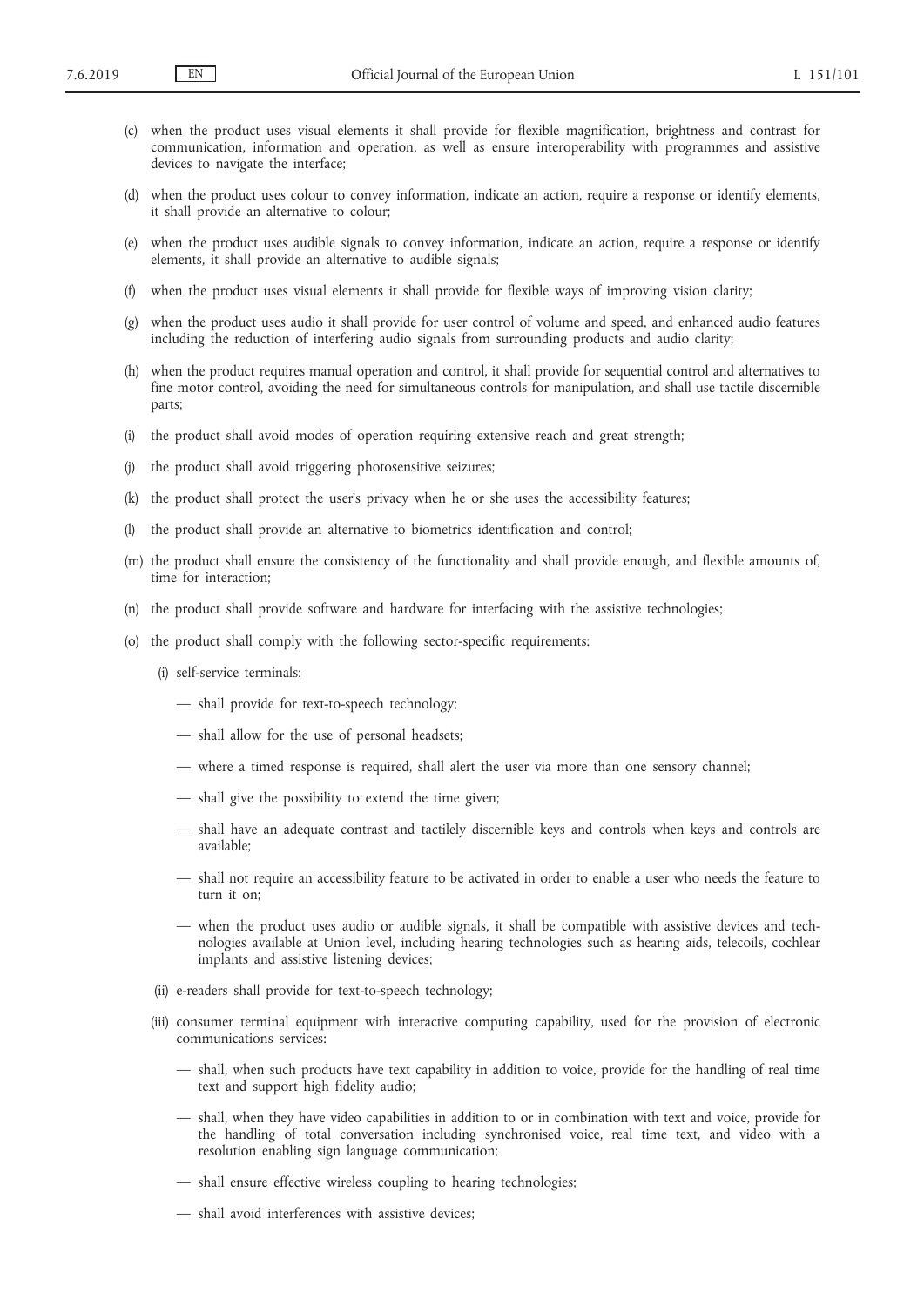(c) when the product uses visual elements it shall provide for flexible magnification, brightness and contrast for communication, information and operation, as well as ensure interoperability with programmes and assistive devices to navigate the interface;

(d) when the product uses colour to convey information, indicate an action, require a response or identify elements, it shall provide an alternative to colour;

(e) when the product uses audible signals to convey information, indicate an action, require a response or identify elements, it shall provide an alternative to audible signals;

(f) when the product uses visual elements it shall provide for flexible ways of improving vision clarity;

(g) when the product uses audio it shall provide for user control of volume and speed, and enhanced audio features including the reduction of interfering audio signals from surrounding products and audio clarity;

(h) when the product requires manual operation and control, it shall provide for sequential control and alternatives to fine motor control, avoiding the need for simultaneous controls for manipulation, and shall use tactile discernible parts;

(i) the product shall avoid modes of operation requiring extensive reach and great strength;

(j) the product shall avoid triggering photosensitive seizures;

(k) the product shall protect the user's privacy when he or she uses the accessibility features;

(l) the product shall provide an alternative to biometrics identification and control;

(m) the product shall ensure the consistency of the functionality and shall provide enough, and flexible amounts of, time for interaction;

(n) the product shall provide software and hardware for interfacing with the assistive technologies;

(o) the product shall comply with the following sector-specific requirements:

(i) self-service terminals:

— shall provide for text-to-speech technology;

— shall allow for the use of personal headsets;

— where a timed response is required, shall alert the user via more than one sensory channel;

— shall give the possibility to extend the time given;

— shall have an adequate contrast and tactilely discernible keys and controls when keys and controls are available;

— shall not require an accessibility feature to be activated in order to enable a user who needs the feature to turn it on;

— when the product uses audio or audible signals, it shall be compatible with assistive devices and technologies available at Union level, including hearing technologies such as hearing aids, telecoils, cochlear implants and assistive listening devices;

(ii) e-readers shall provide for text-to-speech technology;

(iii) consumer terminal equipment with interactive computing capability, used for the provision of electronic communications services:

— shall, when such products have text capability in addition to voice, provide for the handling of real time text and support high fidelity audio;

— shall, when they have video capabilities in addition to or in combination with text and voice, provide for the handling of total conversation including synchronised voice, real time text, and video with a resolution enabling sign language communication;

— shall ensure effective wireless coupling to hearing technologies;

— shall avoid interferences with assistive devices;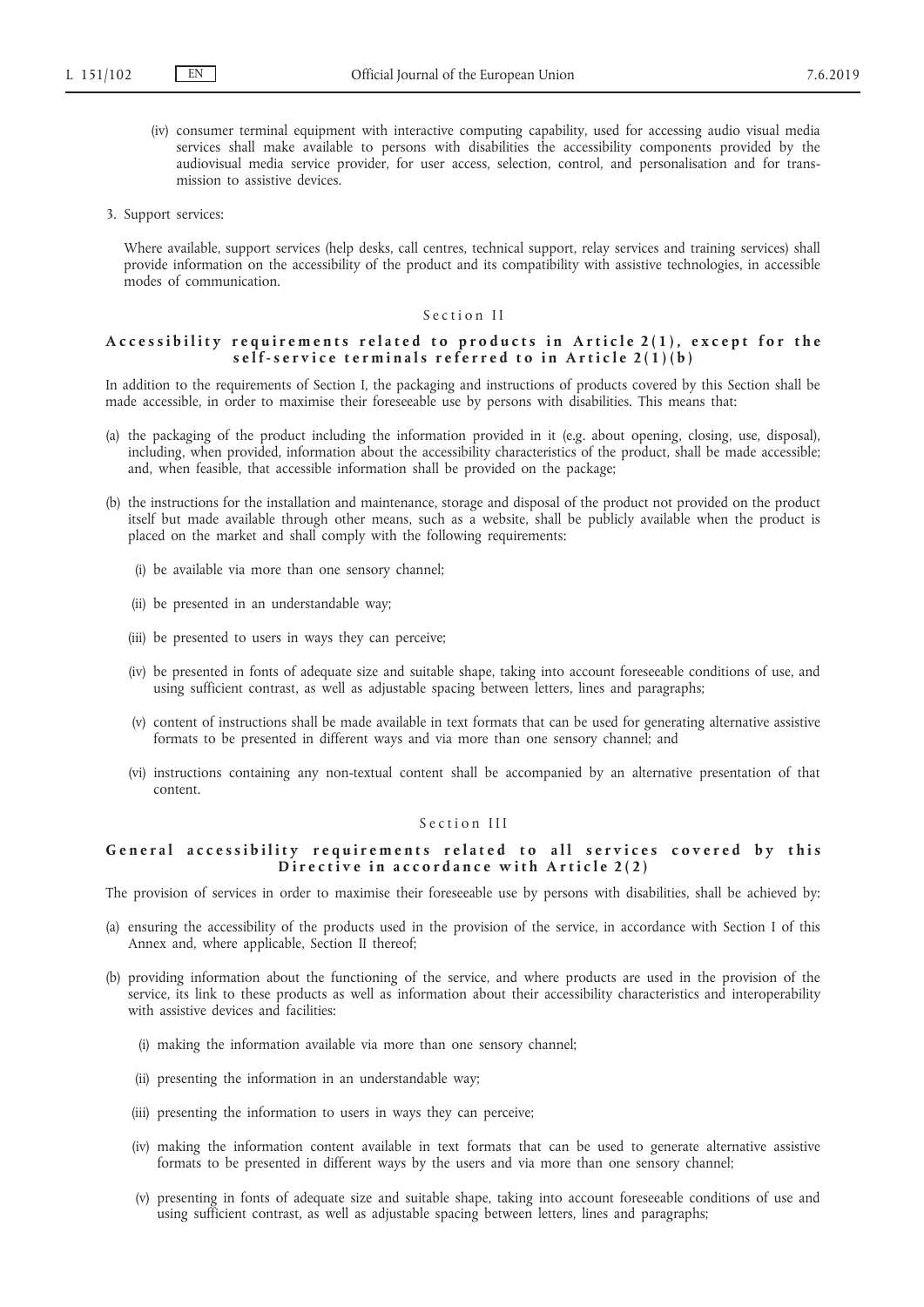(iv) consumer terminal equipment with interactive computing capability, used for accessing audio visual media services shall make available to persons with disabilities the accessibility components provided by the audiovisual media service provider, for user access, selection, control, and personalisation and for transmission to assistive devices.

3. Support services:

Where available, support services (help desks, call centres, technical support, relay services and training services) shall provide information on the accessibility of the product and its compatibility with assistive technologies, in accessible modes of communication.

## Section II

### Accessibility requirements related to products in Article 2(1), except for the self-service terminals referred to in Article 2(1)(b)

In addition to the requirements of Section I, the packaging and instructions of products covered by this Section shall be made accessible, in order to maximise their foreseeable use by persons with disabilities. This means that:

(a) the packaging of the product including the information provided in it (e.g. about opening, closing, use, disposal), including, when provided, information about the accessibility characteristics of the product, shall be made accessible; and, when feasible, that accessible information shall be provided on the package;

(b) the instructions for the installation and maintenance, storage and disposal of the product not provided on the product itself but made available through other means, such as a website, shall be publicly available when the product is placed on the market and shall comply with the following requirements:

(i) be available via more than one sensory channel;

(ii) be presented in an understandable way;

(iii) be presented to users in ways they can perceive;

(iv) be presented in fonts of adequate size and suitable shape, taking into account foreseeable conditions of use, and using sufficient contrast, as well as adjustable spacing between letters, lines and paragraphs;

(v) content of instructions shall be made available in text formats that can be used for generating alternative assistive formats to be presented in different ways and via more than one sensory channel; and

(vi) instructions containing any non-textual content shall be accompanied by an alternative presentation of that content.

## Section III

### General accessibility requirements related to all services covered by this Directive in accordance with Article 2(2)

The provision of services in order to maximise their foreseeable use by persons with disabilities, shall be achieved by:

(a) ensuring the accessibility of the products used in the provision of the service, in accordance with Section I of this Annex and, where applicable, Section II thereof;

(b) providing information about the functioning of the service, and where products are used in the provision of the service, its link to these products as well as information about their accessibility characteristics and interoperability with assistive devices and facilities:

(i) making the information available via more than one sensory channel;

(ii) presenting the information in an understandable way;

(iii) presenting the information to users in ways they can perceive;

(iv) making the information content available in text formats that can be used to generate alternative assistive formats to be presented in different ways by the users and via more than one sensory channel;

(v) presenting in fonts of adequate size and suitable shape, taking into account foreseeable conditions of use and using sufficient contrast, as well as adjustable spacing between letters, lines and paragraphs;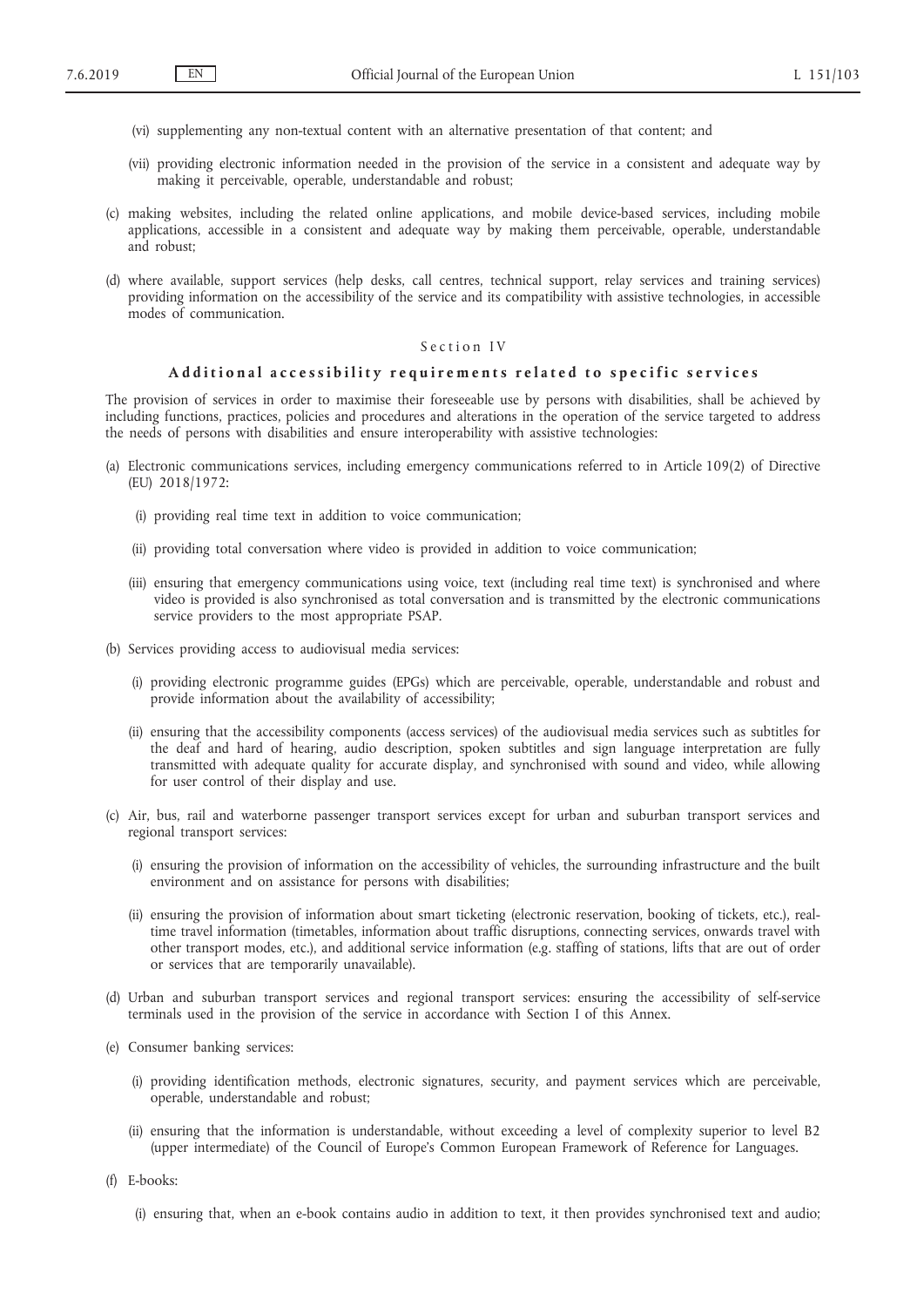(vi) supplementing any non-textual content with an alternative presentation of that content; and

(vii) providing electronic information needed in the provision of the service in a consistent and adequate way by making it perceivable, operable, understandable and robust;

(c) making websites, including the related online applications, and mobile device-based services, including mobile applications, accessible in a consistent and adequate way by making them perceivable, operable, understandable and robust;

(d) where available, support services (help desks, call centres, technical support, relay services and training services) providing information on the accessibility of the service and its compatibility with assistive technologies, in accessible modes of communication.

## Section IV

### Additional accessibility requirements related to specific services

The provision of services in order to maximise their foreseeable use by persons with disabilities, shall be achieved by including functions, practices, policies and procedures and alterations in the operation of the service targeted to address the needs of persons with disabilities and ensure interoperability with assistive technologies:

(a) Electronic communications services, including emergency communications referred to in Article 109(2) of Directive (EU) 2018/1972:

(i) providing real time text in addition to voice communication;

(ii) providing total conversation where video is provided in addition to voice communication;

(iii) ensuring that emergency communications using voice, text (including real time text) is synchronised and where video is provided is also synchronised as total conversation and is transmitted by the electronic communications service providers to the most appropriate PSAP.

(b) Services providing access to audiovisual media services:

(i) providing electronic programme guides (EPGs) which are perceivable, operable, understandable and robust and provide information about the availability of accessibility;

(ii) ensuring that the accessibility components (access services) of the audiovisual media services such as subtitles for the deaf and hard of hearing, audio description, spoken subtitles and sign language interpretation are fully transmitted with adequate quality for accurate display, and synchronised with sound and video, while allowing for user control of their display and use.

(c) Air, bus, rail and waterborne passenger transport services except for urban and suburban transport services and regional transport services:

(i) ensuring the provision of information on the accessibility of vehicles, the surrounding infrastructure and the built environment and on assistance for persons with disabilities;

(ii) ensuring the provision of information about smart ticketing (electronic reservation, booking of tickets, etc.), real-time travel information (timetables, information about traffic disruptions, connecting services, onwards travel with other transport modes, etc.), and additional service information (e.g. staffing of stations, lifts that are out of order or services that are temporarily unavailable).

(d) Urban and suburban transport services and regional transport services: ensuring the accessibility of self-service terminals used in the provision of the service in accordance with Section I of this Annex.

(e) Consumer banking services:

(i) providing identification methods, electronic signatures, security, and payment services which are perceivable, operable, understandable and robust;

(ii) ensuring that the information is understandable, without exceeding a level of complexity superior to level B2 (upper intermediate) of the Council of Europe's Common European Framework of Reference for Languages.

(f) E-books:

(i) ensuring that, when an e-book contains audio in addition to text, it then provides synchronised text and audio;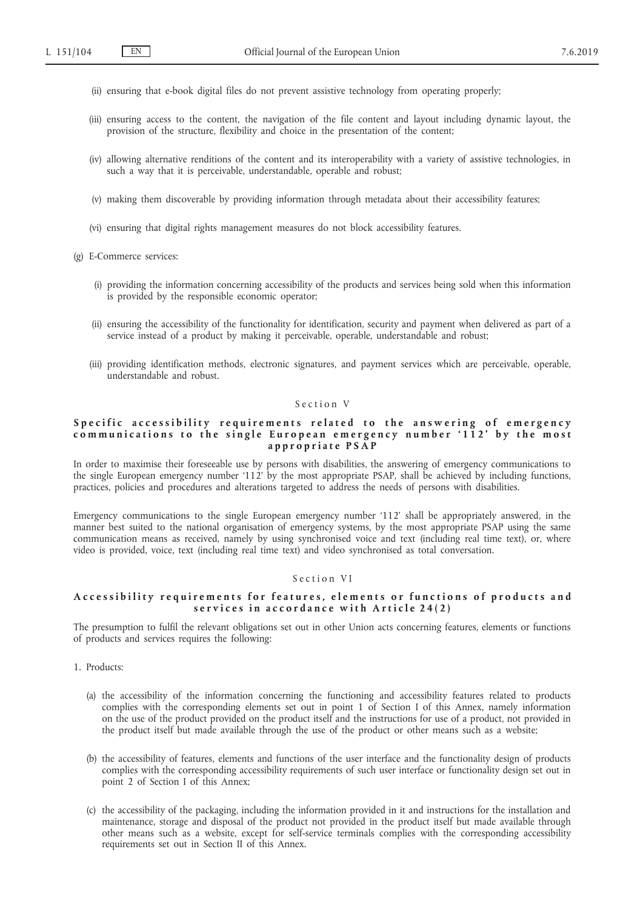(ii) ensuring that e-book digital files do not prevent assistive technology from operating properly;

(iii) ensuring access to the content, the navigation of the file content and layout including dynamic layout, the provision of the structure, flexibility and choice in the presentation of the content;

(iv) allowing alternative renditions of the content and its interoperability with a variety of assistive technologies, in such a way that it is perceivable, understandable, operable and robust;

(v) making them discoverable by providing information through metadata about their accessibility features;

(vi) ensuring that digital rights management measures do not block accessibility features.

(g) E-Commerce services:

(i) providing the information concerning accessibility of the products and services being sold when this information is provided by the responsible economic operator;

(ii) ensuring the accessibility of the functionality for identification, security and payment when delivered as part of a service instead of a product by making it perceivable, operable, understandable and robust;

(iii) providing identification methods, electronic signatures, and payment services which are perceivable, operable, understandable and robust.

## Section V

### Specific accessibility requirements related to the answering of emergency communications to the single European emergency number '112' by the most appropriate PSAP

In order to maximise their foreseeable use by persons with disabilities, the answering of emergency communications to the single European emergency number '112' by the most appropriate PSAP, shall be achieved by including functions, practices, policies and procedures and alterations targeted to address the needs of persons with disabilities.

Emergency communications to the single European emergency number '112' shall be appropriately answered, in the manner best suited to the national organisation of emergency systems, by the most appropriate PSAP using the same communication means as received, namely by using synchronised voice and text (including real time text), or, where video is provided, voice, text (including real time text) and video synchronised as total conversation.

## Section VI

### Accessibility requirements for features, elements or functions of products and services in accordance with Article 24(2)

The presumption to fulfil the relevant obligations set out in other Union acts concerning features, elements or functions of products and services requires the following:

1. Products:

(a) the accessibility of the information concerning the functioning and accessibility features related to products complies with the corresponding elements set out in point 1 of Section I of this Annex, namely information on the use of the product provided on the product itself and the instructions for use of a product, not provided in the product itself but made available through the use of the product or other means such as a website;

(b) the accessibility of features, elements and functions of the user interface and the functionality design of products complies with the corresponding accessibility requirements of such user interface or functionality design set out in point 2 of Section I of this Annex;

(c) the accessibility of the packaging, including the information provided in it and instructions for the installation and maintenance, storage and disposal of the product not provided in the product itself but made available through other means such as a website, except for self-service terminals complies with the corresponding accessibility requirements set out in Section II of this Annex.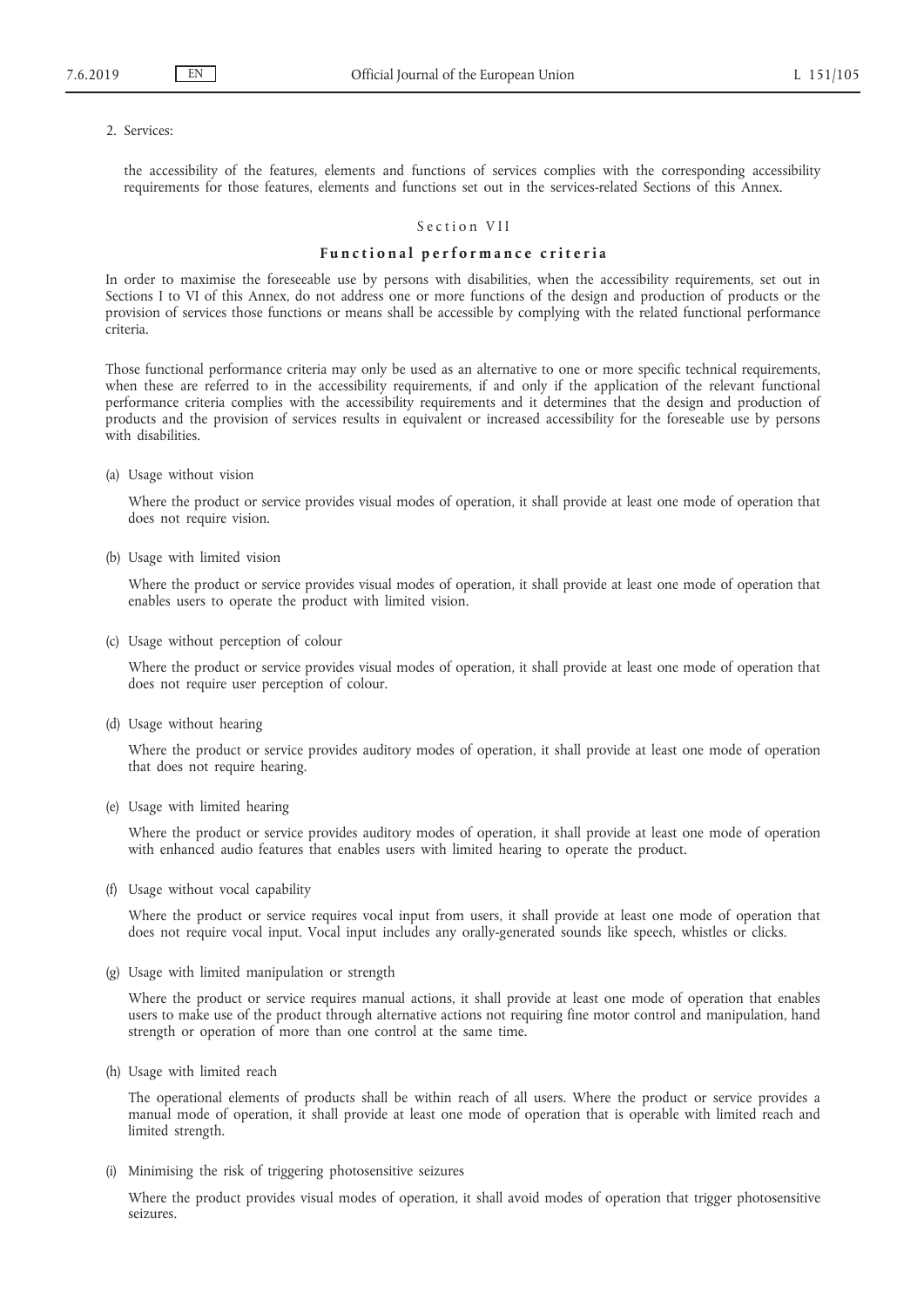2. Services:

the accessibility of the features, elements and functions of services complies with the corresponding accessibility requirements for those features, elements and functions set out in the services-related Sections of this Annex.

## Section VII

### Functional performance criteria

In order to maximise the foreseeable use by persons with disabilities, when the accessibility requirements, set out in Sections I to VI of this Annex, do not address one or more functions of the design and production of products or the provision of services those functions or means shall be accessible by complying with the related functional performance criteria.

Those functional performance criteria may only be used as an alternative to one or more specific technical requirements, when these are referred to in the accessibility requirements, if and only if the application of the relevant functional performance criteria complies with the accessibility requirements and it determines that the design and production of products and the provision of services results in equivalent or increased accessibility for the foreseeable use by persons with disabilities.

(a) Usage without vision

Where the product or service provides visual modes of operation, it shall provide at least one mode of operation that does not require vision.

(b) Usage with limited vision

Where the product or service provides visual modes of operation, it shall provide at least one mode of operation that enables users to operate the product with limited vision.

(c) Usage without perception of colour

Where the product or service provides visual modes of operation, it shall provide at least one mode of operation that does not require user perception of colour.

(d) Usage without hearing

Where the product or service provides auditory modes of operation, it shall provide at least one mode of operation that does not require hearing.

(e) Usage with limited hearing

Where the product or service provides auditory modes of operation, it shall provide at least one mode of operation with enhanced audio features that enables users with limited hearing to operate the product.

(f) Usage without vocal capability

Where the product or service requires vocal input from users, it shall provide at least one mode of operation that does not require vocal input. Vocal input includes any orally-generated sounds like speech, whistles or clicks.

(g) Usage with limited manipulation or strength

Where the product or service requires manual actions, it shall provide at least one mode of operation that enables users to make use of the product through alternative actions not requiring fine motor control and manipulation, hand strength or operation of more than one control at the same time.

(h) Usage with limited reach

The operational elements of products shall be within reach of all users. Where the product or service provides a manual mode of operation, it shall provide at least one mode of operation that is operable with limited reach and limited strength.

(i) Minimising the risk of triggering photosensitive seizures

Where the product provides visual modes of operation, it shall avoid modes of operation that trigger photosensitive seizures.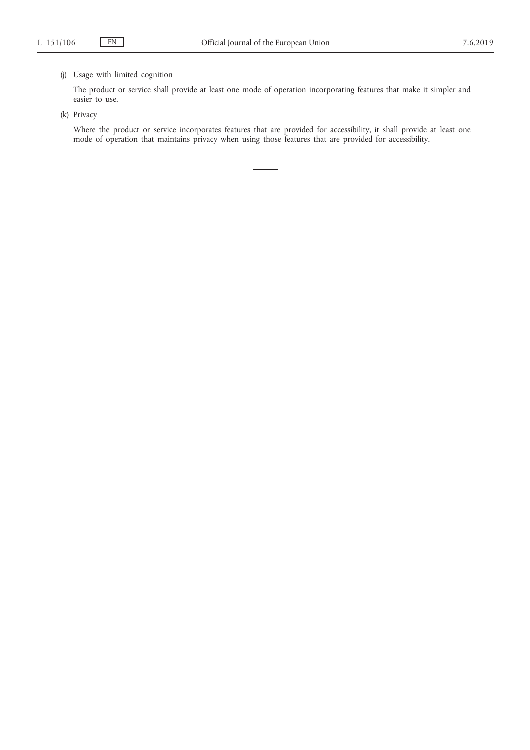(j) Usage with limited cognition

The product or service shall provide at least one mode of operation incorporating features that make it simpler and easier to use.

(k) Privacy

Where the product or service incorporates features that are provided for accessibility, it shall provide at least one mode of operation that maintains privacy when using those features that are provided for accessibility.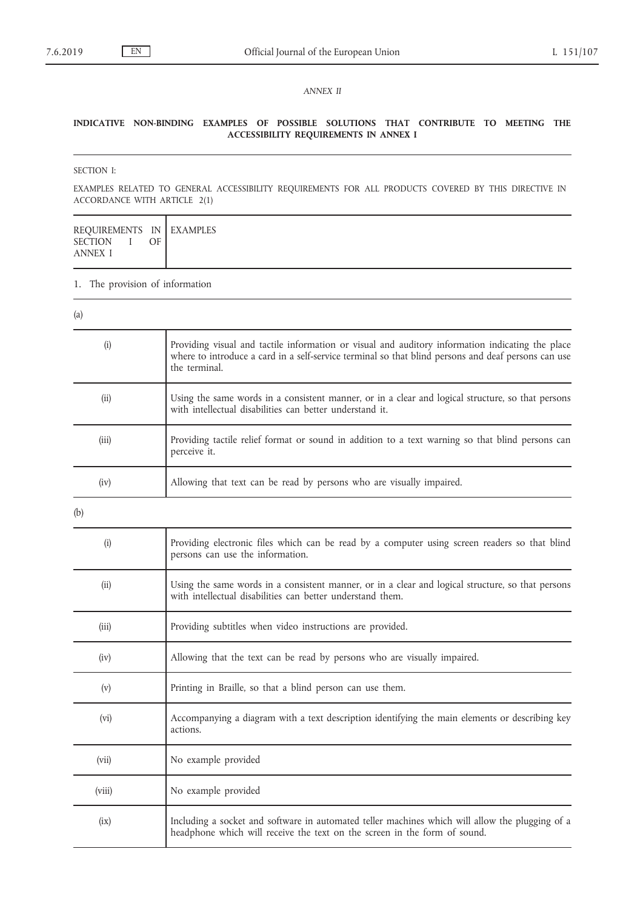*ANNEX II*

**INDICATIVE NON-BINDING EXAMPLES OF POSSIBLE SOLUTIONS THAT CONTRIBUTE TO MEETING THE ACCESSIBILITY REQUIREMENTS IN ANNEX I**

SECTION I:

EXAMPLES RELATED TO GENERAL ACCESSIBILITY REQUIREMENTS FOR ALL PRODUCTS COVERED BY THIS DIRECTIVE IN ACCORDANCE WITH ARTICLE 2(1)

| REQUIREMENTS IN SECTION I OF ANNEX I | EXAMPLES |
|---|---|

1. The provision of information

(a)

| | |
|---|---|
| (i) | Providing visual and tactile information or visual and auditory information indicating the place where to introduce a card in a self-service terminal so that blind persons and deaf persons can use the terminal. |
| (ii) | Using the same words in a consistent manner, or in a clear and logical structure, so that persons with intellectual disabilities can better understand it. |
| (iii) | Providing tactile relief format or sound in addition to a text warning so that blind persons can perceive it. |
| (iv) | Allowing that text can be read by persons who are visually impaired. |

(b)

| | |
|---|---|
| (i) | Providing electronic files which can be read by a computer using screen readers so that blind persons can use the information. |
| (ii) | Using the same words in a consistent manner, or in a clear and logical structure, so that persons with intellectual disabilities can better understand them. |
| (iii) | Providing subtitles when video instructions are provided. |
| (iv) | Allowing that the text can be read by persons who are visually impaired. |
| (v) | Printing in Braille, so that a blind person can use them. |
| (vi) | Accompanying a diagram with a text description identifying the main elements or describing key actions. |
| (vii) | No example provided |
| (viii) | No example provided |
| (ix) | Including a socket and software in automated teller machines which will allow the plugging of a headphone which will receive the text on the screen in the form of sound. |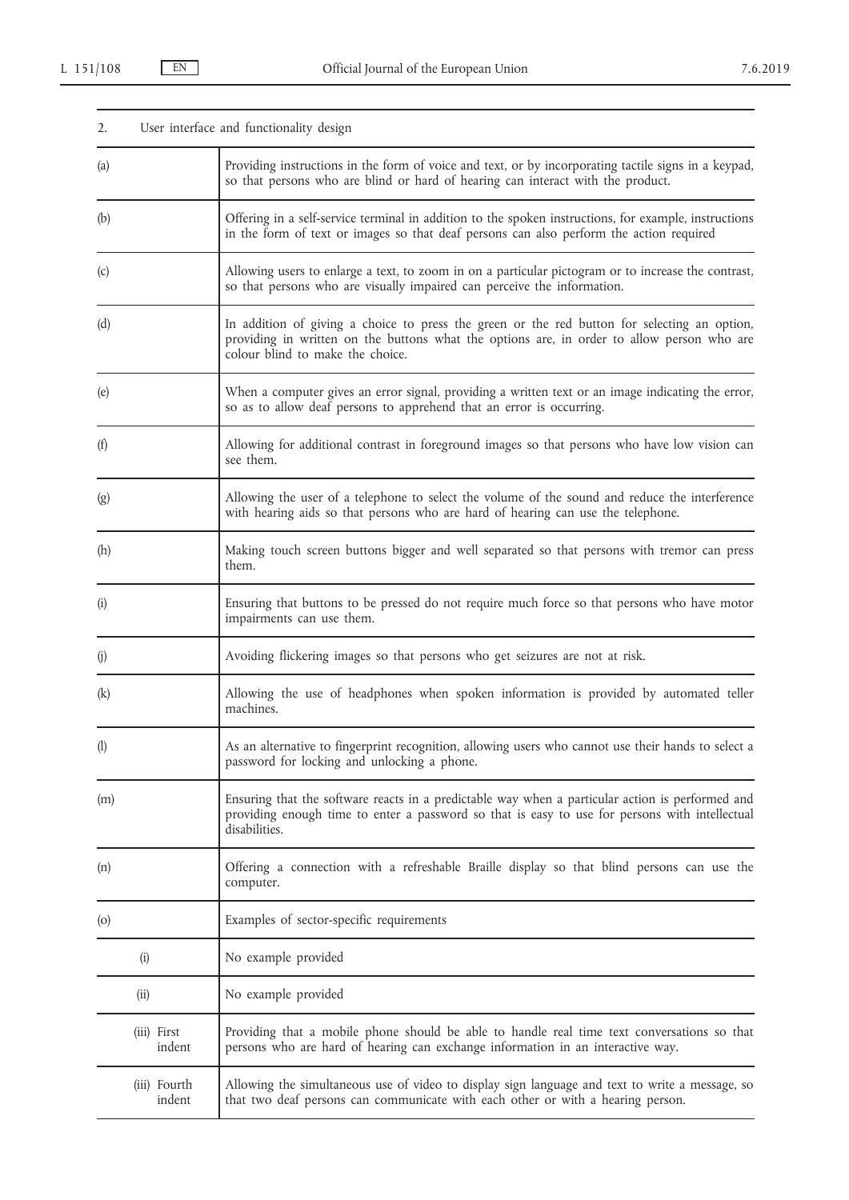| 2. | User interface and functionality design |
|---|---|
| (a) | Providing instructions in the form of voice and text, or by incorporating tactile signs in a keypad, so that persons who are blind or hard of hearing can interact with the product. |
| (b) | Offering in a self-service terminal in addition to the spoken instructions, for example, instructions in the form of text or images so that deaf persons can also perform the action required |
| (c) | Allowing users to enlarge a text, to zoom in on a particular pictogram or to increase the contrast, so that persons who are visually impaired can perceive the information. |
| (d) | In addition of giving a choice to press the green or the red button for selecting an option, providing in written on the buttons what the options are, in order to allow person who are colour blind to make the choice. |
| (e) | When a computer gives an error signal, providing a written text or an image indicating the error, so as to allow deaf persons to apprehend that an error is occurring. |
| (f) | Allowing for additional contrast in foreground images so that persons who have low vision can see them. |
| (g) | Allowing the user of a telephone to select the volume of the sound and reduce the interference with hearing aids so that persons who are hard of hearing can use the telephone. |
| (h) | Making touch screen buttons bigger and well separated so that persons with tremor can press them. |
| (i) | Ensuring that buttons to be pressed do not require much force so that persons who have motor impairments can use them. |
| (j) | Avoiding flickering images so that persons who get seizures are not at risk. |
| (k) | Allowing the use of headphones when spoken information is provided by automated teller machines. |
| (l) | As an alternative to fingerprint recognition, allowing users who cannot use their hands to select a password for locking and unlocking a phone. |
| (m) | Ensuring that the software reacts in a predictable way when a particular action is performed and providing enough time to enter a password so that is easy to use for persons with intellectual disabilities. |
| (n) | Offering a connection with a refreshable Braille display so that blind persons can use the computer. |
| (o) | Examples of sector-specific requirements |
| (i) | No example provided |
| (ii) | No example provided |
| (iii) First indent | Providing that a mobile phone should be able to handle real time text conversations so that persons who are hard of hearing can exchange information in an interactive way. |
| (iii) Fourth indent | Allowing the simultaneous use of video to display sign language and text to write a message, so that two deaf persons can communicate with each other or with a hearing person. |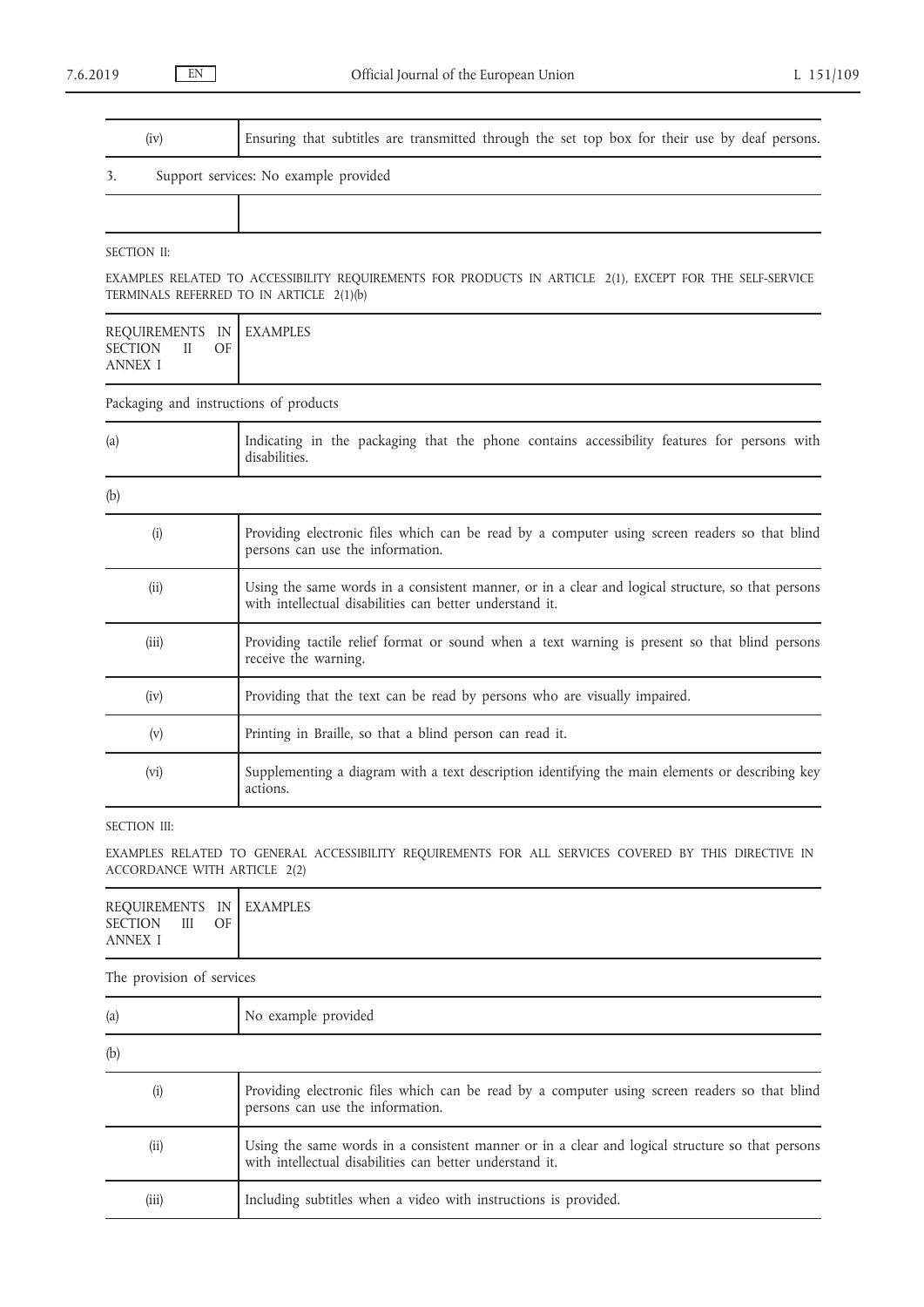| (iv) | Ensuring that subtitles are transmitted through the set top box for their use by deaf persons. |
|---|---|

3. Support services: No example provided

| | |
|---|---|

SECTION II:

EXAMPLES RELATED TO ACCESSIBILITY REQUIREMENTS FOR PRODUCTS IN ARTICLE 2(1), EXCEPT FOR THE SELF-SERVICE TERMINALS REFERRED TO IN ARTICLE 2(1)(b)

| REQUIREMENTS IN SECTION II OF ANNEX I | EXAMPLES |
|---|---|
| Packaging and instructions of products | |
| (a) | Indicating in the packaging that the phone contains accessibility features for persons with disabilities. |
| (b) | |
| (i) | Providing electronic files which can be read by a computer using screen readers so that blind persons can use the information. |
| (ii) | Using the same words in a consistent manner, or in a clear and logical structure, so that persons with intellectual disabilities can better understand it. |
| (iii) | Providing tactile relief format or sound when a text warning is present so that blind persons receive the warning. |
| (iv) | Providing that the text can be read by persons who are visually impaired. |
| (v) | Printing in Braille, so that a blind person can read it. |
| (vi) | Supplementing a diagram with a text description identifying the main elements or describing key actions. |

SECTION III:

EXAMPLES RELATED TO GENERAL ACCESSIBILITY REQUIREMENTS FOR ALL SERVICES COVERED BY THIS DIRECTIVE IN ACCORDANCE WITH ARTICLE 2(2)

| REQUIREMENTS IN SECTION III OF ANNEX I | EXAMPLES |
|---|---|
| The provision of services | |
| (a) | No example provided |
| (b) | |
| (i) | Providing electronic files which can be read by a computer using screen readers so that blind persons can use the information. |
| (ii) | Using the same words in a consistent manner or in a clear and logical structure so that persons with intellectual disabilities can better understand it. |
| (iii) | Including subtitles when a video with instructions is provided. |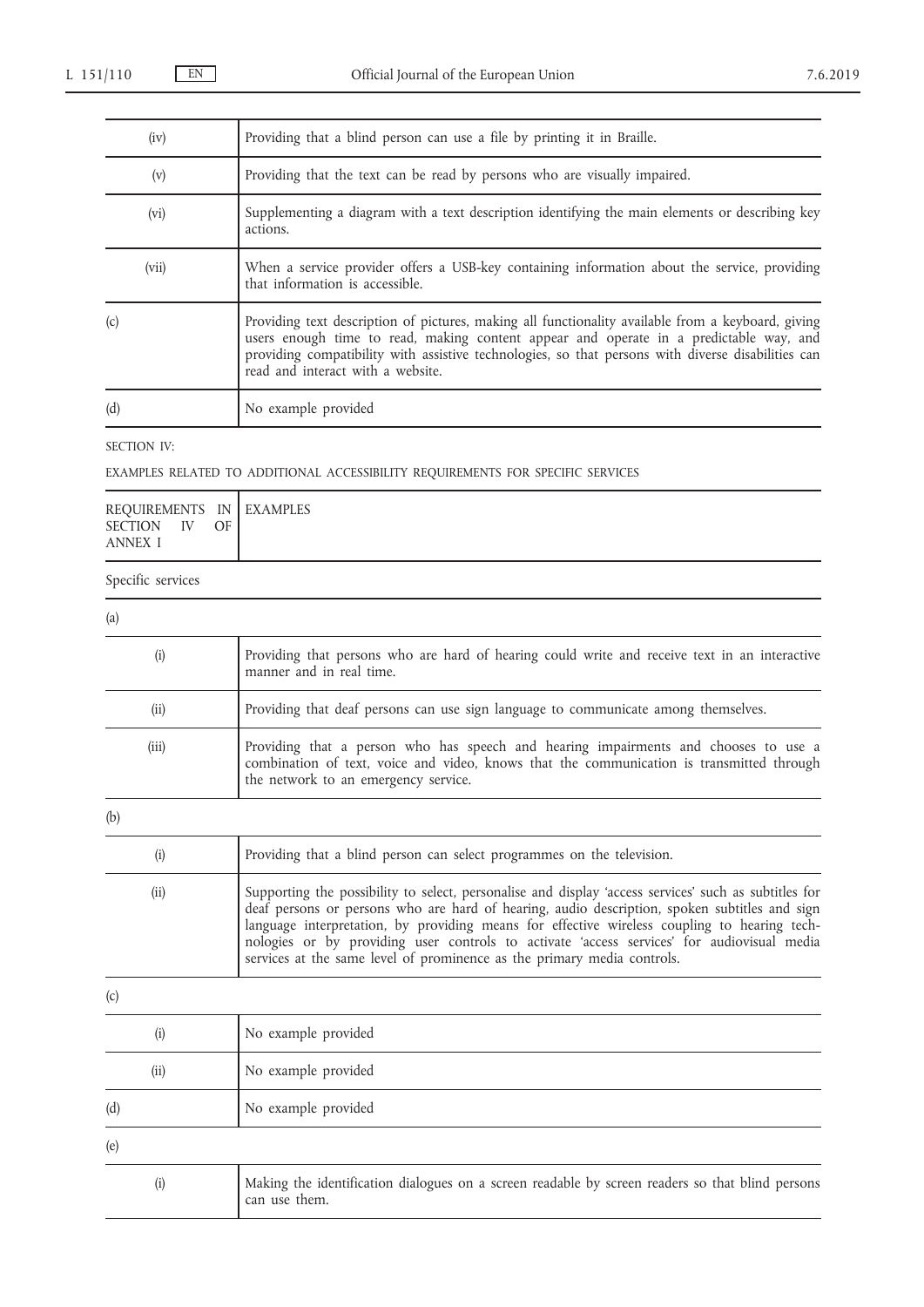| | |
|---|---|
| (iv) | Providing that a blind person can use a file by printing it in Braille. |
| (v) | Providing that the text can be read by persons who are visually impaired. |
| (vi) | Supplementing a diagram with a text description identifying the main elements or describing key actions. |
| (vii) | When a service provider offers a USB-key containing information about the service, providing that information is accessible. |
| (c) | Providing text description of pictures, making all functionality available from a keyboard, giving users enough time to read, making content appear and operate in a predictable way, and providing compatibility with assistive technologies, so that persons with diverse disabilities can read and interact with a website. |
| (d) | No example provided |

SECTION IV:

EXAMPLES RELATED TO ADDITIONAL ACCESSIBILITY REQUIREMENTS FOR SPECIFIC SERVICES

| REQUIREMENTS IN SECTION IV OF ANNEX I | EXAMPLES |
|---|---|
| Specific services | |
| (a) | |
| (i) | Providing that persons who are hard of hearing could write and receive text in an interactive manner and in real time. |
| (ii) | Providing that deaf persons can use sign language to communicate among themselves. |
| (iii) | Providing that a person who has speech and hearing impairments and chooses to use a combination of text, voice and video, knows that the communication is transmitted through the network to an emergency service. |
| (b) | |
| (i) | Providing that a blind person can select programmes on the television. |
| (ii) | Supporting the possibility to select, personalise and display 'access services' such as subtitles for deaf persons or persons who are hard of hearing, audio description, spoken subtitles and sign language interpretation, by providing means for effective wireless coupling to hearing technologies or by providing user controls to activate 'access services' for audiovisual media services at the same level of prominence as the primary media controls. |
| (c) | |
| (i) | No example provided |
| (ii) | No example provided |
| (d) | No example provided |
| (e) | |
| (i) | Making the identification dialogues on a screen readable by screen readers so that blind persons can use them. |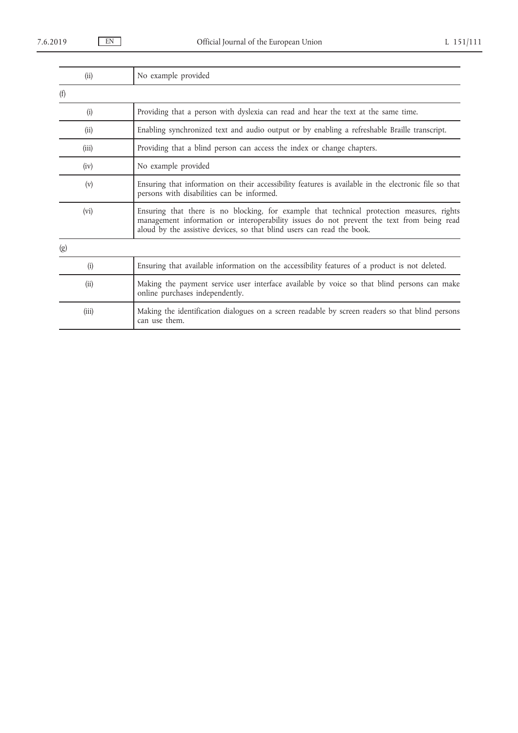| | |
|---|---|
| (ii) | No example provided |
| (f) | |
| (i) | Providing that a person with dyslexia can read and hear the text at the same time. |
| (ii) | Enabling synchronized text and audio output or by enabling a refreshable Braille transcript. |
| (iii) | Providing that a blind person can access the index or change chapters. |
| (iv) | No example provided |
| (v) | Ensuring that information on their accessibility features is available in the electronic file so that persons with disabilities can be informed. |
| (vi) | Ensuring that there is no blocking, for example that technical protection measures, rights management information or interoperability issues do not prevent the text from being read aloud by the assistive devices, so that blind users can read the book. |
| (g) | |
| (i) | Ensuring that available information on the accessibility features of a product is not deleted. |
| (ii) | Making the payment service user interface available by voice so that blind persons can make online purchases independently. |
| (iii) | Making the identification dialogues on a screen readable by screen readers so that blind persons can use them. |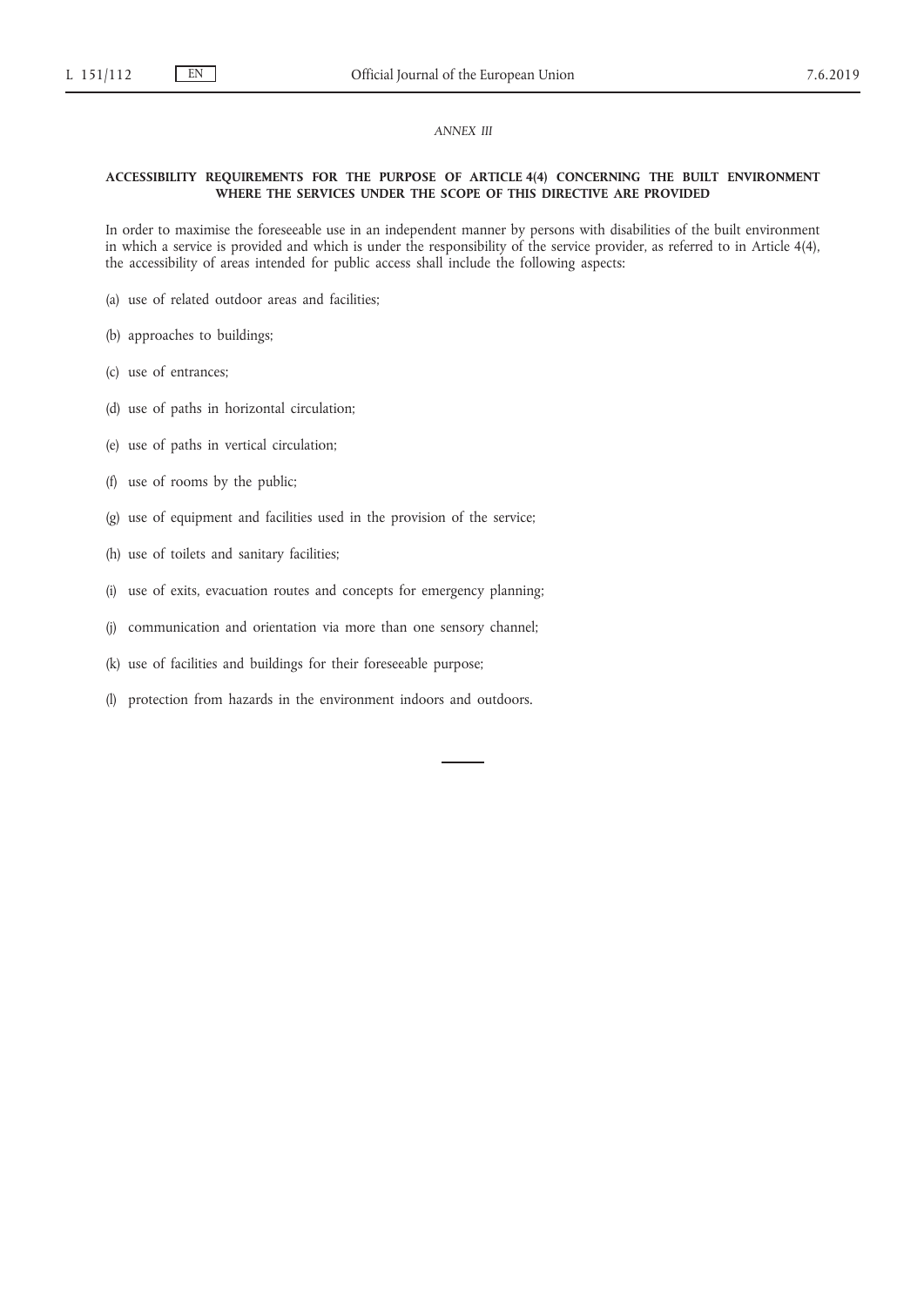*ANNEX III*

**ACCESSIBILITY REQUIREMENTS FOR THE PURPOSE OF ARTICLE 4(4) CONCERNING THE BUILT ENVIRONMENT WHERE THE SERVICES UNDER THE SCOPE OF THIS DIRECTIVE ARE PROVIDED**

In order to maximise the foreseeable use in an independent manner by persons with disabilities of the built environment in which a service is provided and which is under the responsibility of the service provider, as referred to in Article 4(4), the accessibility of areas intended for public access shall include the following aspects:

(a) use of related outdoor areas and facilities;

(b) approaches to buildings;

(c) use of entrances;

(d) use of paths in horizontal circulation;

(e) use of paths in vertical circulation;

(f) use of rooms by the public;

(g) use of equipment and facilities used in the provision of the service;

(h) use of toilets and sanitary facilities;

(i) use of exits, evacuation routes and concepts for emergency planning;

(j) communication and orientation via more than one sensory channel;

(k) use of facilities and buildings for their foreseeable purpose;

(l) protection from hazards in the environment indoors and outdoors.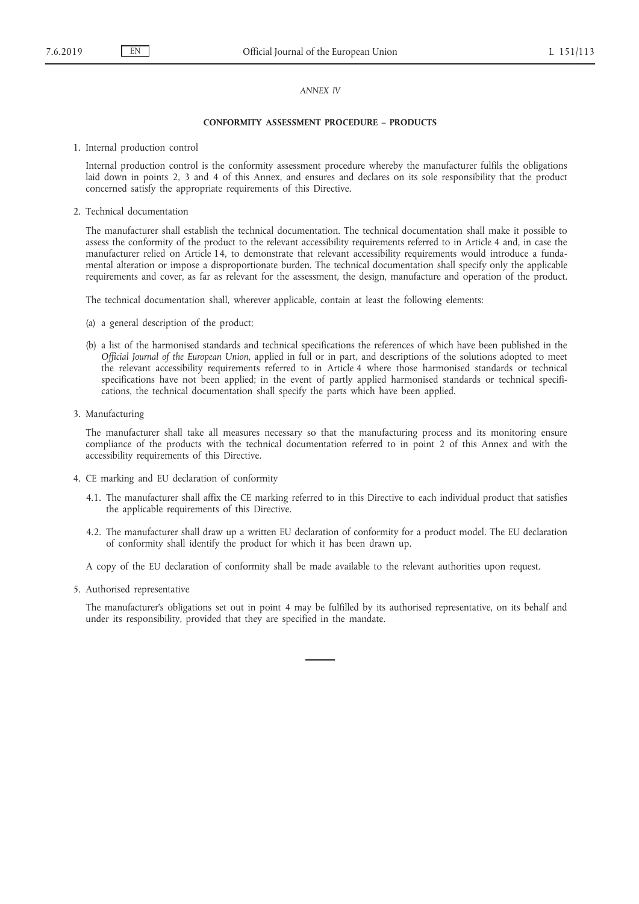*ANNEX IV*

## CONFORMITY ASSESSMENT PROCEDURE – PRODUCTS

1. Internal production control

   Internal production control is the conformity assessment procedure whereby the manufacturer fulfils the obligations laid down in points 2, 3 and 4 of this Annex, and ensures and declares on its sole responsibility that the product concerned satisfy the appropriate requirements of this Directive.

2. Technical documentation

   The manufacturer shall establish the technical documentation. The technical documentation shall make it possible to assess the conformity of the product to the relevant accessibility requirements referred to in Article 4 and, in case the manufacturer relied on Article 14, to demonstrate that relevant accessibility requirements would introduce a fundamental alteration or impose a disproportionate burden. The technical documentation shall specify only the applicable requirements and cover, as far as relevant for the assessment, the design, manufacture and operation of the product.

   The technical documentation shall, wherever applicable, contain at least the following elements:

   (a) a general description of the product;

   (b) a list of the harmonised standards and technical specifications the references of which have been published in the *Official Journal of the European Union*, applied in full or in part, and descriptions of the solutions adopted to meet the relevant accessibility requirements referred to in Article 4 where those harmonised standards or technical specifications have not been applied; in the event of partly applied harmonised standards or technical specifications, the technical documentation shall specify the parts which have been applied.

3. Manufacturing

   The manufacturer shall take all measures necessary so that the manufacturing process and its monitoring ensure compliance of the products with the technical documentation referred to in point 2 of this Annex and with the accessibility requirements of this Directive.

4. CE marking and EU declaration of conformity

   4.1. The manufacturer shall affix the CE marking referred to in this Directive to each individual product that satisfies the applicable requirements of this Directive.

   4.2. The manufacturer shall draw up a written EU declaration of conformity for a product model. The EU declaration of conformity shall identify the product for which it has been drawn up.

   A copy of the EU declaration of conformity shall be made available to the relevant authorities upon request.

5. Authorised representative

   The manufacturer's obligations set out in point 4 may be fulfilled by its authorised representative, on its behalf and under its responsibility, provided that they are specified in the mandate.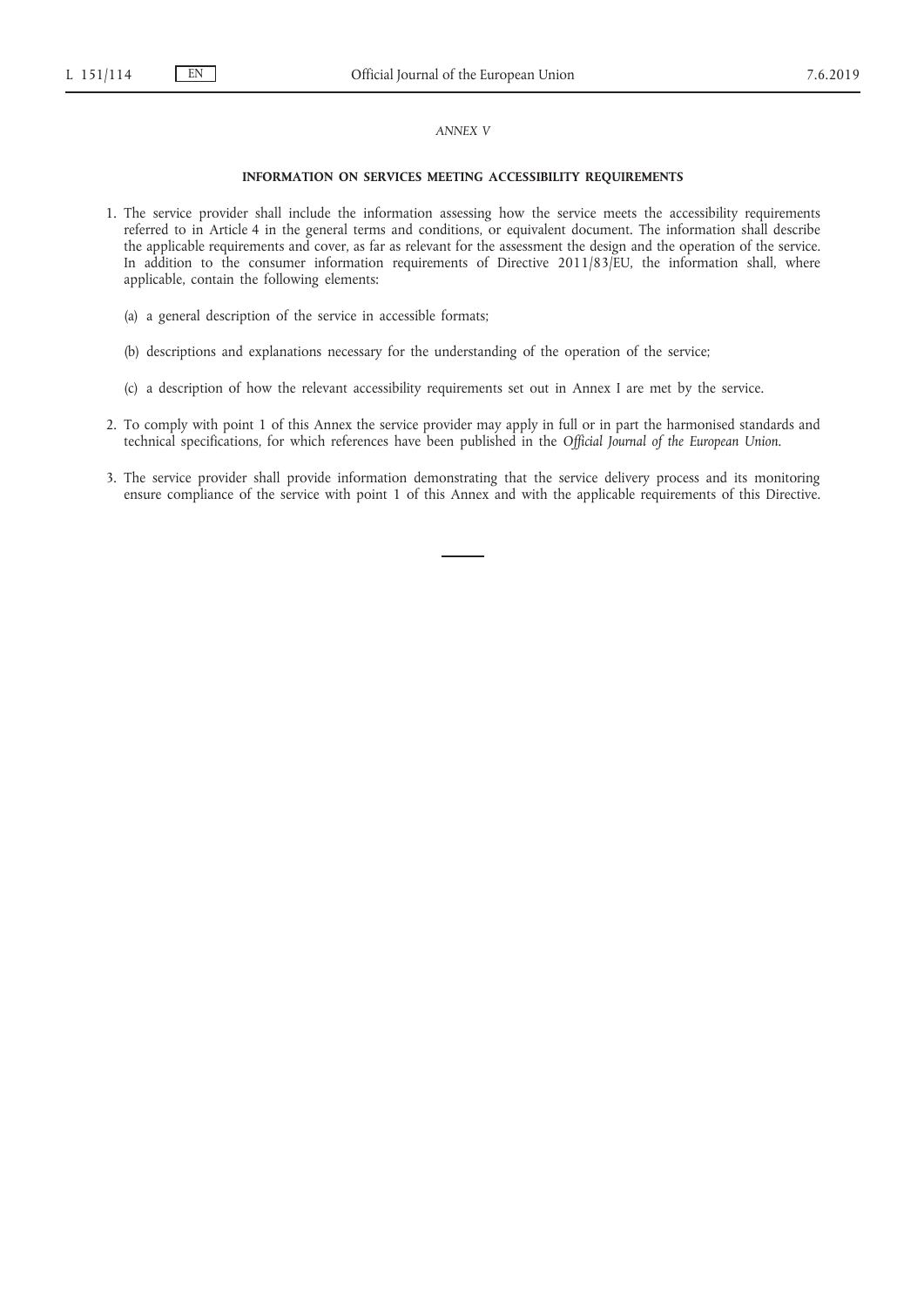*ANNEX V*

## INFORMATION ON SERVICES MEETING ACCESSIBILITY REQUIREMENTS

1. The service provider shall include the information assessing how the service meets the accessibility requirements referred to in Article 4 in the general terms and conditions, or equivalent document. The information shall describe the applicable requirements and cover, as far as relevant for the assessment the design and the operation of the service. In addition to the consumer information requirements of Directive 2011/83/EU, the information shall, where applicable, contain the following elements:

   (a) a general description of the service in accessible formats;

   (b) descriptions and explanations necessary for the understanding of the operation of the service;

   (c) a description of how the relevant accessibility requirements set out in Annex I are met by the service.

2. To comply with point 1 of this Annex the service provider may apply in full or in part the harmonised standards and technical specifications, for which references have been published in the *Official Journal of the European Union*.

3. The service provider shall provide information demonstrating that the service delivery process and its monitoring ensure compliance of the service with point 1 of this Annex and with the applicable requirements of this Directive.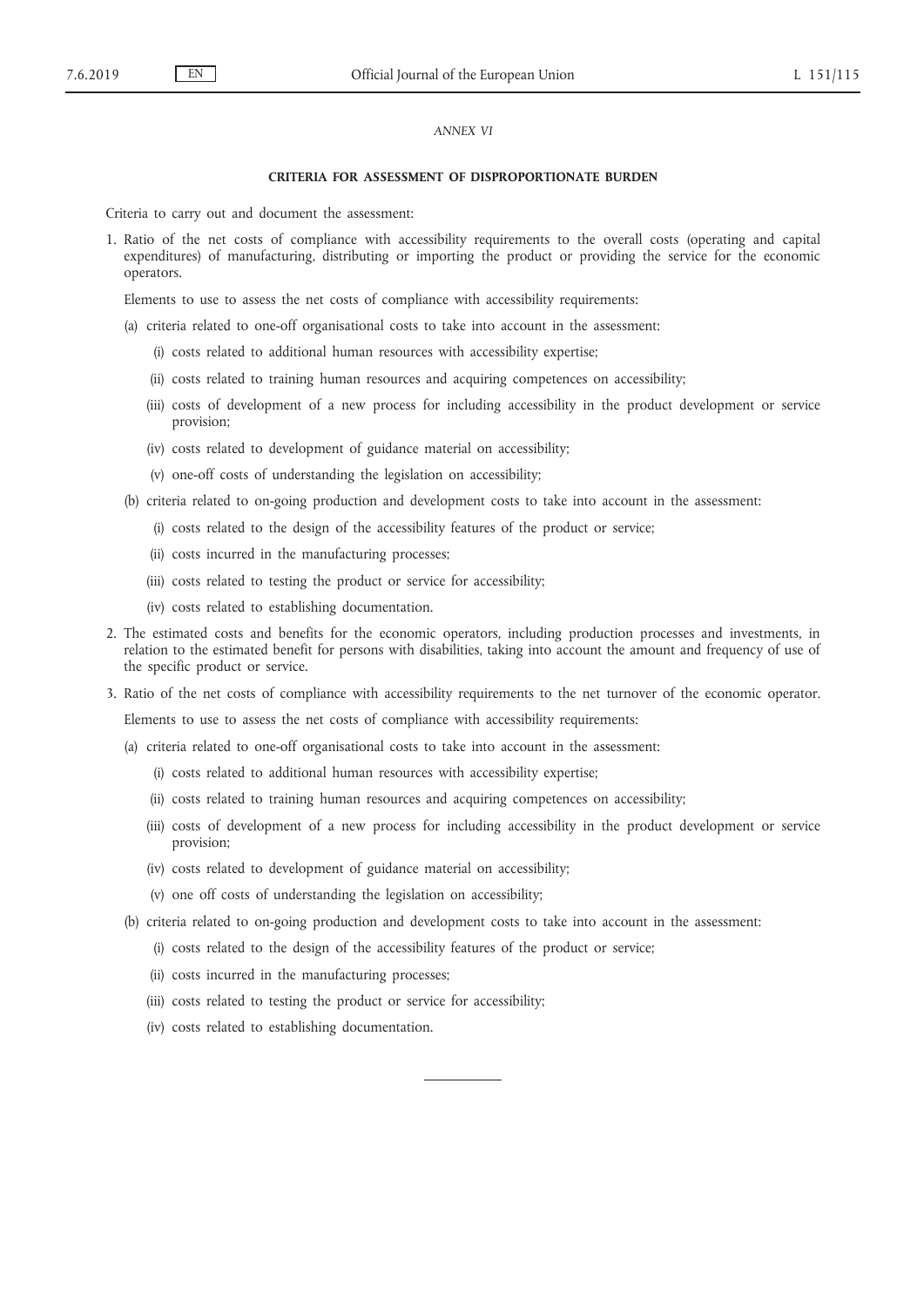*ANNEX VI*

## CRITERIA FOR ASSESSMENT OF DISPROPORTIONATE BURDEN

Criteria to carry out and document the assessment:

1. Ratio of the net costs of compliance with accessibility requirements to the overall costs (operating and capital expenditures) of manufacturing, distributing or importing the product or providing the service for the economic operators.

   Elements to use to assess the net costs of compliance with accessibility requirements:

   (a) criteria related to one-off organisational costs to take into account in the assessment:

      (i) costs related to additional human resources with accessibility expertise;

      (ii) costs related to training human resources and acquiring competences on accessibility;

      (iii) costs of development of a new process for including accessibility in the product development or service provision;

      (iv) costs related to development of guidance material on accessibility;

      (v) one-off costs of understanding the legislation on accessibility;

   (b) criteria related to on-going production and development costs to take into account in the assessment:

      (i) costs related to the design of the accessibility features of the product or service;

      (ii) costs incurred in the manufacturing processes;

      (iii) costs related to testing the product or service for accessibility;

      (iv) costs related to establishing documentation.

2. The estimated costs and benefits for the economic operators, including production processes and investments, in relation to the estimated benefit for persons with disabilities, taking into account the amount and frequency of use of the specific product or service.

3. Ratio of the net costs of compliance with accessibility requirements to the net turnover of the economic operator.

   Elements to use to assess the net costs of compliance with accessibility requirements:

   (a) criteria related to one-off organisational costs to take into account in the assessment:

      (i) costs related to additional human resources with accessibility expertise;

      (ii) costs related to training human resources and acquiring competences on accessibility;

      (iii) costs of development of a new process for including accessibility in the product development or service provision;

      (iv) costs related to development of guidance material on accessibility;

      (v) one off costs of understanding the legislation on accessibility;

   (b) criteria related to on-going production and development costs to take into account in the assessment:

      (i) costs related to the design of the accessibility features of the product or service;

      (ii) costs incurred in the manufacturing processes;

      (iii) costs related to testing the product or service for accessibility;

      (iv) costs related to establishing documentation.